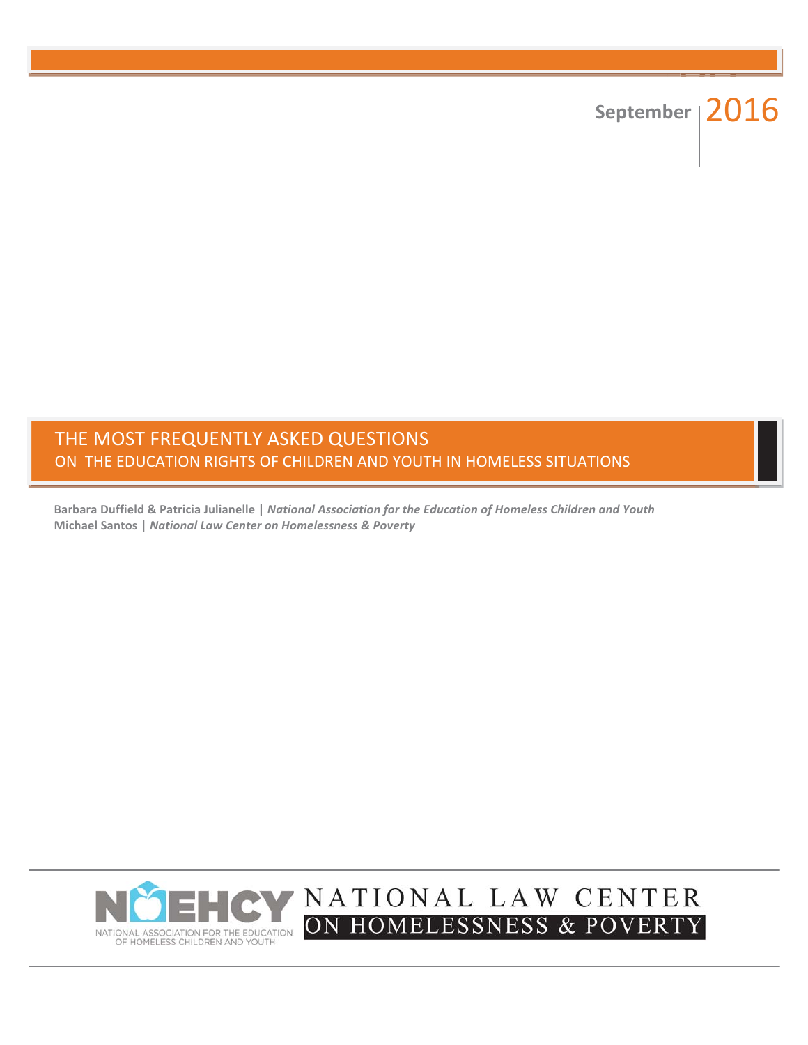September 2016

# THE MOST FREQUENTLY ASKED QUESTIONS

## ON THE EDUCATION RIGHTS OF CHILDREN AND YOUTH IN HOMELESS SITUATIONS

**Barbara Duffield & Patricia Julianelle |** ***National Association for the Education of Homeless Children and Youth***
**Michael Santos |** ***National Law Center on Homelessness & Poverty***

NAEHCY NATIONAL ASSOCIATION FOR THE EDUCATION OF HOMELESS CHILDREN AND YOUTH

NATIONAL LAW CENTER ON HOMELESSNESS & POVERTY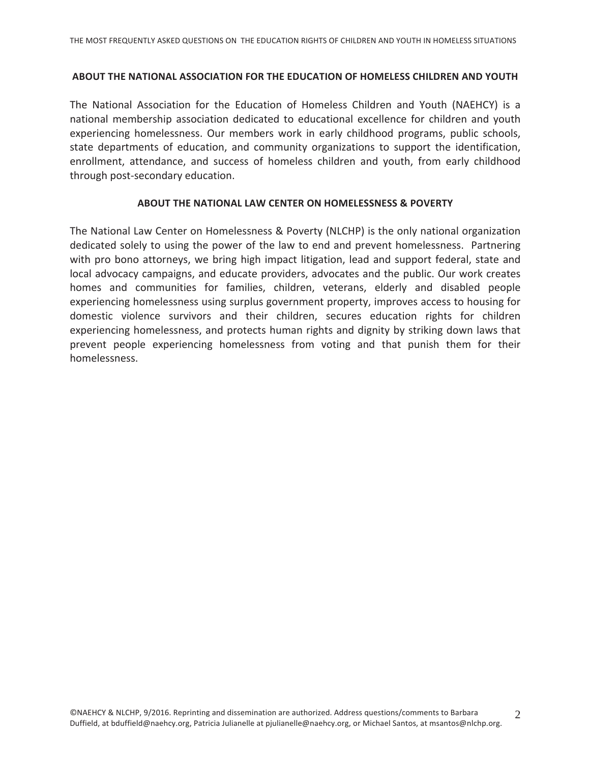## ABOUT THE NATIONAL ASSOCIATION FOR THE EDUCATION OF HOMELESS CHILDREN AND YOUTH

The National Association for the Education of Homeless Children and Youth (NAEHCY) is a national membership association dedicated to educational excellence for children and youth experiencing homelessness. Our members work in early childhood programs, public schools, state departments of education, and community organizations to support the identification, enrollment, attendance, and success of homeless children and youth, from early childhood through post-secondary education.

## ABOUT THE NATIONAL LAW CENTER ON HOMELESSNESS & POVERTY

The National Law Center on Homelessness & Poverty (NLCHP) is the only national organization dedicated solely to using the power of the law to end and prevent homelessness. Partnering with pro bono attorneys, we bring high impact litigation, lead and support federal, state and local advocacy campaigns, and educate providers, advocates and the public. Our work creates homes and communities for families, children, veterans, elderly and disabled people experiencing homelessness using surplus government property, improves access to housing for domestic violence survivors and their children, secures education rights for children experiencing homelessness, and protects human rights and dignity by striking down laws that prevent people experiencing homelessness from voting and that punish them for their homelessness.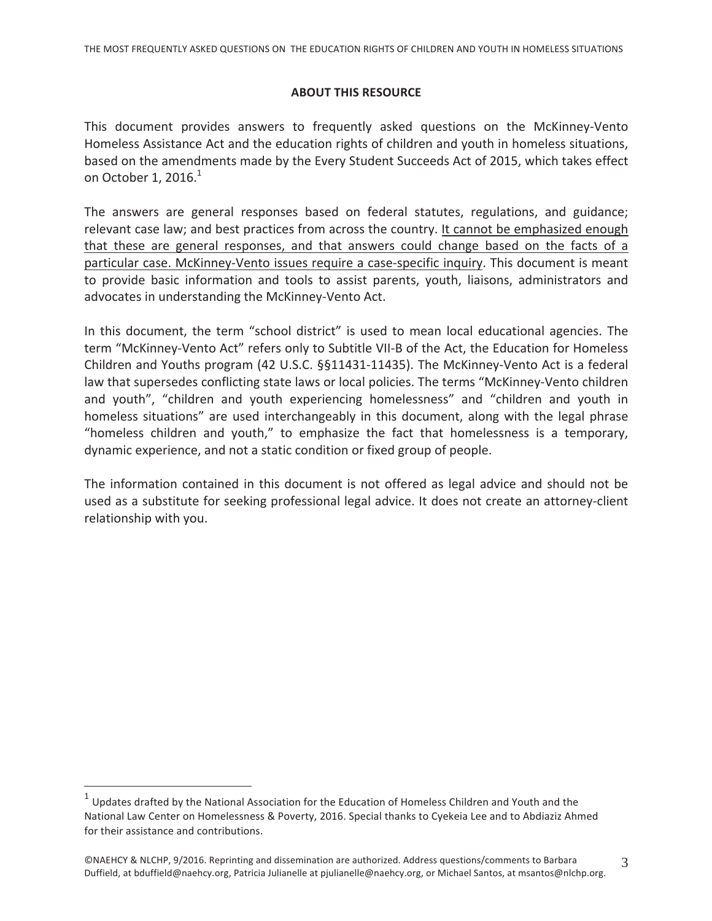## ABOUT THIS RESOURCE

This document provides answers to frequently asked questions on the McKinney-Vento Homeless Assistance Act and the education rights of children and youth in homeless situations, based on the amendments made by the Every Student Succeeds Act of 2015, which takes effect on October 1, 2016.[1]

The answers are general responses based on federal statutes, regulations, and guidance; relevant case law; and best practices from across the country. <u>It cannot be emphasized enough that these are general responses, and that answers could change based on the facts of a particular case. McKinney-Vento issues require a case-specific inquiry</u>. This document is meant to provide basic information and tools to assist parents, youth, liaisons, administrators and advocates in understanding the McKinney-Vento Act.

In this document, the term "school district" is used to mean local educational agencies. The term "McKinney-Vento Act" refers only to Subtitle VII-B of the Act, the Education for Homeless Children and Youths program (42 U.S.C. §§11431-11435). The McKinney-Vento Act is a federal law that supersedes conflicting state laws or local policies. The terms "McKinney-Vento children and youth", "children and youth experiencing homelessness" and "children and youth in homeless situations" are used interchangeably in this document, along with the legal phrase "homeless children and youth," to emphasize the fact that homelessness is a temporary, dynamic experience, and not a static condition or fixed group of people.

The information contained in this document is not offered as legal advice and should not be used as a substitute for seeking professional legal advice. It does not create an attorney-client relationship with you.

---

[1] Updates drafted by the National Association for the Education of Homeless Children and Youth and the National Law Center on Homelessness & Poverty, 2016. Special thanks to Cyekeia Lee and to Abdiaziz Ahmed for their assistance and contributions.

©NAEHCY & NLCHP, 9/2016. Reprinting and dissemination are authorized. Address questions/comments to Barbara Duffield, at bduffield@naehcy.org, Patricia Julianelle at pjulianelle@naehcy.org, or Michael Santos, at msantos@nlchp.org.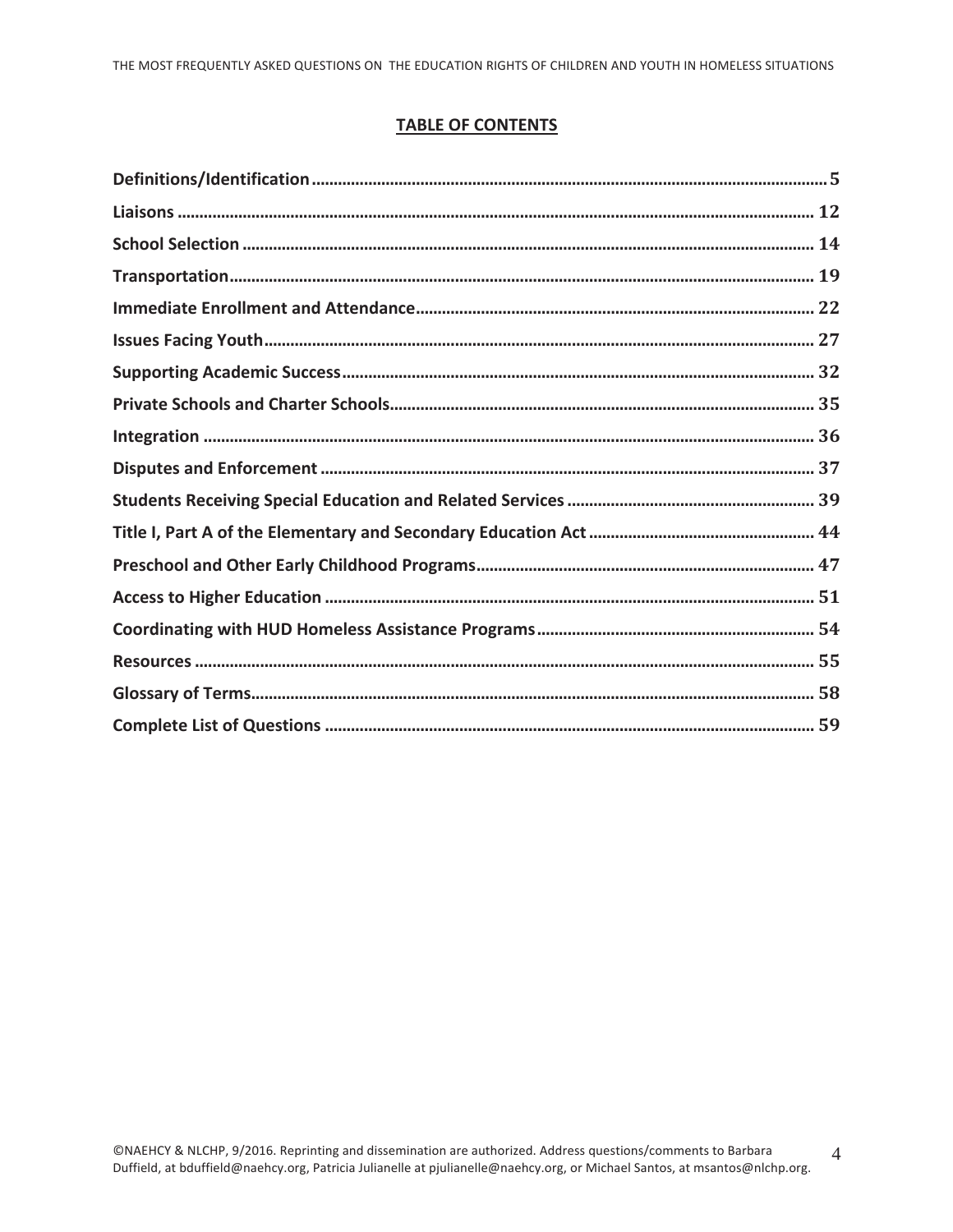## TABLE OF CONTENTS

**Definitions/Identification** ..... 5
**Liaisons** ..... 12
**School Selection** ..... 14
**Transportation** ..... 19
**Immediate Enrollment and Attendance** ..... 22
**Issues Facing Youth** ..... 27
**Supporting Academic Success** ..... 32
**Private Schools and Charter Schools** ..... 35
**Integration** ..... 36
**Disputes and Enforcement** ..... 37
**Students Receiving Special Education and Related Services** ..... 39
**Title I, Part A of the Elementary and Secondary Education Act** ..... 44
**Preschool and Other Early Childhood Programs** ..... 47
**Access to Higher Education** ..... 51
**Coordinating with HUD Homeless Assistance Programs** ..... 54
**Resources** ..... 55
**Glossary of Terms** ..... 58
**Complete List of Questions** ..... 59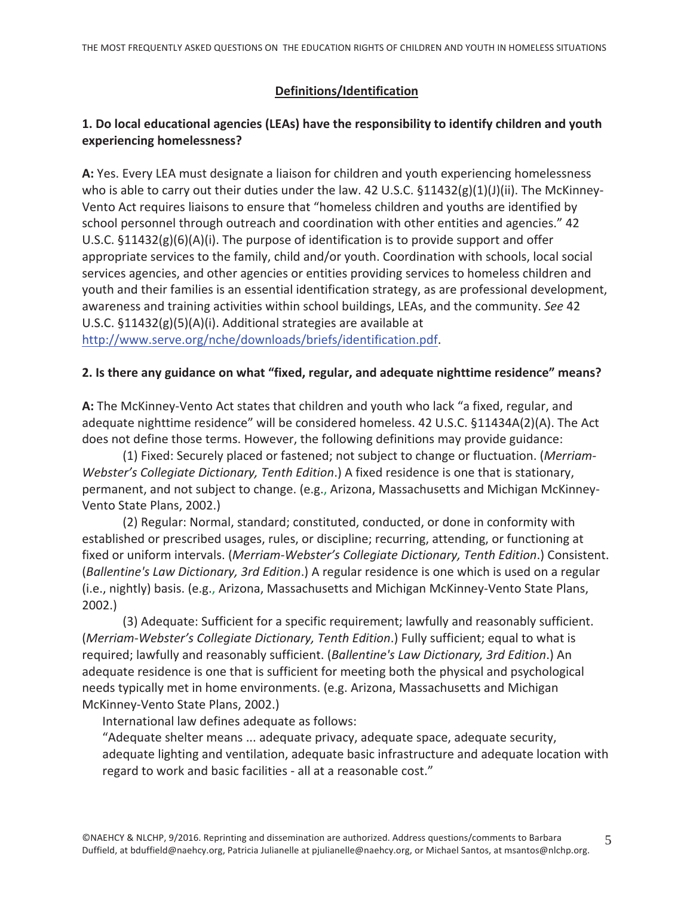## Definitions/Identification

**1. Do local educational agencies (LEAs) have the responsibility to identify children and youth experiencing homelessness?**

**A:** Yes. Every LEA must designate a liaison for children and youth experiencing homelessness who is able to carry out their duties under the law. 42 U.S.C. §11432(g)(1)(J)(ii). The McKinney-Vento Act requires liaisons to ensure that "homeless children and youths are identified by school personnel through outreach and coordination with other entities and agencies." 42 U.S.C. §11432(g)(6)(A)(i). The purpose of identification is to provide support and offer appropriate services to the family, child and/or youth. Coordination with schools, local social services agencies, and other agencies or entities providing services to homeless children and youth and their families is an essential identification strategy, as are professional development, awareness and training activities within school buildings, LEAs, and the community. *See* 42 U.S.C. §11432(g)(5)(A)(i). Additional strategies are available at http://www.serve.org/nche/downloads/briefs/identification.pdf.

**2. Is there any guidance on what "fixed, regular, and adequate nighttime residence" means?**

**A:** The McKinney-Vento Act states that children and youth who lack "a fixed, regular, and adequate nighttime residence" will be considered homeless. 42 U.S.C. §11434A(2)(A). The Act does not define those terms. However, the following definitions may provide guidance:

(1) Fixed: Securely placed or fastened; not subject to change or fluctuation. (*Merriam-Webster's Collegiate Dictionary, Tenth Edition*.) A fixed residence is one that is stationary, permanent, and not subject to change. (e.g., Arizona, Massachusetts and Michigan McKinney-Vento State Plans, 2002.)

(2) Regular: Normal, standard; constituted, conducted, or done in conformity with established or prescribed usages, rules, or discipline; recurring, attending, or functioning at fixed or uniform intervals. (*Merriam-Webster's Collegiate Dictionary, Tenth Edition*.) Consistent. (*Ballentine's Law Dictionary, 3rd Edition*.) A regular residence is one which is used on a regular (i.e., nightly) basis. (e.g., Arizona, Massachusetts and Michigan McKinney-Vento State Plans, 2002.)

(3) Adequate: Sufficient for a specific requirement; lawfully and reasonably sufficient. (*Merriam-Webster's Collegiate Dictionary, Tenth Edition*.) Fully sufficient; equal to what is required; lawfully and reasonably sufficient. (*Ballentine's Law Dictionary, 3rd Edition*.) An adequate residence is one that is sufficient for meeting both the physical and psychological needs typically met in home environments. (e.g. Arizona, Massachusetts and Michigan McKinney-Vento State Plans, 2002.)

International law defines adequate as follows:

"Adequate shelter means ... adequate privacy, adequate space, adequate security, adequate lighting and ventilation, adequate basic infrastructure and adequate location with regard to work and basic facilities - all at a reasonable cost."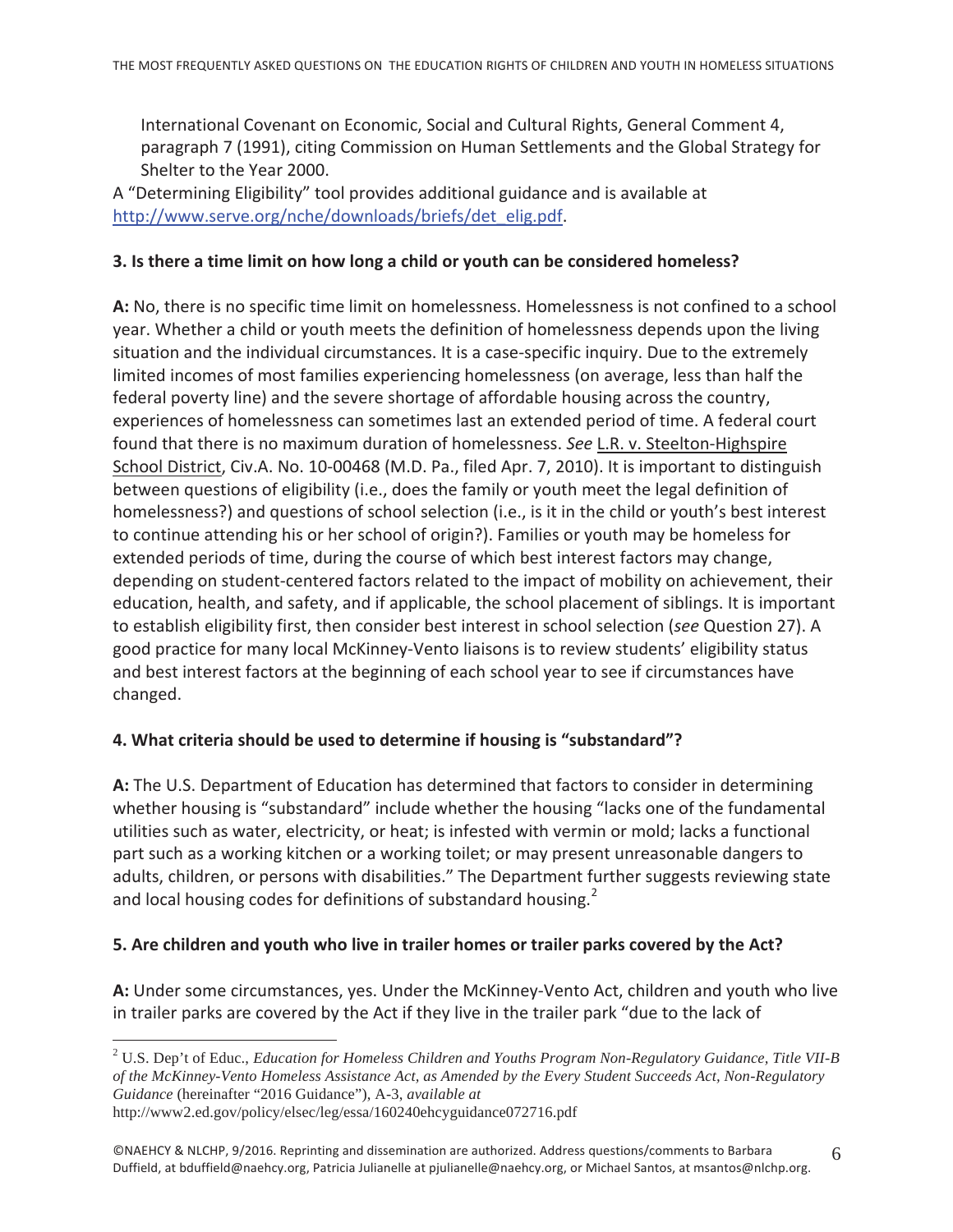International Covenant on Economic, Social and Cultural Rights, General Comment 4, paragraph 7 (1991), citing Commission on Human Settlements and the Global Strategy for Shelter to the Year 2000.

A "Determining Eligibility" tool provides additional guidance and is available at http://www.serve.org/nche/downloads/briefs/det_elig.pdf.

**3. Is there a time limit on how long a child or youth can be considered homeless?**

**A:** No, there is no specific time limit on homelessness. Homelessness is not confined to a school year. Whether a child or youth meets the definition of homelessness depends upon the living situation and the individual circumstances. It is a case-specific inquiry. Due to the extremely limited incomes of most families experiencing homelessness (on average, less than half the federal poverty line) and the severe shortage of affordable housing across the country, experiences of homelessness can sometimes last an extended period of time. A federal court found that there is no maximum duration of homelessness. *See* L.R. v. Steelton-Highspire School District, Civ.A. No. 10-00468 (M.D. Pa., filed Apr. 7, 2010). It is important to distinguish between questions of eligibility (i.e., does the family or youth meet the legal definition of homelessness?) and questions of school selection (i.e., is it in the child or youth's best interest to continue attending his or her school of origin?). Families or youth may be homeless for extended periods of time, during the course of which best interest factors may change, depending on student-centered factors related to the impact of mobility on achievement, their education, health, and safety, and if applicable, the school placement of siblings. It is important to establish eligibility first, then consider best interest in school selection (*see* Question 27). A good practice for many local McKinney-Vento liaisons is to review students' eligibility status and best interest factors at the beginning of each school year to see if circumstances have changed.

**4. What criteria should be used to determine if housing is "substandard"?**

**A:** The U.S. Department of Education has determined that factors to consider in determining whether housing is "substandard" include whether the housing "lacks one of the fundamental utilities such as water, electricity, or heat; is infested with vermin or mold; lacks a functional part such as a working kitchen or a working toilet; or may present unreasonable dangers to adults, children, or persons with disabilities." The Department further suggests reviewing state and local housing codes for definitions of substandard housing.[2]

**5. Are children and youth who live in trailer homes or trailer parks covered by the Act?**

**A:** Under some circumstances, yes. Under the McKinney-Vento Act, children and youth who live in trailer parks are covered by the Act if they live in the trailer park "due to the lack of

---

[2] U.S. Dep't of Educ., *Education for Homeless Children and Youths Program Non-Regulatory Guidance, Title VII-B of the McKinney-Vento Homeless Assistance Act, as Amended by the Every Student Succeeds Act, Non-Regulatory Guidance* (hereinafter "2016 Guidance"), A-3, *available at* http://www2.ed.gov/policy/elsec/leg/essa/160240ehcyguidance072716.pdf

©NAEHCY & NLCHP, 9/2016. Reprinting and dissemination are authorized. Address questions/comments to Barbara Duffield, at bduffield@naehcy.org, Patricia Julianelle at pjulianelle@naehcy.org, or Michael Santos, at msantos@nlchp.org.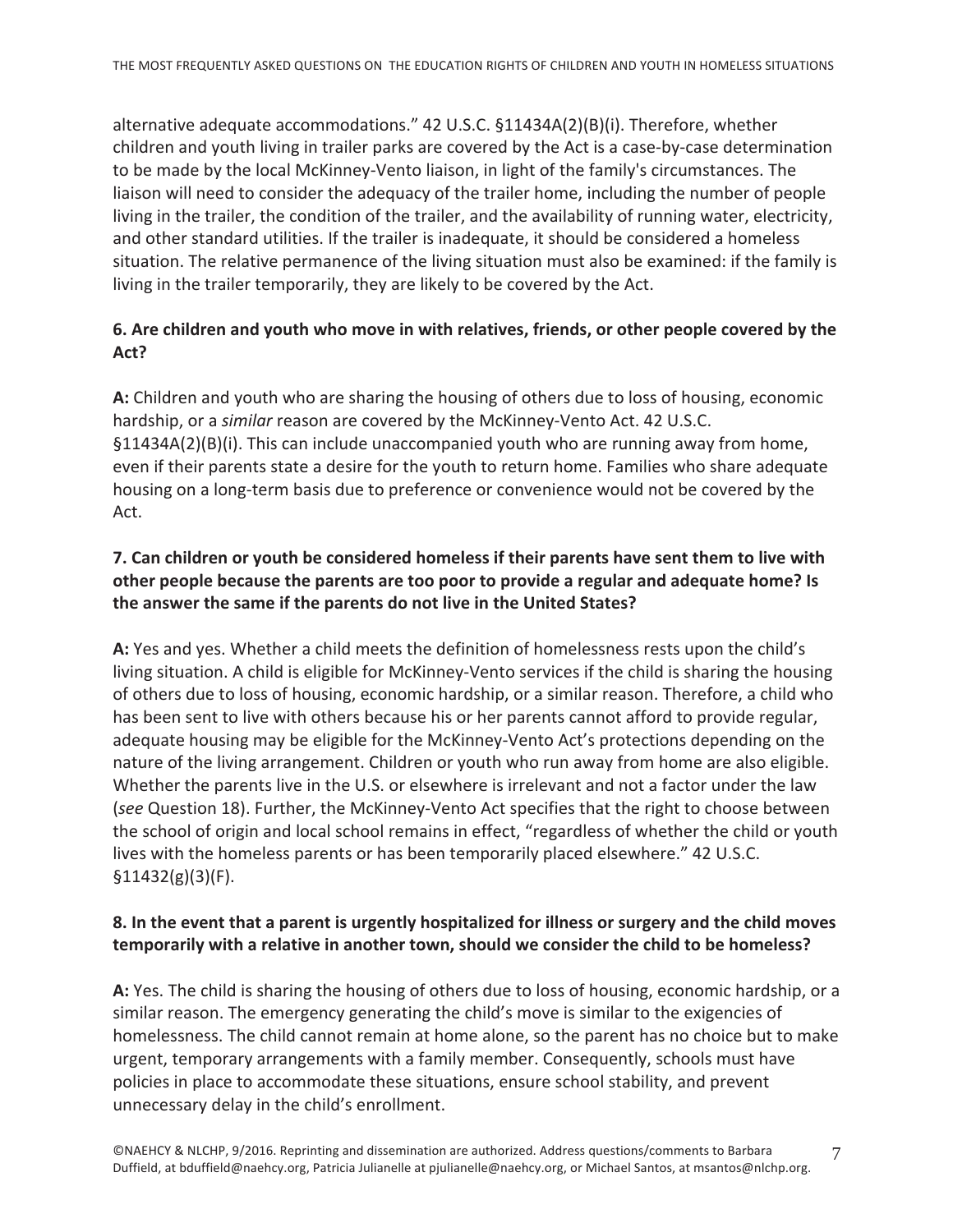alternative adequate accommodations." 42 U.S.C. §11434A(2)(B)(i). Therefore, whether children and youth living in trailer parks are covered by the Act is a case-by-case determination to be made by the local McKinney-Vento liaison, in light of the family's circumstances. The liaison will need to consider the adequacy of the trailer home, including the number of people living in the trailer, the condition of the trailer, and the availability of running water, electricity, and other standard utilities. If the trailer is inadequate, it should be considered a homeless situation. The relative permanence of the living situation must also be examined: if the family is living in the trailer temporarily, they are likely to be covered by the Act.

**6. Are children and youth who move in with relatives, friends, or other people covered by the Act?**

**A:** Children and youth who are sharing the housing of others due to loss of housing, economic hardship, or a *similar* reason are covered by the McKinney-Vento Act. 42 U.S.C. §11434A(2)(B)(i). This can include unaccompanied youth who are running away from home, even if their parents state a desire for the youth to return home. Families who share adequate housing on a long-term basis due to preference or convenience would not be covered by the Act.

**7. Can children or youth be considered homeless if their parents have sent them to live with other people because the parents are too poor to provide a regular and adequate home? Is the answer the same if the parents do not live in the United States?**

**A:** Yes and yes. Whether a child meets the definition of homelessness rests upon the child's living situation. A child is eligible for McKinney-Vento services if the child is sharing the housing of others due to loss of housing, economic hardship, or a similar reason. Therefore, a child who has been sent to live with others because his or her parents cannot afford to provide regular, adequate housing may be eligible for the McKinney-Vento Act's protections depending on the nature of the living arrangement. Children or youth who run away from home are also eligible. Whether the parents live in the U.S. or elsewhere is irrelevant and not a factor under the law (*see* Question 18). Further, the McKinney-Vento Act specifies that the right to choose between the school of origin and local school remains in effect, "regardless of whether the child or youth lives with the homeless parents or has been temporarily placed elsewhere." 42 U.S.C. §11432(g)(3)(F).

**8. In the event that a parent is urgently hospitalized for illness or surgery and the child moves temporarily with a relative in another town, should we consider the child to be homeless?**

**A:** Yes. The child is sharing the housing of others due to loss of housing, economic hardship, or a similar reason. The emergency generating the child's move is similar to the exigencies of homelessness. The child cannot remain at home alone, so the parent has no choice but to make urgent, temporary arrangements with a family member. Consequently, schools must have policies in place to accommodate these situations, ensure school stability, and prevent unnecessary delay in the child's enrollment.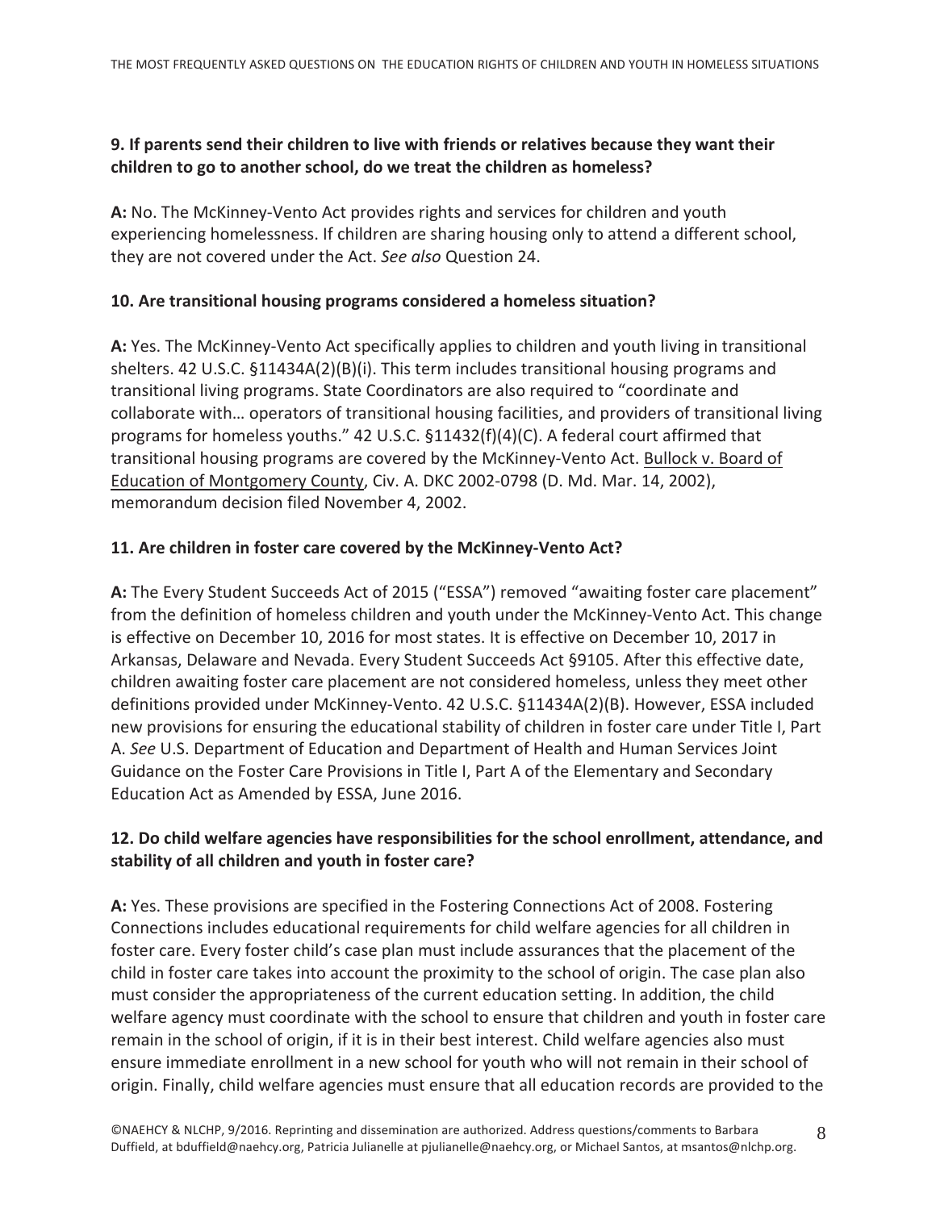**9. If parents send their children to live with friends or relatives because they want their children to go to another school, do we treat the children as homeless?**

**A:** No. The McKinney-Vento Act provides rights and services for children and youth experiencing homelessness. If children are sharing housing only to attend a different school, they are not covered under the Act. *See also* Question 24.

**10. Are transitional housing programs considered a homeless situation?**

**A:** Yes. The McKinney-Vento Act specifically applies to children and youth living in transitional shelters. 42 U.S.C. §11434A(2)(B)(i). This term includes transitional housing programs and transitional living programs. State Coordinators are also required to "coordinate and collaborate with… operators of transitional housing facilities, and providers of transitional living programs for homeless youths." 42 U.S.C. §11432(f)(4)(C). A federal court affirmed that transitional housing programs are covered by the McKinney-Vento Act. Bullock v. Board of Education of Montgomery County, Civ. A. DKC 2002-0798 (D. Md. Mar. 14, 2002), memorandum decision filed November 4, 2002.

**11. Are children in foster care covered by the McKinney-Vento Act?**

**A:** The Every Student Succeeds Act of 2015 ("ESSA") removed "awaiting foster care placement" from the definition of homeless children and youth under the McKinney-Vento Act. This change is effective on December 10, 2016 for most states. It is effective on December 10, 2017 in Arkansas, Delaware and Nevada. Every Student Succeeds Act §9105. After this effective date, children awaiting foster care placement are not considered homeless, unless they meet other definitions provided under McKinney-Vento. 42 U.S.C. §11434A(2)(B). However, ESSA included new provisions for ensuring the educational stability of children in foster care under Title I, Part A. *See* U.S. Department of Education and Department of Health and Human Services Joint Guidance on the Foster Care Provisions in Title I, Part A of the Elementary and Secondary Education Act as Amended by ESSA, June 2016.

**12. Do child welfare agencies have responsibilities for the school enrollment, attendance, and stability of all children and youth in foster care?**

**A:** Yes. These provisions are specified in the Fostering Connections Act of 2008. Fostering Connections includes educational requirements for child welfare agencies for all children in foster care. Every foster child's case plan must include assurances that the placement of the child in foster care takes into account the proximity to the school of origin. The case plan also must consider the appropriateness of the current education setting. In addition, the child welfare agency must coordinate with the school to ensure that children and youth in foster care remain in the school of origin, if it is in their best interest. Child welfare agencies also must ensure immediate enrollment in a new school for youth who will not remain in their school of origin. Finally, child welfare agencies must ensure that all education records are provided to the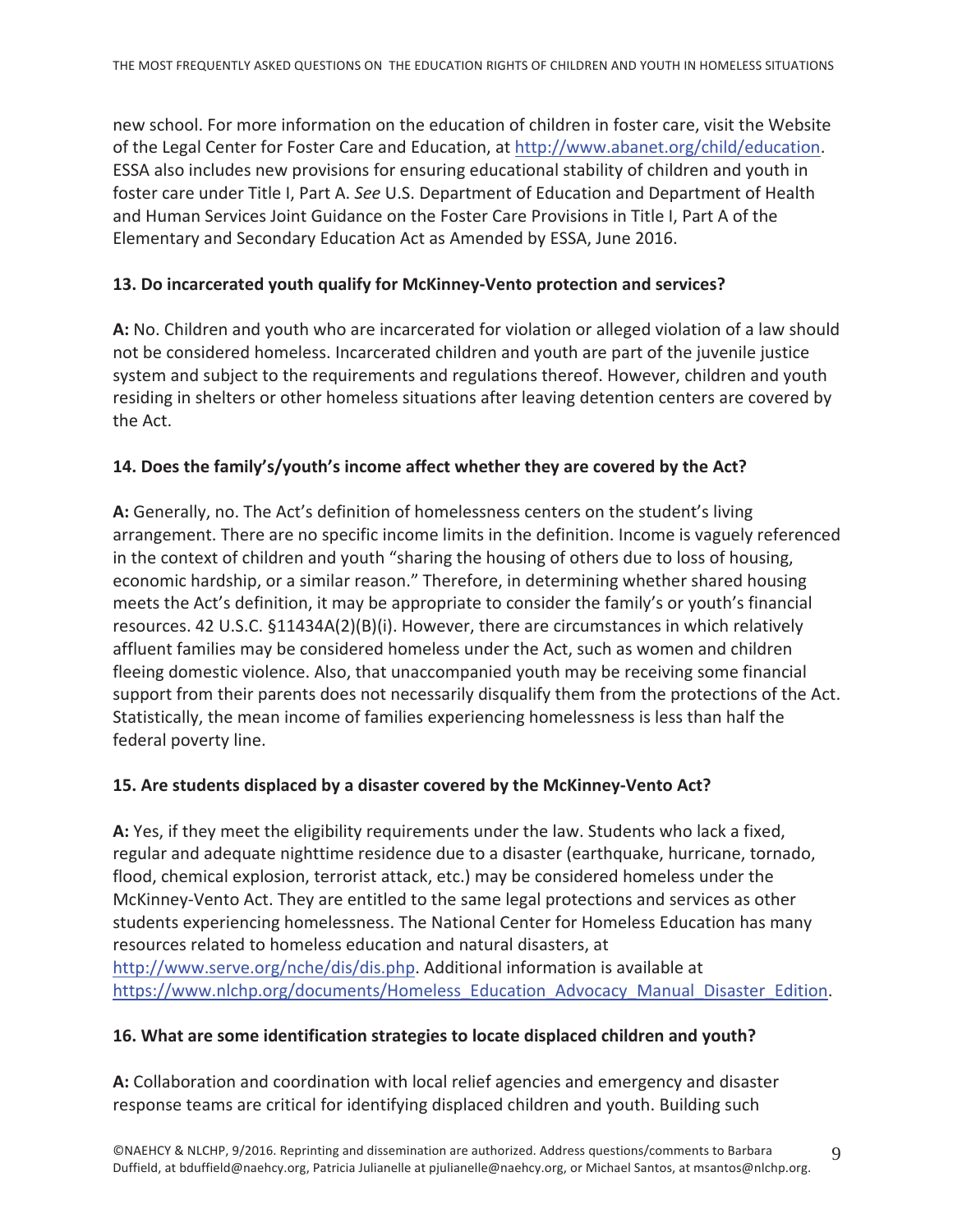new school. For more information on the education of children in foster care, visit the Website of the Legal Center for Foster Care and Education, at http://www.abanet.org/child/education. ESSA also includes new provisions for ensuring educational stability of children and youth in foster care under Title I, Part A. *See* U.S. Department of Education and Department of Health and Human Services Joint Guidance on the Foster Care Provisions in Title I, Part A of the Elementary and Secondary Education Act as Amended by ESSA, June 2016.

### 13. Do incarcerated youth qualify for McKinney-Vento protection and services?

**A:** No. Children and youth who are incarcerated for violation or alleged violation of a law should not be considered homeless. Incarcerated children and youth are part of the juvenile justice system and subject to the requirements and regulations thereof. However, children and youth residing in shelters or other homeless situations after leaving detention centers are covered by the Act.

### 14. Does the family's/youth's income affect whether they are covered by the Act?

**A:** Generally, no. The Act's definition of homelessness centers on the student's living arrangement. There are no specific income limits in the definition. Income is vaguely referenced in the context of children and youth "sharing the housing of others due to loss of housing, economic hardship, or a similar reason." Therefore, in determining whether shared housing meets the Act's definition, it may be appropriate to consider the family's or youth's financial resources. 42 U.S.C. §11434A(2)(B)(i). However, there are circumstances in which relatively affluent families may be considered homeless under the Act, such as women and children fleeing domestic violence. Also, that unaccompanied youth may be receiving some financial support from their parents does not necessarily disqualify them from the protections of the Act. Statistically, the mean income of families experiencing homelessness is less than half the federal poverty line.

### 15. Are students displaced by a disaster covered by the McKinney-Vento Act?

**A:** Yes, if they meet the eligibility requirements under the law. Students who lack a fixed, regular and adequate nighttime residence due to a disaster (earthquake, hurricane, tornado, flood, chemical explosion, terrorist attack, etc.) may be considered homeless under the McKinney-Vento Act. They are entitled to the same legal protections and services as other students experiencing homelessness. The National Center for Homeless Education has many resources related to homeless education and natural disasters, at http://www.serve.org/nche/dis/dis.php. Additional information is available at https://www.nlchp.org/documents/Homeless_Education_Advocacy_Manual_Disaster_Edition.

### 16. What are some identification strategies to locate displaced children and youth?

**A:** Collaboration and coordination with local relief agencies and emergency and disaster response teams are critical for identifying displaced children and youth. Building such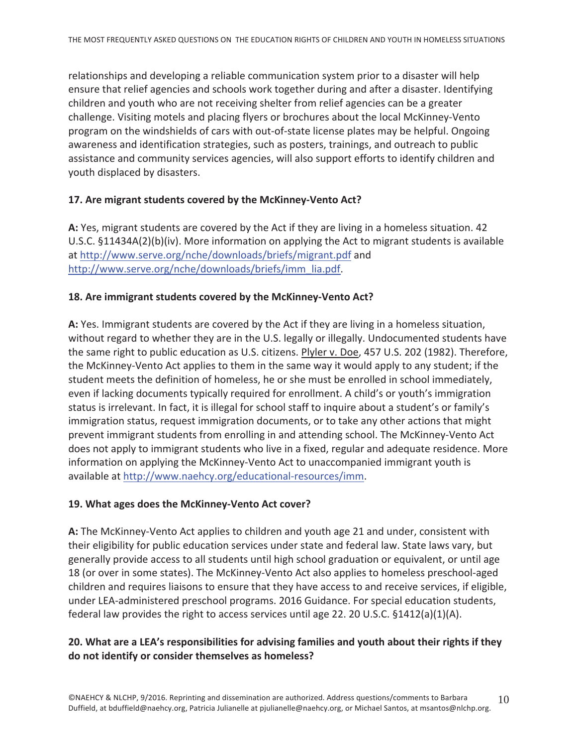relationships and developing a reliable communication system prior to a disaster will help ensure that relief agencies and schools work together during and after a disaster. Identifying children and youth who are not receiving shelter from relief agencies can be a greater challenge. Visiting motels and placing flyers or brochures about the local McKinney-Vento program on the windshields of cars with out-of-state license plates may be helpful. Ongoing awareness and identification strategies, such as posters, trainings, and outreach to public assistance and community services agencies, will also support efforts to identify children and youth displaced by disasters.

### 17. Are migrant students covered by the McKinney-Vento Act?

**A:** Yes, migrant students are covered by the Act if they are living in a homeless situation. 42 U.S.C. §11434A(2)(b)(iv). More information on applying the Act to migrant students is available at http://www.serve.org/nche/downloads/briefs/migrant.pdf and http://www.serve.org/nche/downloads/briefs/imm_lia.pdf.

### 18. Are immigrant students covered by the McKinney-Vento Act?

**A:** Yes. Immigrant students are covered by the Act if they are living in a homeless situation, without regard to whether they are in the U.S. legally or illegally. Undocumented students have the same right to public education as U.S. citizens. Plyler v. Doe, 457 U.S. 202 (1982). Therefore, the McKinney-Vento Act applies to them in the same way it would apply to any student; if the student meets the definition of homeless, he or she must be enrolled in school immediately, even if lacking documents typically required for enrollment. A child's or youth's immigration status is irrelevant. In fact, it is illegal for school staff to inquire about a student's or family's immigration status, request immigration documents, or to take any other actions that might prevent immigrant students from enrolling in and attending school. The McKinney-Vento Act does not apply to immigrant students who live in a fixed, regular and adequate residence. More information on applying the McKinney-Vento Act to unaccompanied immigrant youth is available at http://www.naehcy.org/educational-resources/imm.

### 19. What ages does the McKinney-Vento Act cover?

**A:** The McKinney-Vento Act applies to children and youth age 21 and under, consistent with their eligibility for public education services under state and federal law. State laws vary, but generally provide access to all students until high school graduation or equivalent, or until age 18 (or over in some states). The McKinney-Vento Act also applies to homeless preschool-aged children and requires liaisons to ensure that they have access to and receive services, if eligible, under LEA-administered preschool programs. 2016 Guidance. For special education students, federal law provides the right to access services until age 22. 20 U.S.C. §1412(a)(1)(A).

### 20. What are a LEA's responsibilities for advising families and youth about their rights if they do not identify or consider themselves as homeless?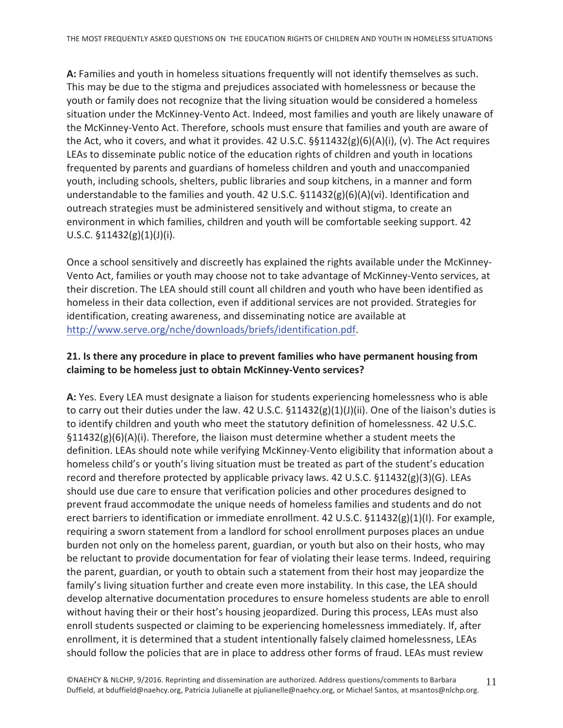**A:** Families and youth in homeless situations frequently will not identify themselves as such. This may be due to the stigma and prejudices associated with homelessness or because the youth or family does not recognize that the living situation would be considered a homeless situation under the McKinney-Vento Act. Indeed, most families and youth are likely unaware of the McKinney-Vento Act. Therefore, schools must ensure that families and youth are aware of the Act, who it covers, and what it provides. 42 U.S.C. §§11432(g)(6)(A)(i), (v). The Act requires LEAs to disseminate public notice of the education rights of children and youth in locations frequented by parents and guardians of homeless children and youth and unaccompanied youth, including schools, shelters, public libraries and soup kitchens, in a manner and form understandable to the families and youth. 42 U.S.C. §11432(g)(6)(A)(vi). Identification and outreach strategies must be administered sensitively and without stigma, to create an environment in which families, children and youth will be comfortable seeking support. 42 U.S.C. §11432(g)(1)(J)(i).

Once a school sensitively and discreetly has explained the rights available under the McKinney-Vento Act, families or youth may choose not to take advantage of McKinney-Vento services, at their discretion. The LEA should still count all children and youth who have been identified as homeless in their data collection, even if additional services are not provided. Strategies for identification, creating awareness, and disseminating notice are available at http://www.serve.org/nche/downloads/briefs/identification.pdf.

**21. Is there any procedure in place to prevent families who have permanent housing from claiming to be homeless just to obtain McKinney-Vento services?**

**A:** Yes. Every LEA must designate a liaison for students experiencing homelessness who is able to carry out their duties under the law. 42 U.S.C. §11432(g)(1)(J)(ii). One of the liaison's duties is to identify children and youth who meet the statutory definition of homelessness. 42 U.S.C. §11432(g)(6)(A)(i). Therefore, the liaison must determine whether a student meets the definition. LEAs should note while verifying McKinney-Vento eligibility that information about a homeless child's or youth's living situation must be treated as part of the student's education record and therefore protected by applicable privacy laws. 42 U.S.C. §11432(g)(3)(G). LEAs should use due care to ensure that verification policies and other procedures designed to prevent fraud accommodate the unique needs of homeless families and students and do not erect barriers to identification or immediate enrollment. 42 U.S.C. §11432(g)(1)(I). For example, requiring a sworn statement from a landlord for school enrollment purposes places an undue burden not only on the homeless parent, guardian, or youth but also on their hosts, who may be reluctant to provide documentation for fear of violating their lease terms. Indeed, requiring the parent, guardian, or youth to obtain such a statement from their host may jeopardize the family's living situation further and create even more instability. In this case, the LEA should develop alternative documentation procedures to ensure homeless students are able to enroll without having their or their host's housing jeopardized. During this process, LEAs must also enroll students suspected or claiming to be experiencing homelessness immediately. If, after enrollment, it is determined that a student intentionally falsely claimed homelessness, LEAs should follow the policies that are in place to address other forms of fraud. LEAs must review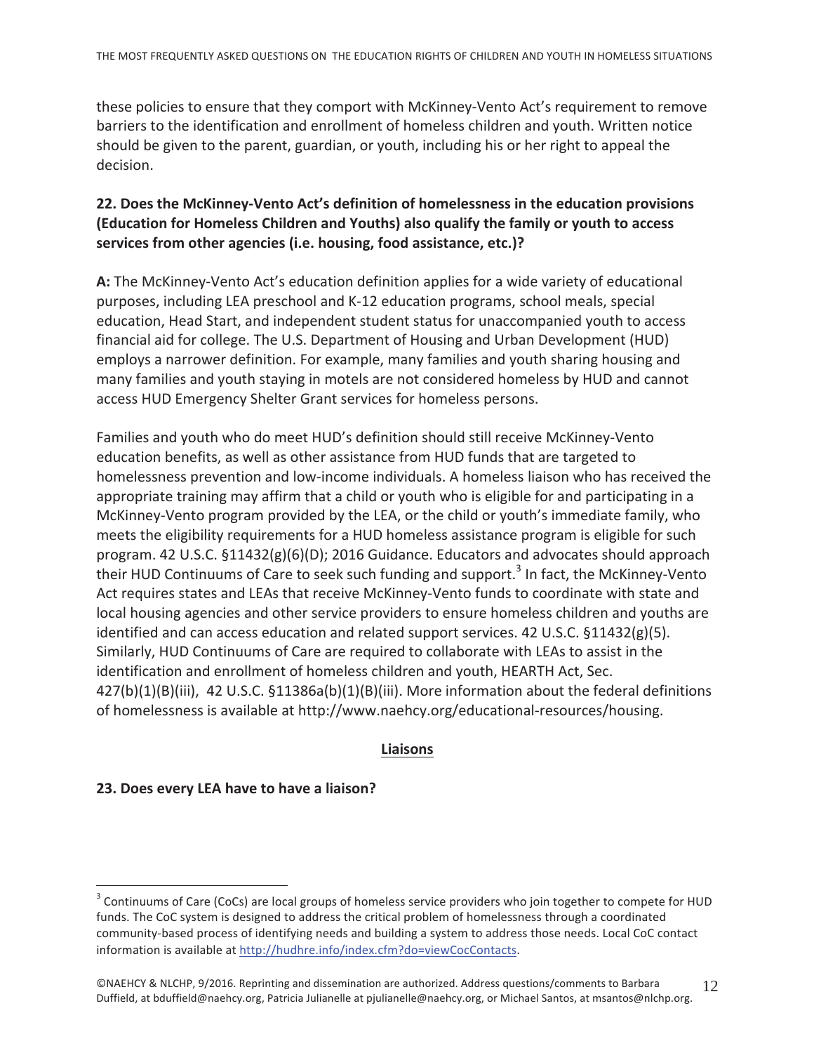these policies to ensure that they comport with McKinney-Vento Act's requirement to remove barriers to the identification and enrollment of homeless children and youth. Written notice should be given to the parent, guardian, or youth, including his or her right to appeal the decision.

**22. Does the McKinney-Vento Act's definition of homelessness in the education provisions (Education for Homeless Children and Youths) also qualify the family or youth to access services from other agencies (i.e. housing, food assistance, etc.)?**

**A:** The McKinney-Vento Act's education definition applies for a wide variety of educational purposes, including LEA preschool and K-12 education programs, school meals, special education, Head Start, and independent student status for unaccompanied youth to access financial aid for college. The U.S. Department of Housing and Urban Development (HUD) employs a narrower definition. For example, many families and youth sharing housing and many families and youth staying in motels are not considered homeless by HUD and cannot access HUD Emergency Shelter Grant services for homeless persons.

Families and youth who do meet HUD's definition should still receive McKinney-Vento education benefits, as well as other assistance from HUD funds that are targeted to homelessness prevention and low-income individuals. A homeless liaison who has received the appropriate training may affirm that a child or youth who is eligible for and participating in a McKinney-Vento program provided by the LEA, or the child or youth's immediate family, who meets the eligibility requirements for a HUD homeless assistance program is eligible for such program. 42 U.S.C. §11432(g)(6)(D); 2016 Guidance. Educators and advocates should approach their HUD Continuums of Care to seek such funding and support.[3] In fact, the McKinney-Vento Act requires states and LEAs that receive McKinney-Vento funds to coordinate with state and local housing agencies and other service providers to ensure homeless children and youths are identified and can access education and related support services. 42 U.S.C. §11432(g)(5). Similarly, HUD Continuums of Care are required to collaborate with LEAs to assist in the identification and enrollment of homeless children and youth, HEARTH Act, Sec. 427(b)(1)(B)(iii), 42 U.S.C. §11386a(b)(1)(B)(iii). More information about the federal definitions of homelessness is available at http://www.naehcy.org/educational-resources/housing.

## Liaisons

**23. Does every LEA have to have a liaison?**

[3] Continuums of Care (CoCs) are local groups of homeless service providers who join together to compete for HUD funds. The CoC system is designed to address the critical problem of homelessness through a coordinated community-based process of identifying needs and building a system to address those needs. Local CoC contact information is available at http://hudhre.info/index.cfm?do=viewCocContacts.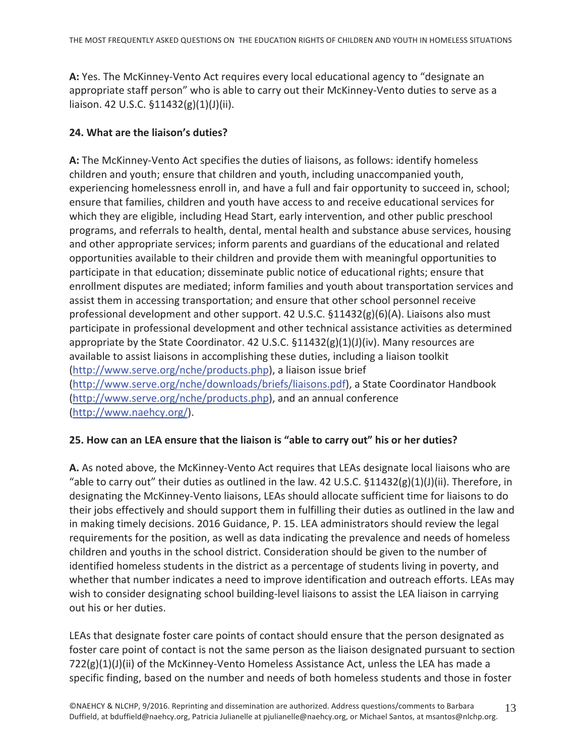**A:** Yes. The McKinney-Vento Act requires every local educational agency to "designate an appropriate staff person" who is able to carry out their McKinney-Vento duties to serve as a liaison. 42 U.S.C. §11432(g)(1)(J)(ii).

**24. What are the liaison's duties?**

**A:** The McKinney-Vento Act specifies the duties of liaisons, as follows: identify homeless children and youth; ensure that children and youth, including unaccompanied youth, experiencing homelessness enroll in, and have a full and fair opportunity to succeed in, school; ensure that families, children and youth have access to and receive educational services for which they are eligible, including Head Start, early intervention, and other public preschool programs, and referrals to health, dental, mental health and substance abuse services, housing and other appropriate services; inform parents and guardians of the educational and related opportunities available to their children and provide them with meaningful opportunities to participate in that education; disseminate public notice of educational rights; ensure that enrollment disputes are mediated; inform families and youth about transportation services and assist them in accessing transportation; and ensure that other school personnel receive professional development and other support. 42 U.S.C. §11432(g)(6)(A). Liaisons also must participate in professional development and other technical assistance activities as determined appropriate by the State Coordinator. 42 U.S.C. §11432(g)(1)(J)(iv). Many resources are available to assist liaisons in accomplishing these duties, including a liaison toolkit (http://www.serve.org/nche/products.php), a liaison issue brief (http://www.serve.org/nche/downloads/briefs/liaisons.pdf), a State Coordinator Handbook (http://www.serve.org/nche/products.php), and an annual conference (http://www.naehcy.org/).

**25. How can an LEA ensure that the liaison is "able to carry out" his or her duties?**

**A.** As noted above, the McKinney-Vento Act requires that LEAs designate local liaisons who are "able to carry out" their duties as outlined in the law. 42 U.S.C. §11432(g)(1)(J)(ii). Therefore, in designating the McKinney-Vento liaisons, LEAs should allocate sufficient time for liaisons to do their jobs effectively and should support them in fulfilling their duties as outlined in the law and in making timely decisions. 2016 Guidance, P. 15. LEA administrators should review the legal requirements for the position, as well as data indicating the prevalence and needs of homeless children and youths in the school district. Consideration should be given to the number of identified homeless students in the district as a percentage of students living in poverty, and whether that number indicates a need to improve identification and outreach efforts. LEAs may wish to consider designating school building-level liaisons to assist the LEA liaison in carrying out his or her duties.

LEAs that designate foster care points of contact should ensure that the person designated as foster care point of contact is not the same person as the liaison designated pursuant to section 722(g)(1)(J)(ii) of the McKinney-Vento Homeless Assistance Act, unless the LEA has made a specific finding, based on the number and needs of both homeless students and those in foster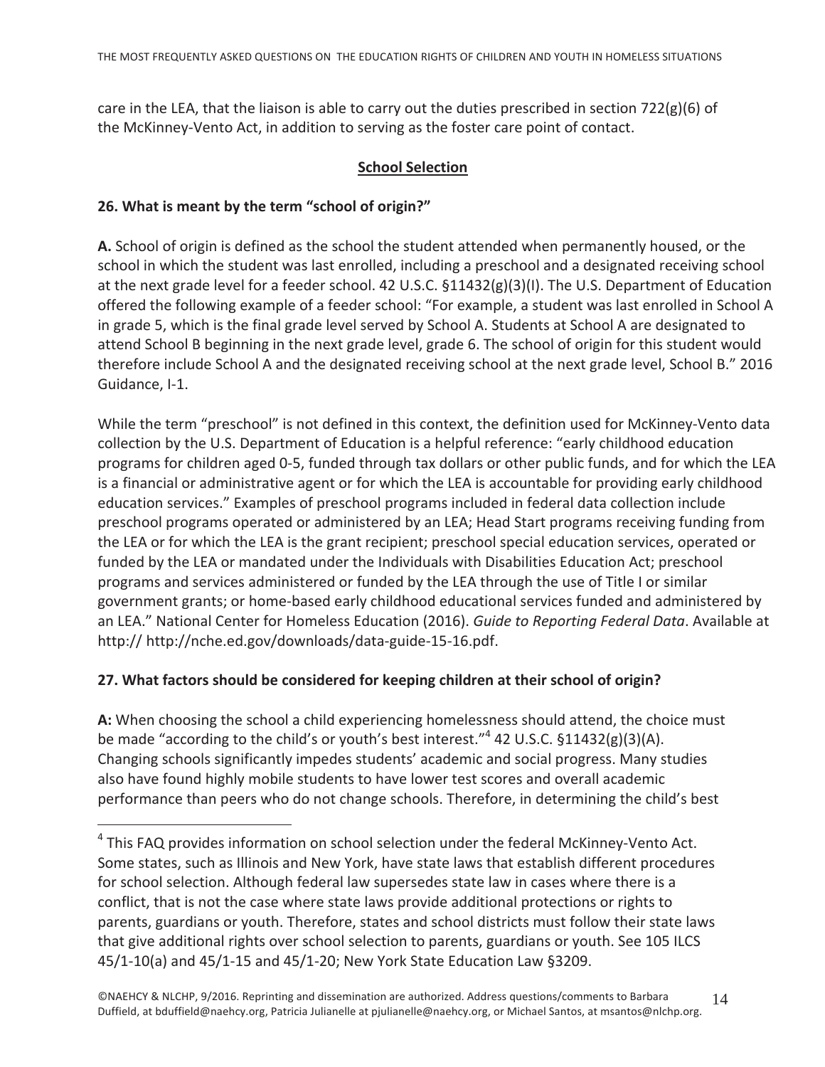care in the LEA, that the liaison is able to carry out the duties prescribed in section 722(g)(6) of the McKinney-Vento Act, in addition to serving as the foster care point of contact.

## School Selection

**26. What is meant by the term "school of origin?"**

**A.** School of origin is defined as the school the student attended when permanently housed, or the school in which the student was last enrolled, including a preschool and a designated receiving school at the next grade level for a feeder school. 42 U.S.C. §11432(g)(3)(I). The U.S. Department of Education offered the following example of a feeder school: "For example, a student was last enrolled in School A in grade 5, which is the final grade level served by School A. Students at School A are designated to attend School B beginning in the next grade level, grade 6. The school of origin for this student would therefore include School A and the designated receiving school at the next grade level, School B." 2016 Guidance, I-1.

While the term "preschool" is not defined in this context, the definition used for McKinney-Vento data collection by the U.S. Department of Education is a helpful reference: "early childhood education programs for children aged 0-5, funded through tax dollars or other public funds, and for which the LEA is a financial or administrative agent or for which the LEA is accountable for providing early childhood education services." Examples of preschool programs included in federal data collection include preschool programs operated or administered by an LEA; Head Start programs receiving funding from the LEA or for which the LEA is the grant recipient; preschool special education services, operated or funded by the LEA or mandated under the Individuals with Disabilities Education Act; preschool programs and services administered or funded by the LEA through the use of Title I or similar government grants; or home-based early childhood educational services funded and administered by an LEA." National Center for Homeless Education (2016). *Guide to Reporting Federal Data*. Available at http:// http://nche.ed.gov/downloads/data-guide-15-16.pdf.

**27. What factors should be considered for keeping children at their school of origin?**

**A:** When choosing the school a child experiencing homelessness should attend, the choice must be made "according to the child's or youth's best interest."[4] 42 U.S.C. §11432(g)(3)(A). Changing schools significantly impedes students' academic and social progress. Many studies also have found highly mobile students to have lower test scores and overall academic performance than peers who do not change schools. Therefore, in determining the child's best

[4] This FAQ provides information on school selection under the federal McKinney-Vento Act. Some states, such as Illinois and New York, have state laws that establish different procedures for school selection. Although federal law supersedes state law in cases where there is a conflict, that is not the case where state laws provide additional protections or rights to parents, guardians or youth. Therefore, states and school districts must follow their state laws that give additional rights over school selection to parents, guardians or youth. See 105 ILCS 45/1-10(a) and 45/1-15 and 45/1-20; New York State Education Law §3209.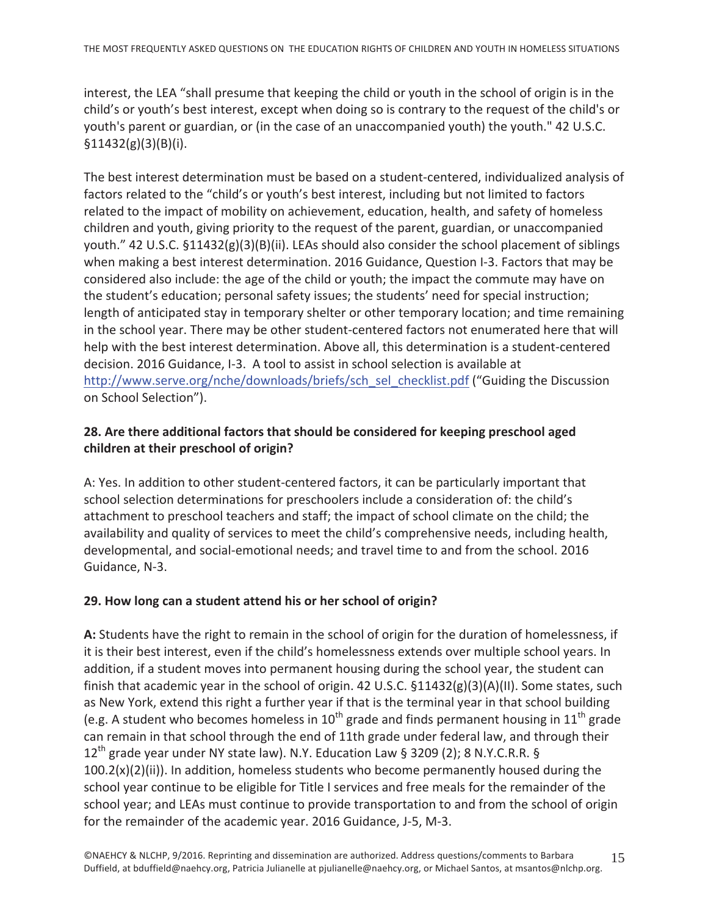interest, the LEA "shall presume that keeping the child or youth in the school of origin is in the child's or youth's best interest, except when doing so is contrary to the request of the child's or youth's parent or guardian, or (in the case of an unaccompanied youth) the youth." 42 U.S.C. §11432(g)(3)(B)(i).

The best interest determination must be based on a student-centered, individualized analysis of factors related to the "child's or youth's best interest, including but not limited to factors related to the impact of mobility on achievement, education, health, and safety of homeless children and youth, giving priority to the request of the parent, guardian, or unaccompanied youth." 42 U.S.C. §11432(g)(3)(B)(ii). LEAs should also consider the school placement of siblings when making a best interest determination. 2016 Guidance, Question I-3. Factors that may be considered also include: the age of the child or youth; the impact the commute may have on the student's education; personal safety issues; the students' need for special instruction; length of anticipated stay in temporary shelter or other temporary location; and time remaining in the school year. There may be other student-centered factors not enumerated here that will help with the best interest determination. Above all, this determination is a student-centered decision. 2016 Guidance, I-3. A tool to assist in school selection is available at http://www.serve.org/nche/downloads/briefs/sch_sel_checklist.pdf ("Guiding the Discussion on School Selection").

**28. Are there additional factors that should be considered for keeping preschool aged children at their preschool of origin?**

A: Yes. In addition to other student-centered factors, it can be particularly important that school selection determinations for preschoolers include a consideration of: the child's attachment to preschool teachers and staff; the impact of school climate on the child; the availability and quality of services to meet the child's comprehensive needs, including health, developmental, and social-emotional needs; and travel time to and from the school. 2016 Guidance, N-3.

**29. How long can a student attend his or her school of origin?**

**A:** Students have the right to remain in the school of origin for the duration of homelessness, if it is their best interest, even if the child's homelessness extends over multiple school years. In addition, if a student moves into permanent housing during the school year, the student can finish that academic year in the school of origin. 42 U.S.C. §11432(g)(3)(A)(II). Some states, such as New York, extend this right a further year if that is the terminal year in that school building (e.g. A student who becomes homeless in 10th grade and finds permanent housing in 11th grade can remain in that school through the end of 11th grade under federal law, and through their 12th grade year under NY state law). N.Y. Education Law § 3209 (2); 8 N.Y.C.R.R. § 100.2(x)(2)(ii)). In addition, homeless students who become permanently housed during the school year continue to be eligible for Title I services and free meals for the remainder of the school year; and LEAs must continue to provide transportation to and from the school of origin for the remainder of the academic year. 2016 Guidance, J-5, M-3.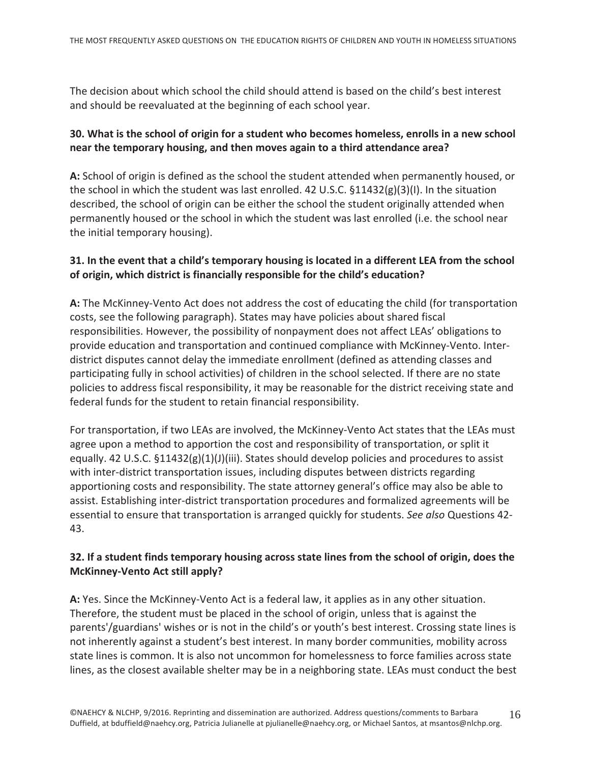The decision about which school the child should attend is based on the child's best interest and should be reevaluated at the beginning of each school year.

**30. What is the school of origin for a student who becomes homeless, enrolls in a new school near the temporary housing, and then moves again to a third attendance area?**

**A:** School of origin is defined as the school the student attended when permanently housed, or the school in which the student was last enrolled. 42 U.S.C. §11432(g)(3)(I). In the situation described, the school of origin can be either the school the student originally attended when permanently housed or the school in which the student was last enrolled (i.e. the school near the initial temporary housing).

**31. In the event that a child's temporary housing is located in a different LEA from the school of origin, which district is financially responsible for the child's education?**

**A:** The McKinney-Vento Act does not address the cost of educating the child (for transportation costs, see the following paragraph). States may have policies about shared fiscal responsibilities. However, the possibility of nonpayment does not affect LEAs' obligations to provide education and transportation and continued compliance with McKinney-Vento. Inter-district disputes cannot delay the immediate enrollment (defined as attending classes and participating fully in school activities) of children in the school selected. If there are no state policies to address fiscal responsibility, it may be reasonable for the district receiving state and federal funds for the student to retain financial responsibility.

For transportation, if two LEAs are involved, the McKinney-Vento Act states that the LEAs must agree upon a method to apportion the cost and responsibility of transportation, or split it equally. 42 U.S.C. §11432(g)(1)(J)(iii). States should develop policies and procedures to assist with inter-district transportation issues, including disputes between districts regarding apportioning costs and responsibility. The state attorney general's office may also be able to assist. Establishing inter-district transportation procedures and formalized agreements will be essential to ensure that transportation is arranged quickly for students. *See also* Questions 42-43.

**32. If a student finds temporary housing across state lines from the school of origin, does the McKinney-Vento Act still apply?**

**A:** Yes. Since the McKinney-Vento Act is a federal law, it applies as in any other situation. Therefore, the student must be placed in the school of origin, unless that is against the parents'/guardians' wishes or is not in the child's or youth's best interest. Crossing state lines is not inherently against a student's best interest. In many border communities, mobility across state lines is common. It is also not uncommon for homelessness to force families across state lines, as the closest available shelter may be in a neighboring state. LEAs must conduct the best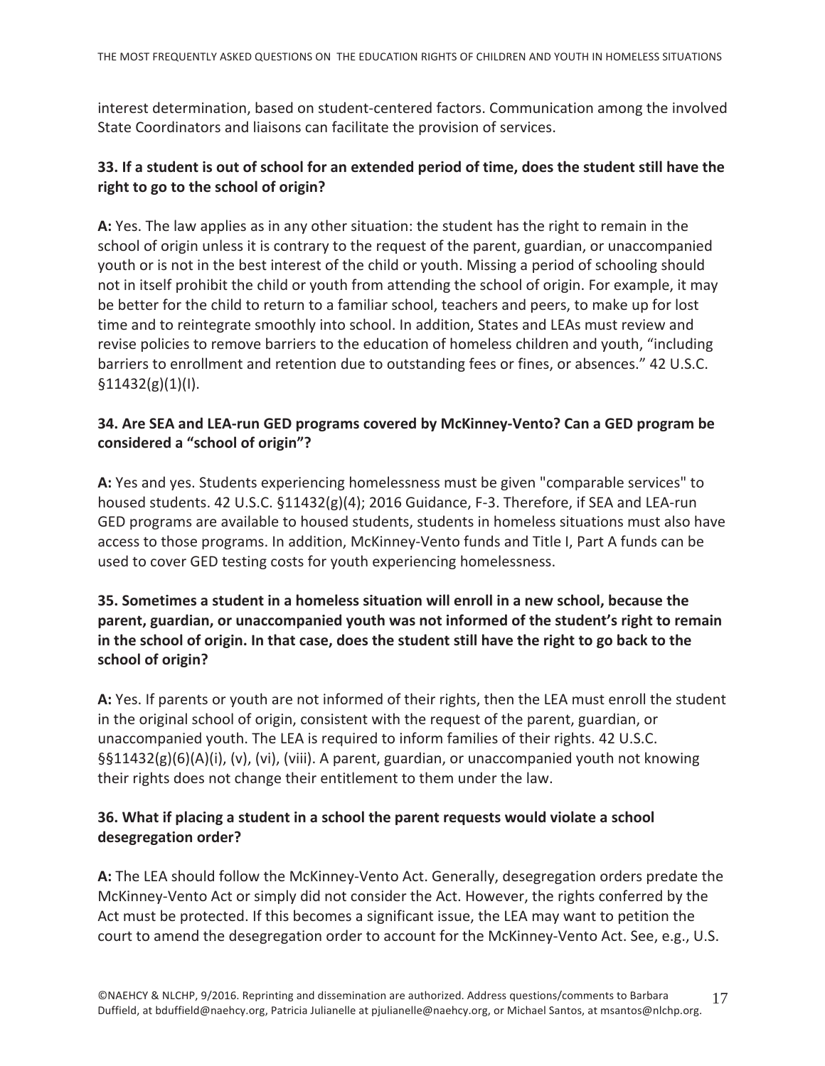interest determination, based on student-centered factors. Communication among the involved State Coordinators and liaisons can facilitate the provision of services.

**33. If a student is out of school for an extended period of time, does the student still have the right to go to the school of origin?**

**A:** Yes. The law applies as in any other situation: the student has the right to remain in the school of origin unless it is contrary to the request of the parent, guardian, or unaccompanied youth or is not in the best interest of the child or youth. Missing a period of schooling should not in itself prohibit the child or youth from attending the school of origin. For example, it may be better for the child to return to a familiar school, teachers and peers, to make up for lost time and to reintegrate smoothly into school. In addition, States and LEAs must review and revise policies to remove barriers to the education of homeless children and youth, "including barriers to enrollment and retention due to outstanding fees or fines, or absences." 42 U.S.C. §11432(g)(1)(I).

**34. Are SEA and LEA-run GED programs covered by McKinney-Vento? Can a GED program be considered a "school of origin"?**

**A:** Yes and yes. Students experiencing homelessness must be given "comparable services" to housed students. 42 U.S.C. §11432(g)(4); 2016 Guidance, F-3. Therefore, if SEA and LEA-run GED programs are available to housed students, students in homeless situations must also have access to those programs. In addition, McKinney-Vento funds and Title I, Part A funds can be used to cover GED testing costs for youth experiencing homelessness.

**35. Sometimes a student in a homeless situation will enroll in a new school, because the parent, guardian, or unaccompanied youth was not informed of the student's right to remain in the school of origin. In that case, does the student still have the right to go back to the school of origin?**

**A:** Yes. If parents or youth are not informed of their rights, then the LEA must enroll the student in the original school of origin, consistent with the request of the parent, guardian, or unaccompanied youth. The LEA is required to inform families of their rights. 42 U.S.C. §§11432(g)(6)(A)(i), (v), (vi), (viii). A parent, guardian, or unaccompanied youth not knowing their rights does not change their entitlement to them under the law.

**36. What if placing a student in a school the parent requests would violate a school desegregation order?**

**A:** The LEA should follow the McKinney-Vento Act. Generally, desegregation orders predate the McKinney-Vento Act or simply did not consider the Act. However, the rights conferred by the Act must be protected. If this becomes a significant issue, the LEA may want to petition the court to amend the desegregation order to account for the McKinney-Vento Act. See, e.g., U.S.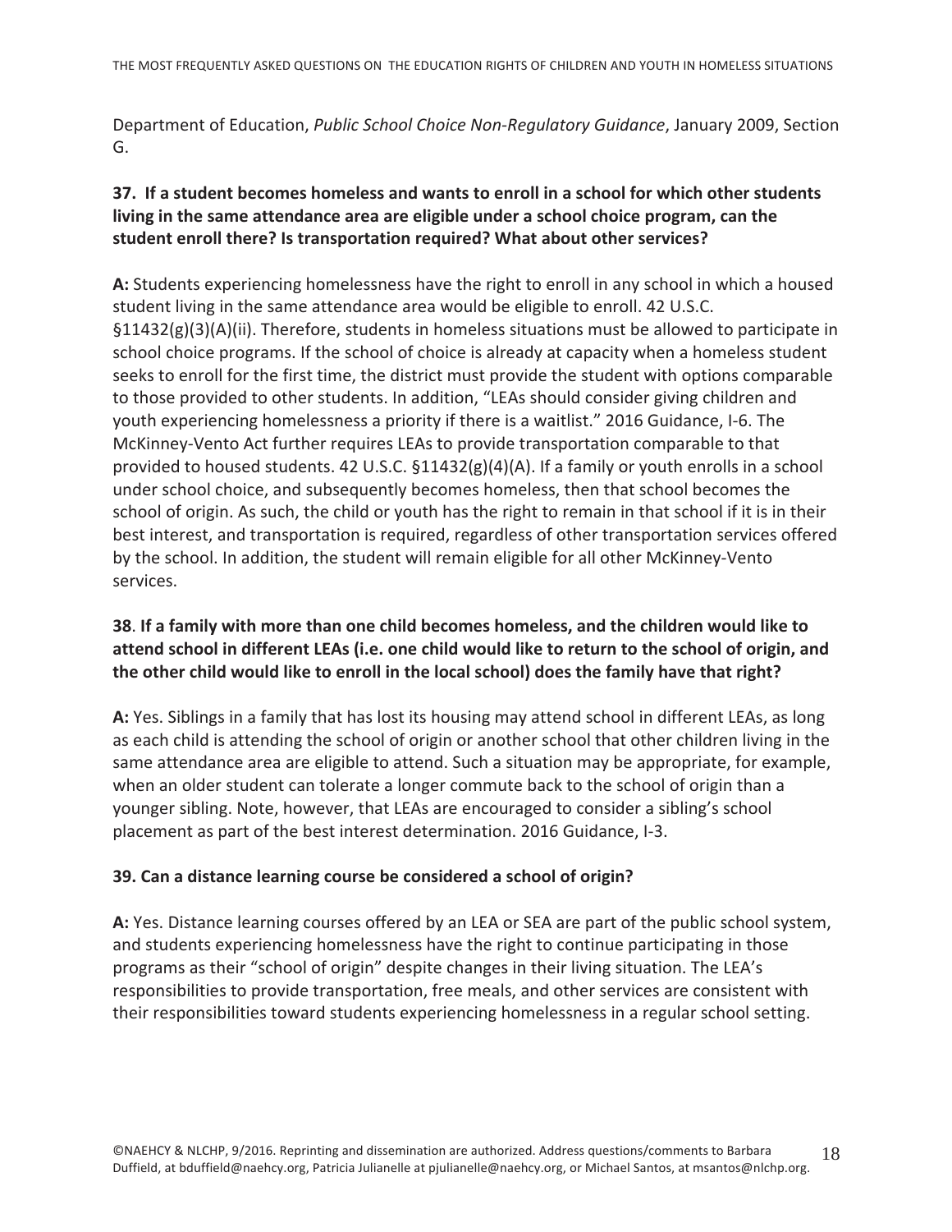Department of Education, *Public School Choice Non-Regulatory Guidance*, January 2009, Section G.

**37. If a student becomes homeless and wants to enroll in a school for which other students living in the same attendance area are eligible under a school choice program, can the student enroll there? Is transportation required? What about other services?**

**A:** Students experiencing homelessness have the right to enroll in any school in which a housed student living in the same attendance area would be eligible to enroll. 42 U.S.C. §11432(g)(3)(A)(ii). Therefore, students in homeless situations must be allowed to participate in school choice programs. If the school of choice is already at capacity when a homeless student seeks to enroll for the first time, the district must provide the student with options comparable to those provided to other students. In addition, "LEAs should consider giving children and youth experiencing homelessness a priority if there is a waitlist." 2016 Guidance, I-6. The McKinney-Vento Act further requires LEAs to provide transportation comparable to that provided to housed students. 42 U.S.C. §11432(g)(4)(A). If a family or youth enrolls in a school under school choice, and subsequently becomes homeless, then that school becomes the school of origin. As such, the child or youth has the right to remain in that school if it is in their best interest, and transportation is required, regardless of other transportation services offered by the school. In addition, the student will remain eligible for all other McKinney-Vento services.

**38. If a family with more than one child becomes homeless, and the children would like to attend school in different LEAs (i.e. one child would like to return to the school of origin, and the other child would like to enroll in the local school) does the family have that right?**

**A:** Yes. Siblings in a family that has lost its housing may attend school in different LEAs, as long as each child is attending the school of origin or another school that other children living in the same attendance area are eligible to attend. Such a situation may be appropriate, for example, when an older student can tolerate a longer commute back to the school of origin than a younger sibling. Note, however, that LEAs are encouraged to consider a sibling's school placement as part of the best interest determination. 2016 Guidance, I-3.

**39. Can a distance learning course be considered a school of origin?**

**A:** Yes. Distance learning courses offered by an LEA or SEA are part of the public school system, and students experiencing homelessness have the right to continue participating in those programs as their "school of origin" despite changes in their living situation. The LEA's responsibilities to provide transportation, free meals, and other services are consistent with their responsibilities toward students experiencing homelessness in a regular school setting.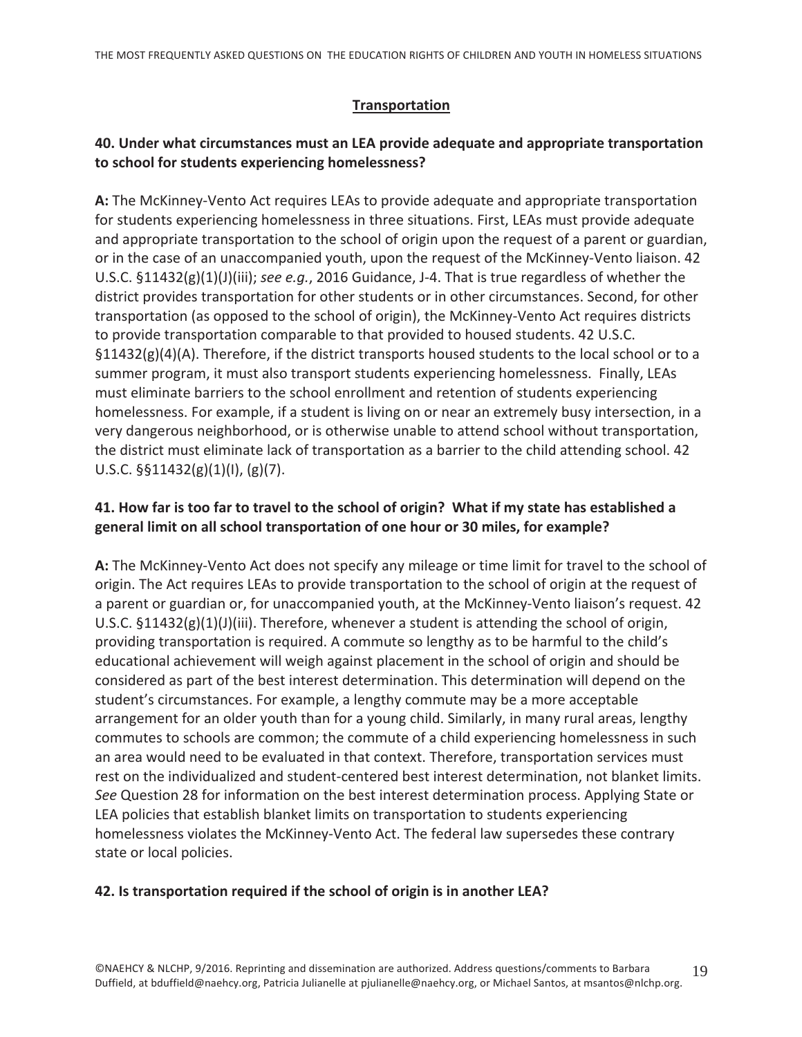## Transportation

**40. Under what circumstances must an LEA provide adequate and appropriate transportation to school for students experiencing homelessness?**

**A:** The McKinney-Vento Act requires LEAs to provide adequate and appropriate transportation for students experiencing homelessness in three situations. First, LEAs must provide adequate and appropriate transportation to the school of origin upon the request of a parent or guardian, or in the case of an unaccompanied youth, upon the request of the McKinney-Vento liaison. 42 U.S.C. §11432(g)(1)(J)(iii); *see e.g.*, 2016 Guidance, J-4. That is true regardless of whether the district provides transportation for other students or in other circumstances. Second, for other transportation (as opposed to the school of origin), the McKinney-Vento Act requires districts to provide transportation comparable to that provided to housed students. 42 U.S.C. §11432(g)(4)(A). Therefore, if the district transports housed students to the local school or to a summer program, it must also transport students experiencing homelessness. Finally, LEAs must eliminate barriers to the school enrollment and retention of students experiencing homelessness. For example, if a student is living on or near an extremely busy intersection, in a very dangerous neighborhood, or is otherwise unable to attend school without transportation, the district must eliminate lack of transportation as a barrier to the child attending school. 42 U.S.C. §§11432(g)(1)(I), (g)(7).

**41. How far is too far to travel to the school of origin? What if my state has established a general limit on all school transportation of one hour or 30 miles, for example?**

**A:** The McKinney-Vento Act does not specify any mileage or time limit for travel to the school of origin. The Act requires LEAs to provide transportation to the school of origin at the request of a parent or guardian or, for unaccompanied youth, at the McKinney-Vento liaison's request. 42 U.S.C. §11432(g)(1)(J)(iii). Therefore, whenever a student is attending the school of origin, providing transportation is required. A commute so lengthy as to be harmful to the child's educational achievement will weigh against placement in the school of origin and should be considered as part of the best interest determination. This determination will depend on the student's circumstances. For example, a lengthy commute may be a more acceptable arrangement for an older youth than for a young child. Similarly, in many rural areas, lengthy commutes to schools are common; the commute of a child experiencing homelessness in such an area would need to be evaluated in that context. Therefore, transportation services must rest on the individualized and student-centered best interest determination, not blanket limits. *See* Question 28 for information on the best interest determination process. Applying State or LEA policies that establish blanket limits on transportation to students experiencing homelessness violates the McKinney-Vento Act. The federal law supersedes these contrary state or local policies.

**42. Is transportation required if the school of origin is in another LEA?**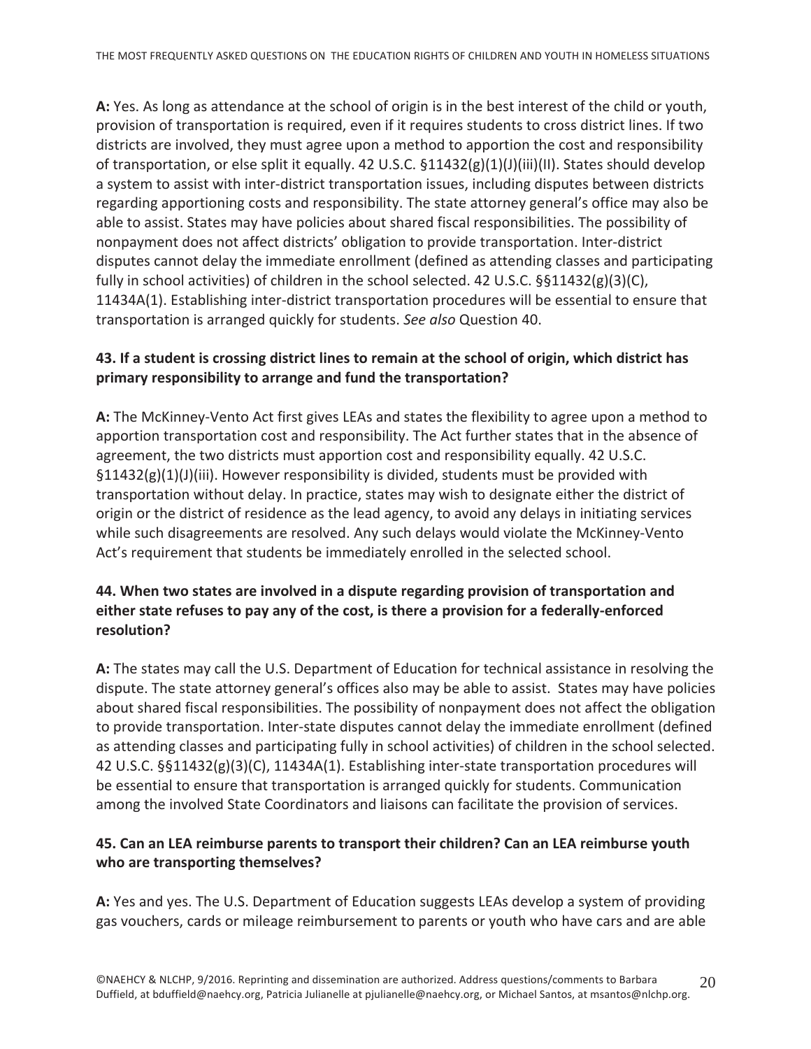**A:** Yes. As long as attendance at the school of origin is in the best interest of the child or youth, provision of transportation is required, even if it requires students to cross district lines. If two districts are involved, they must agree upon a method to apportion the cost and responsibility of transportation, or else split it equally. 42 U.S.C. §11432(g)(1)(J)(iii)(II). States should develop a system to assist with inter-district transportation issues, including disputes between districts regarding apportioning costs and responsibility. The state attorney general's office may also be able to assist. States may have policies about shared fiscal responsibilities. The possibility of nonpayment does not affect districts' obligation to provide transportation. Inter-district disputes cannot delay the immediate enrollment (defined as attending classes and participating fully in school activities) of children in the school selected. 42 U.S.C. §§11432(g)(3)(C), 11434A(1). Establishing inter-district transportation procedures will be essential to ensure that transportation is arranged quickly for students. *See also* Question 40.

**43. If a student is crossing district lines to remain at the school of origin, which district has primary responsibility to arrange and fund the transportation?**

**A:** The McKinney-Vento Act first gives LEAs and states the flexibility to agree upon a method to apportion transportation cost and responsibility. The Act further states that in the absence of agreement, the two districts must apportion cost and responsibility equally. 42 U.S.C. §11432(g)(1)(J)(iii). However responsibility is divided, students must be provided with transportation without delay. In practice, states may wish to designate either the district of origin or the district of residence as the lead agency, to avoid any delays in initiating services while such disagreements are resolved. Any such delays would violate the McKinney-Vento Act's requirement that students be immediately enrolled in the selected school.

**44. When two states are involved in a dispute regarding provision of transportation and either state refuses to pay any of the cost, is there a provision for a federally-enforced resolution?**

**A:** The states may call the U.S. Department of Education for technical assistance in resolving the dispute. The state attorney general's offices also may be able to assist. States may have policies about shared fiscal responsibilities. The possibility of nonpayment does not affect the obligation to provide transportation. Inter-state disputes cannot delay the immediate enrollment (defined as attending classes and participating fully in school activities) of children in the school selected. 42 U.S.C. §§11432(g)(3)(C), 11434A(1). Establishing inter-state transportation procedures will be essential to ensure that transportation is arranged quickly for students. Communication among the involved State Coordinators and liaisons can facilitate the provision of services.

**45. Can an LEA reimburse parents to transport their children? Can an LEA reimburse youth who are transporting themselves?**

**A:** Yes and yes. The U.S. Department of Education suggests LEAs develop a system of providing gas vouchers, cards or mileage reimbursement to parents or youth who have cars and are able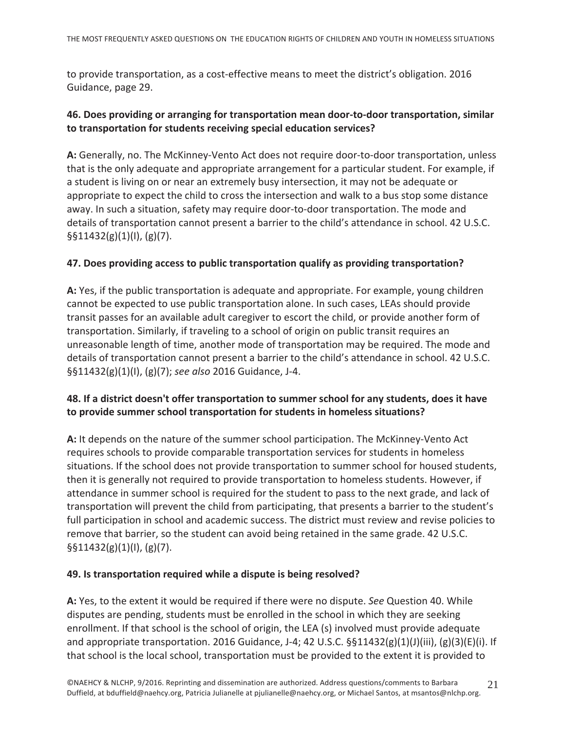to provide transportation, as a cost-effective means to meet the district's obligation. 2016 Guidance, page 29.

### 46. Does providing or arranging for transportation mean door-to-door transportation, similar to transportation for students receiving special education services?

**A:** Generally, no. The McKinney-Vento Act does not require door-to-door transportation, unless that is the only adequate and appropriate arrangement for a particular student. For example, if a student is living on or near an extremely busy intersection, it may not be adequate or appropriate to expect the child to cross the intersection and walk to a bus stop some distance away. In such a situation, safety may require door-to-door transportation. The mode and details of transportation cannot present a barrier to the child's attendance in school. 42 U.S.C. §§11432(g)(1)(I), (g)(7).

### 47. Does providing access to public transportation qualify as providing transportation?

**A:** Yes, if the public transportation is adequate and appropriate. For example, young children cannot be expected to use public transportation alone. In such cases, LEAs should provide transit passes for an available adult caregiver to escort the child, or provide another form of transportation. Similarly, if traveling to a school of origin on public transit requires an unreasonable length of time, another mode of transportation may be required. The mode and details of transportation cannot present a barrier to the child's attendance in school. 42 U.S.C. §§11432(g)(1)(I), (g)(7); *see also* 2016 Guidance, J-4.

### 48. If a district doesn't offer transportation to summer school for any students, does it have to provide summer school transportation for students in homeless situations?

**A:** It depends on the nature of the summer school participation. The McKinney-Vento Act requires schools to provide comparable transportation services for students in homeless situations. If the school does not provide transportation to summer school for housed students, then it is generally not required to provide transportation to homeless students. However, if attendance in summer school is required for the student to pass to the next grade, and lack of transportation will prevent the child from participating, that presents a barrier to the student's full participation in school and academic success. The district must review and revise policies to remove that barrier, so the student can avoid being retained in the same grade. 42 U.S.C. §§11432(g)(1)(I), (g)(7).

### 49. Is transportation required while a dispute is being resolved?

**A:** Yes, to the extent it would be required if there were no dispute. *See* Question 40. While disputes are pending, students must be enrolled in the school in which they are seeking enrollment. If that school is the school of origin, the LEA (s) involved must provide adequate and appropriate transportation. 2016 Guidance, J-4; 42 U.S.C. §§11432(g)(1)(J)(iii), (g)(3)(E)(i). If that school is the local school, transportation must be provided to the extent it is provided to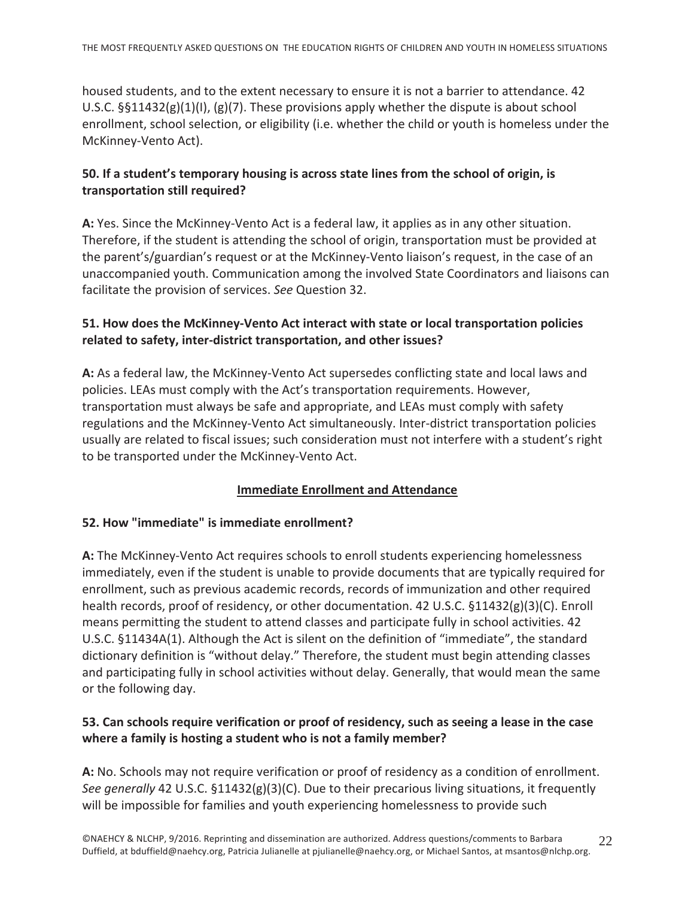housed students, and to the extent necessary to ensure it is not a barrier to attendance. 42 U.S.C. §§11432(g)(1)(I), (g)(7). These provisions apply whether the dispute is about school enrollment, school selection, or eligibility (i.e. whether the child or youth is homeless under the McKinney-Vento Act).

### 50. If a student's temporary housing is across state lines from the school of origin, is transportation still required?

**A:** Yes. Since the McKinney-Vento Act is a federal law, it applies as in any other situation. Therefore, if the student is attending the school of origin, transportation must be provided at the parent's/guardian's request or at the McKinney-Vento liaison's request, in the case of an unaccompanied youth. Communication among the involved State Coordinators and liaisons can facilitate the provision of services. *See* Question 32.

### 51. How does the McKinney-Vento Act interact with state or local transportation policies related to safety, inter-district transportation, and other issues?

**A:** As a federal law, the McKinney-Vento Act supersedes conflicting state and local laws and policies. LEAs must comply with the Act's transportation requirements. However, transportation must always be safe and appropriate, and LEAs must comply with safety regulations and the McKinney-Vento Act simultaneously. Inter-district transportation policies usually are related to fiscal issues; such consideration must not interfere with a student's right to be transported under the McKinney-Vento Act.

## Immediate Enrollment and Attendance

### 52. How "immediate" is immediate enrollment?

**A:** The McKinney-Vento Act requires schools to enroll students experiencing homelessness immediately, even if the student is unable to provide documents that are typically required for enrollment, such as previous academic records, records of immunization and other required health records, proof of residency, or other documentation. 42 U.S.C. §11432(g)(3)(C). Enroll means permitting the student to attend classes and participate fully in school activities. 42 U.S.C. §11434A(1). Although the Act is silent on the definition of "immediate", the standard dictionary definition is "without delay." Therefore, the student must begin attending classes and participating fully in school activities without delay. Generally, that would mean the same or the following day.

### 53. Can schools require verification or proof of residency, such as seeing a lease in the case where a family is hosting a student who is not a family member?

**A:** No. Schools may not require verification or proof of residency as a condition of enrollment. *See generally* 42 U.S.C. §11432(g)(3)(C). Due to their precarious living situations, it frequently will be impossible for families and youth experiencing homelessness to provide such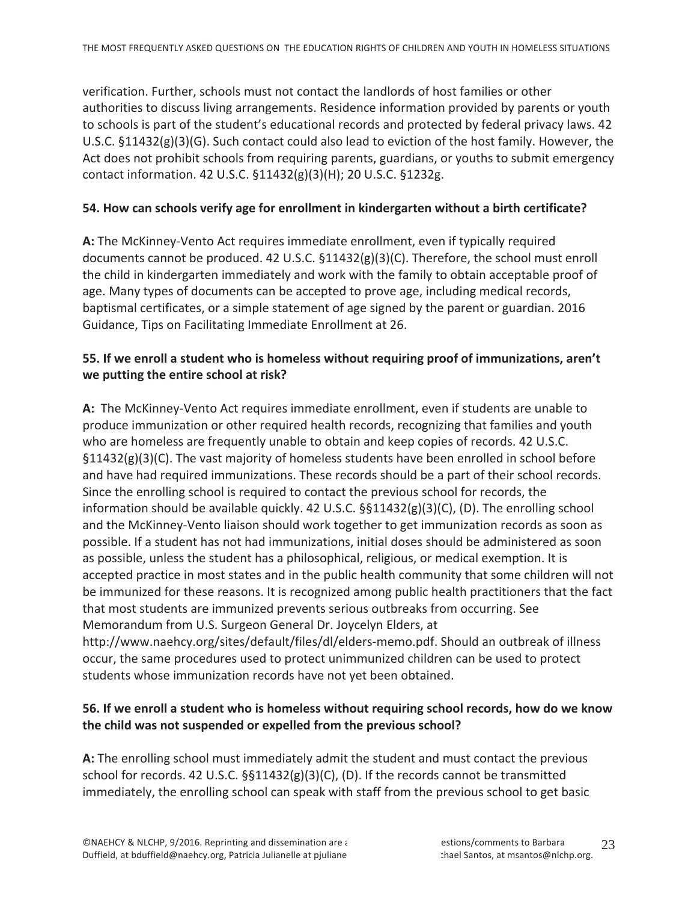verification. Further, schools must not contact the landlords of host families or other authorities to discuss living arrangements. Residence information provided by parents or youth to schools is part of the student's educational records and protected by federal privacy laws. 42 U.S.C. §11432(g)(3)(G). Such contact could also lead to eviction of the host family. However, the Act does not prohibit schools from requiring parents, guardians, or youths to submit emergency contact information. 42 U.S.C. §11432(g)(3)(H); 20 U.S.C. §1232g.

**54. How can schools verify age for enrollment in kindergarten without a birth certificate?**

**A:** The McKinney-Vento Act requires immediate enrollment, even if typically required documents cannot be produced. 42 U.S.C. §11432(g)(3)(C). Therefore, the school must enroll the child in kindergarten immediately and work with the family to obtain acceptable proof of age. Many types of documents can be accepted to prove age, including medical records, baptismal certificates, or a simple statement of age signed by the parent or guardian. 2016 Guidance, Tips on Facilitating Immediate Enrollment at 26.

**55. If we enroll a student who is homeless without requiring proof of immunizations, aren't we putting the entire school at risk?**

**A:** The McKinney-Vento Act requires immediate enrollment, even if students are unable to produce immunization or other required health records, recognizing that families and youth who are homeless are frequently unable to obtain and keep copies of records. 42 U.S.C. §11432(g)(3)(C). The vast majority of homeless students have been enrolled in school before and have had required immunizations. These records should be a part of their school records. Since the enrolling school is required to contact the previous school for records, the information should be available quickly. 42 U.S.C. §§11432(g)(3)(C), (D). The enrolling school and the McKinney-Vento liaison should work together to get immunization records as soon as possible. If a student has not had immunizations, initial doses should be administered as soon as possible, unless the student has a philosophical, religious, or medical exemption. It is accepted practice in most states and in the public health community that some children will not be immunized for these reasons. It is recognized among public health practitioners that the fact that most students are immunized prevents serious outbreaks from occurring. See Memorandum from U.S. Surgeon General Dr. Joycelyn Elders, at http://www.naehcy.org/sites/default/files/dl/elders-memo.pdf. Should an outbreak of illness occur, the same procedures used to protect unimmunized children can be used to protect students whose immunization records have not yet been obtained.

**56. If we enroll a student who is homeless without requiring school records, how do we know the child was not suspended or expelled from the previous school?**

**A:** The enrolling school must immediately admit the student and must contact the previous school for records. 42 U.S.C. §§11432(g)(3)(C), (D). If the records cannot be transmitted immediately, the enrolling school can speak with staff from the previous school to get basic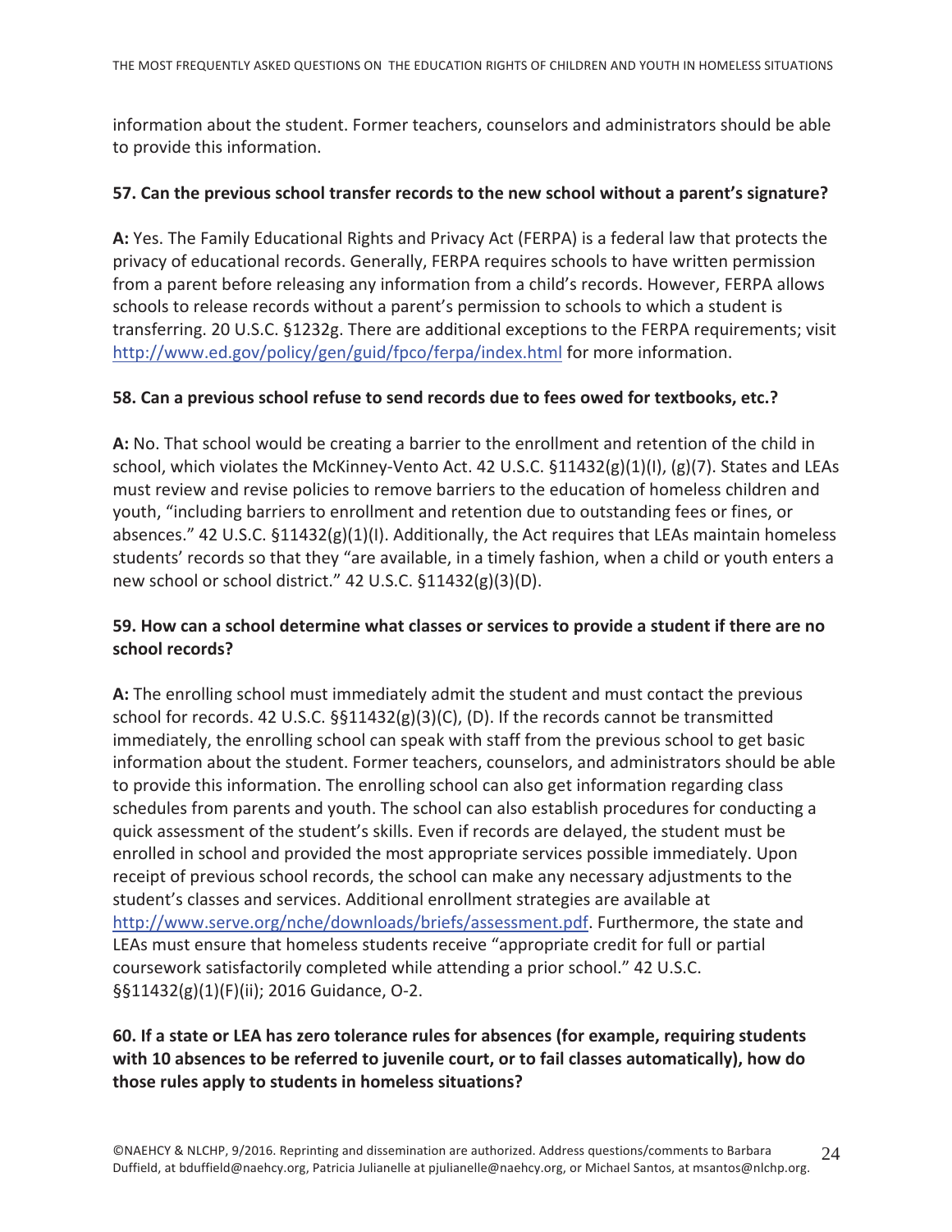information about the student. Former teachers, counselors and administrators should be able to provide this information.

**57. Can the previous school transfer records to the new school without a parent's signature?**

**A:** Yes. The Family Educational Rights and Privacy Act (FERPA) is a federal law that protects the privacy of educational records. Generally, FERPA requires schools to have written permission from a parent before releasing any information from a child's records. However, FERPA allows schools to release records without a parent's permission to schools to which a student is transferring. 20 U.S.C. §1232g. There are additional exceptions to the FERPA requirements; visit http://www.ed.gov/policy/gen/guid/fpco/ferpa/index.html for more information.

**58. Can a previous school refuse to send records due to fees owed for textbooks, etc.?**

**A:** No. That school would be creating a barrier to the enrollment and retention of the child in school, which violates the McKinney-Vento Act. 42 U.S.C. §11432(g)(1)(I), (g)(7). States and LEAs must review and revise policies to remove barriers to the education of homeless children and youth, "including barriers to enrollment and retention due to outstanding fees or fines, or absences." 42 U.S.C. §11432(g)(1)(I). Additionally, the Act requires that LEAs maintain homeless students' records so that they "are available, in a timely fashion, when a child or youth enters a new school or school district." 42 U.S.C. §11432(g)(3)(D).

**59. How can a school determine what classes or services to provide a student if there are no school records?**

**A:** The enrolling school must immediately admit the student and must contact the previous school for records. 42 U.S.C. §§11432(g)(3)(C), (D). If the records cannot be transmitted immediately, the enrolling school can speak with staff from the previous school to get basic information about the student. Former teachers, counselors, and administrators should be able to provide this information. The enrolling school can also get information regarding class schedules from parents and youth. The school can also establish procedures for conducting a quick assessment of the student's skills. Even if records are delayed, the student must be enrolled in school and provided the most appropriate services possible immediately. Upon receipt of previous school records, the school can make any necessary adjustments to the student's classes and services. Additional enrollment strategies are available at http://www.serve.org/nche/downloads/briefs/assessment.pdf. Furthermore, the state and LEAs must ensure that homeless students receive "appropriate credit for full or partial coursework satisfactorily completed while attending a prior school." 42 U.S.C. §§11432(g)(1)(F)(ii); 2016 Guidance, O-2.

**60. If a state or LEA has zero tolerance rules for absences (for example, requiring students with 10 absences to be referred to juvenile court, or to fail classes automatically), how do those rules apply to students in homeless situations?**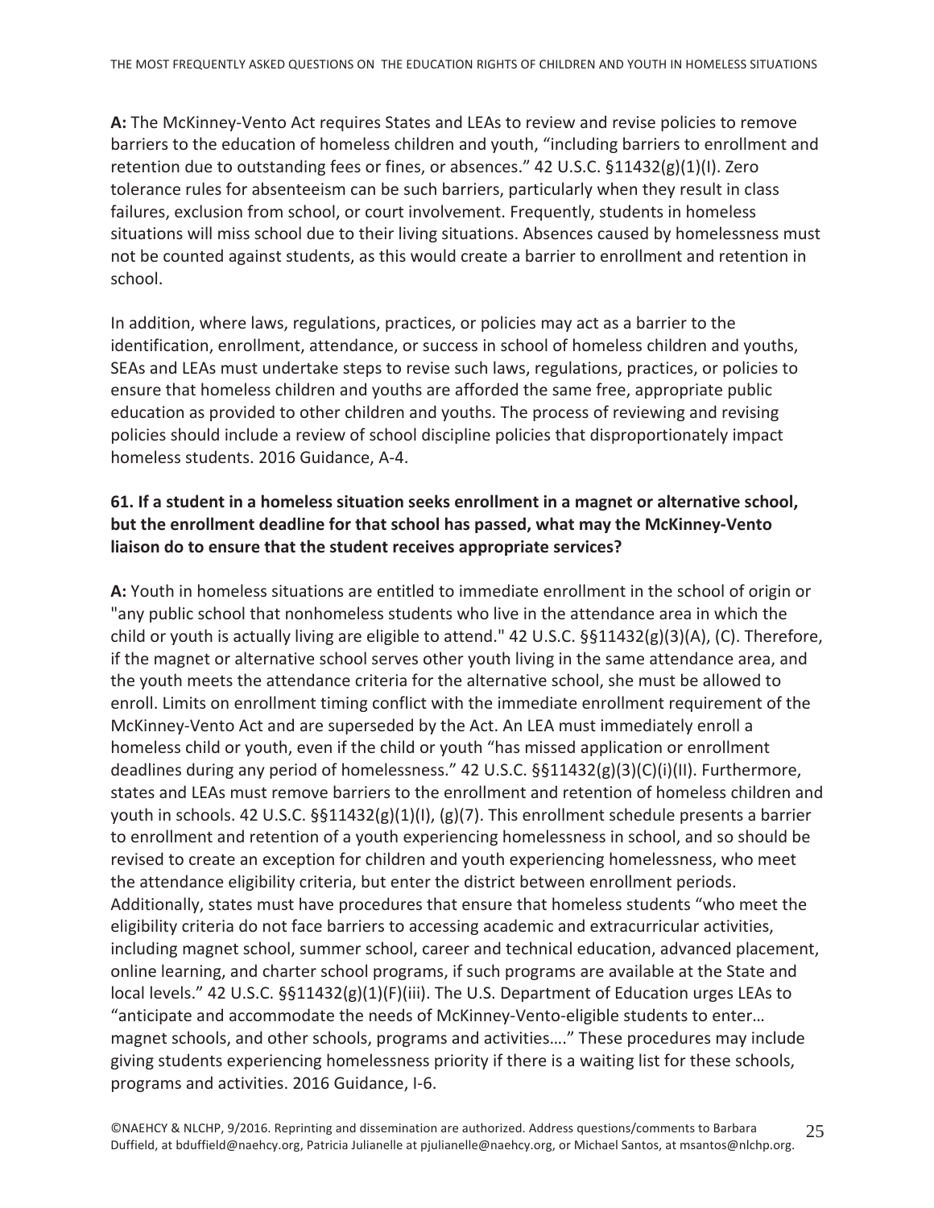**A:** The McKinney-Vento Act requires States and LEAs to review and revise policies to remove barriers to the education of homeless children and youth, "including barriers to enrollment and retention due to outstanding fees or fines, or absences." 42 U.S.C. §11432(g)(1)(I). Zero tolerance rules for absenteeism can be such barriers, particularly when they result in class failures, exclusion from school, or court involvement. Frequently, students in homeless situations will miss school due to their living situations. Absences caused by homelessness must not be counted against students, as this would create a barrier to enrollment and retention in school.

In addition, where laws, regulations, practices, or policies may act as a barrier to the identification, enrollment, attendance, or success in school of homeless children and youths, SEAs and LEAs must undertake steps to revise such laws, regulations, practices, or policies to ensure that homeless children and youths are afforded the same free, appropriate public education as provided to other children and youths. The process of reviewing and revising policies should include a review of school discipline policies that disproportionately impact homeless students. 2016 Guidance, A-4.

**61. If a student in a homeless situation seeks enrollment in a magnet or alternative school, but the enrollment deadline for that school has passed, what may the McKinney-Vento liaison do to ensure that the student receives appropriate services?**

**A:** Youth in homeless situations are entitled to immediate enrollment in the school of origin or "any public school that nonhomeless students who live in the attendance area in which the child or youth is actually living are eligible to attend." 42 U.S.C. §§11432(g)(3)(A), (C). Therefore, if the magnet or alternative school serves other youth living in the same attendance area, and the youth meets the attendance criteria for the alternative school, she must be allowed to enroll. Limits on enrollment timing conflict with the immediate enrollment requirement of the McKinney-Vento Act and are superseded by the Act. An LEA must immediately enroll a homeless child or youth, even if the child or youth "has missed application or enrollment deadlines during any period of homelessness." 42 U.S.C. §§11432(g)(3)(C)(i)(II). Furthermore, states and LEAs must remove barriers to the enrollment and retention of homeless children and youth in schools. 42 U.S.C. §§11432(g)(1)(I), (g)(7). This enrollment schedule presents a barrier to enrollment and retention of a youth experiencing homelessness in school, and so should be revised to create an exception for children and youth experiencing homelessness, who meet the attendance eligibility criteria, but enter the district between enrollment periods. Additionally, states must have procedures that ensure that homeless students "who meet the eligibility criteria do not face barriers to accessing academic and extracurricular activities, including magnet school, summer school, career and technical education, advanced placement, online learning, and charter school programs, if such programs are available at the State and local levels." 42 U.S.C. §§11432(g)(1)(F)(iii). The U.S. Department of Education urges LEAs to "anticipate and accommodate the needs of McKinney-Vento-eligible students to enter… magnet schools, and other schools, programs and activities…." These procedures may include giving students experiencing homelessness priority if there is a waiting list for these schools, programs and activities. 2016 Guidance, I-6.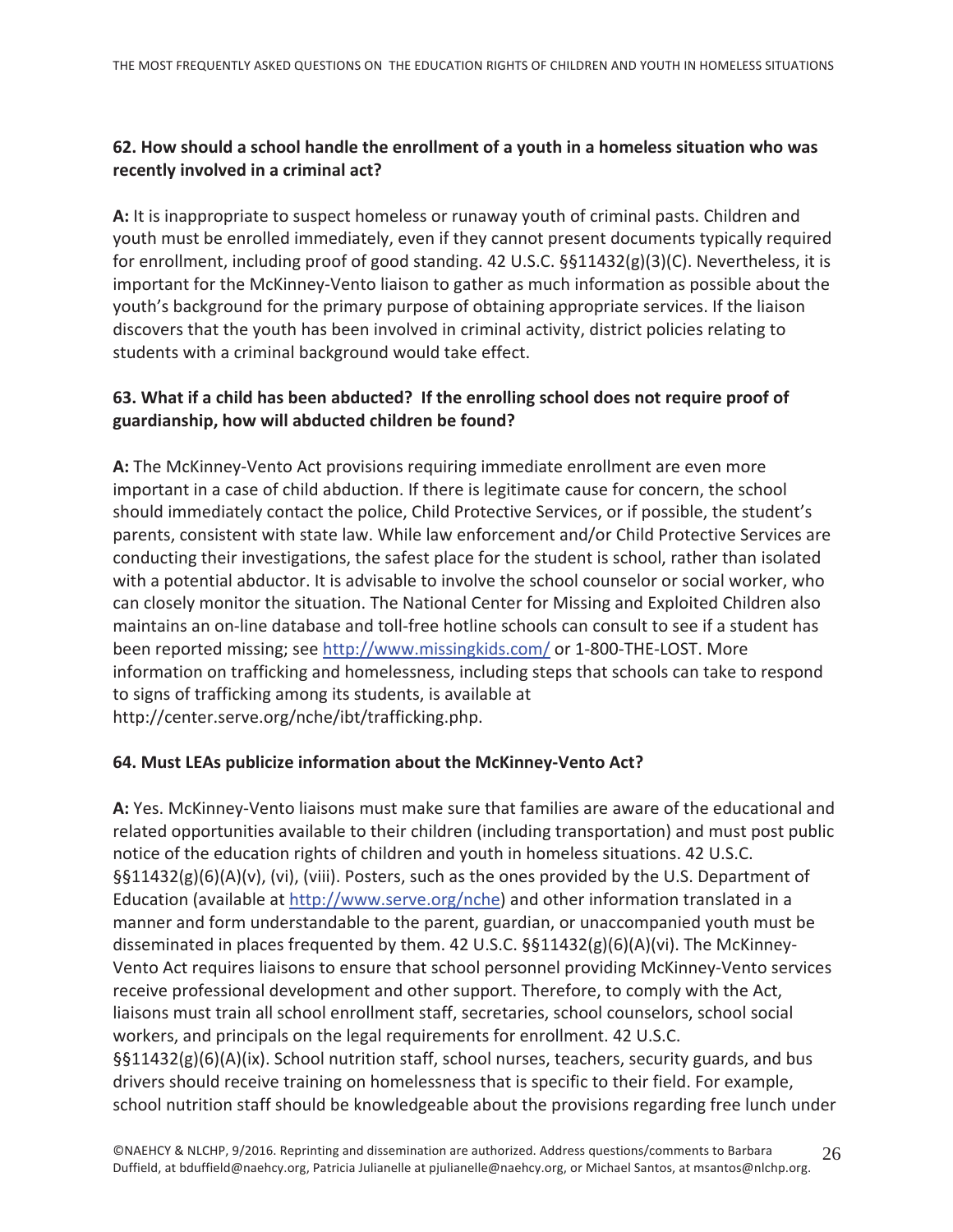**62. How should a school handle the enrollment of a youth in a homeless situation who was recently involved in a criminal act?**

**A:** It is inappropriate to suspect homeless or runaway youth of criminal pasts. Children and youth must be enrolled immediately, even if they cannot present documents typically required for enrollment, including proof of good standing. 42 U.S.C. §§11432(g)(3)(C). Nevertheless, it is important for the McKinney-Vento liaison to gather as much information as possible about the youth's background for the primary purpose of obtaining appropriate services. If the liaison discovers that the youth has been involved in criminal activity, district policies relating to students with a criminal background would take effect.

**63. What if a child has been abducted? If the enrolling school does not require proof of guardianship, how will abducted children be found?**

**A:** The McKinney-Vento Act provisions requiring immediate enrollment are even more important in a case of child abduction. If there is legitimate cause for concern, the school should immediately contact the police, Child Protective Services, or if possible, the student's parents, consistent with state law. While law enforcement and/or Child Protective Services are conducting their investigations, the safest place for the student is school, rather than isolated with a potential abductor. It is advisable to involve the school counselor or social worker, who can closely monitor the situation. The National Center for Missing and Exploited Children also maintains an on-line database and toll-free hotline schools can consult to see if a student has been reported missing; see [http://www.missingkids.com/](http://www.missingkids.com/) or 1-800-THE-LOST. More information on trafficking and homelessness, including steps that schools can take to respond to signs of trafficking among its students, is available at http://center.serve.org/nche/ibt/trafficking.php.

**64. Must LEAs publicize information about the McKinney-Vento Act?**

**A:** Yes. McKinney-Vento liaisons must make sure that families are aware of the educational and related opportunities available to their children (including transportation) and must post public notice of the education rights of children and youth in homeless situations. 42 U.S.C. §§11432(g)(6)(A)(v), (vi), (viii). Posters, such as the ones provided by the U.S. Department of Education (available at [http://www.serve.org/nche](http://www.serve.org/nche)) and other information translated in a manner and form understandable to the parent, guardian, or unaccompanied youth must be disseminated in places frequented by them. 42 U.S.C. §§11432(g)(6)(A)(vi). The McKinney-Vento Act requires liaisons to ensure that school personnel providing McKinney-Vento services receive professional development and other support. Therefore, to comply with the Act, liaisons must train all school enrollment staff, secretaries, school counselors, school social workers, and principals on the legal requirements for enrollment. 42 U.S.C. §§11432(g)(6)(A)(ix). School nutrition staff, school nurses, teachers, security guards, and bus drivers should receive training on homelessness that is specific to their field. For example, school nutrition staff should be knowledgeable about the provisions regarding free lunch under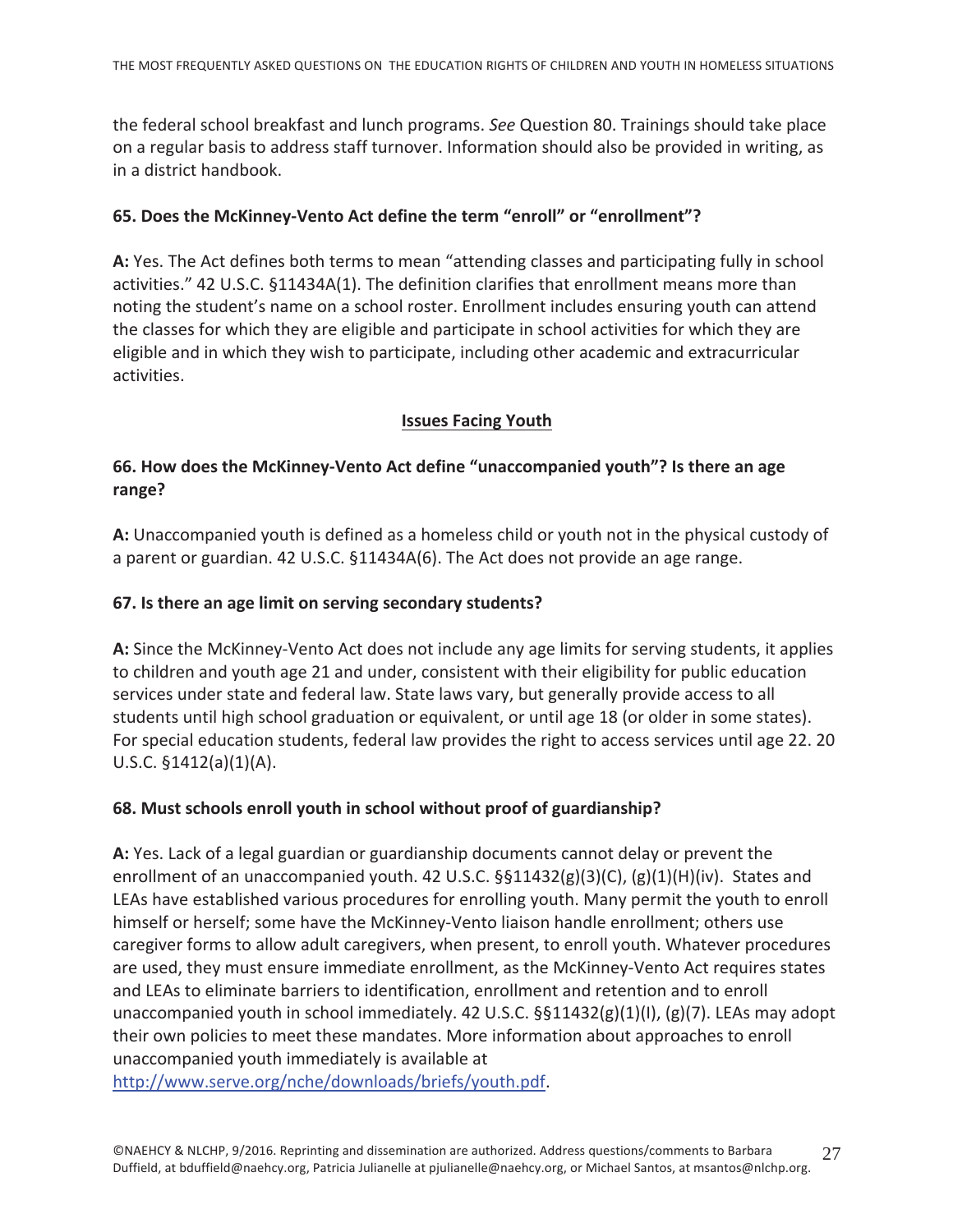the federal school breakfast and lunch programs. *See* Question 80. Trainings should take place on a regular basis to address staff turnover. Information should also be provided in writing, as in a district handbook.

**65. Does the McKinney-Vento Act define the term "enroll" or "enrollment"?**

**A:** Yes. The Act defines both terms to mean "attending classes and participating fully in school activities." 42 U.S.C. §11434A(1). The definition clarifies that enrollment means more than noting the student's name on a school roster. Enrollment includes ensuring youth can attend the classes for which they are eligible and participate in school activities for which they are eligible and in which they wish to participate, including other academic and extracurricular activities.

## Issues Facing Youth

**66. How does the McKinney-Vento Act define "unaccompanied youth"? Is there an age range?**

**A:** Unaccompanied youth is defined as a homeless child or youth not in the physical custody of a parent or guardian. 42 U.S.C. §11434A(6). The Act does not provide an age range.

**67. Is there an age limit on serving secondary students?**

**A:** Since the McKinney-Vento Act does not include any age limits for serving students, it applies to children and youth age 21 and under, consistent with their eligibility for public education services under state and federal law. State laws vary, but generally provide access to all students until high school graduation or equivalent, or until age 18 (or older in some states). For special education students, federal law provides the right to access services until age 22. 20 U.S.C. §1412(a)(1)(A).

**68. Must schools enroll youth in school without proof of guardianship?**

**A:** Yes. Lack of a legal guardian or guardianship documents cannot delay or prevent the enrollment of an unaccompanied youth. 42 U.S.C. §§11432(g)(3)(C), (g)(1)(H)(iv). States and LEAs have established various procedures for enrolling youth. Many permit the youth to enroll himself or herself; some have the McKinney-Vento liaison handle enrollment; others use caregiver forms to allow adult caregivers, when present, to enroll youth. Whatever procedures are used, they must ensure immediate enrollment, as the McKinney-Vento Act requires states and LEAs to eliminate barriers to identification, enrollment and retention and to enroll unaccompanied youth in school immediately. 42 U.S.C. §§11432(g)(1)(I), (g)(7). LEAs may adopt their own policies to meet these mandates. More information about approaches to enroll unaccompanied youth immediately is available at http://www.serve.org/nche/downloads/briefs/youth.pdf.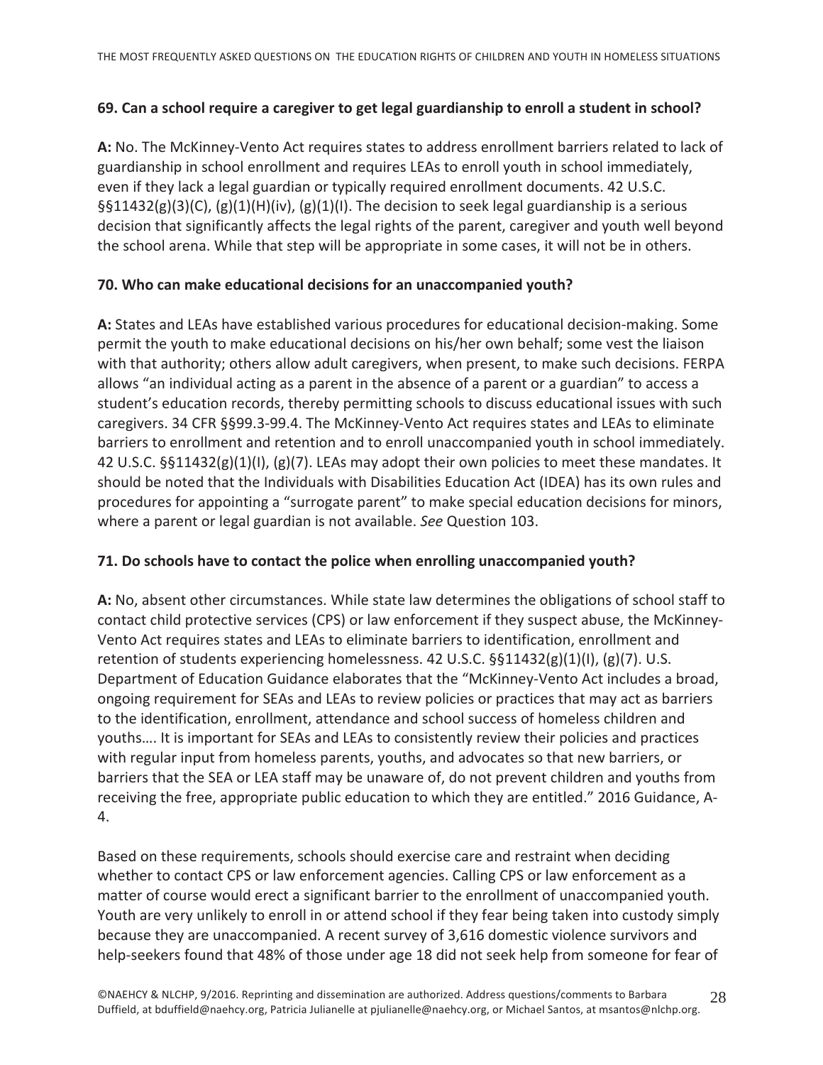**69. Can a school require a caregiver to get legal guardianship to enroll a student in school?**

**A:** No. The McKinney-Vento Act requires states to address enrollment barriers related to lack of guardianship in school enrollment and requires LEAs to enroll youth in school immediately, even if they lack a legal guardian or typically required enrollment documents. 42 U.S.C. §§11432(g)(3)(C), (g)(1)(H)(iv), (g)(1)(I). The decision to seek legal guardianship is a serious decision that significantly affects the legal rights of the parent, caregiver and youth well beyond the school arena. While that step will be appropriate in some cases, it will not be in others.

**70. Who can make educational decisions for an unaccompanied youth?**

**A:** States and LEAs have established various procedures for educational decision-making. Some permit the youth to make educational decisions on his/her own behalf; some vest the liaison with that authority; others allow adult caregivers, when present, to make such decisions. FERPA allows "an individual acting as a parent in the absence of a parent or a guardian" to access a student's education records, thereby permitting schools to discuss educational issues with such caregivers. 34 CFR §§99.3-99.4. The McKinney-Vento Act requires states and LEAs to eliminate barriers to enrollment and retention and to enroll unaccompanied youth in school immediately. 42 U.S.C. §§11432(g)(1)(I), (g)(7). LEAs may adopt their own policies to meet these mandates. It should be noted that the Individuals with Disabilities Education Act (IDEA) has its own rules and procedures for appointing a "surrogate parent" to make special education decisions for minors, where a parent or legal guardian is not available. *See* Question 103.

**71. Do schools have to contact the police when enrolling unaccompanied youth?**

**A:** No, absent other circumstances. While state law determines the obligations of school staff to contact child protective services (CPS) or law enforcement if they suspect abuse, the McKinney-Vento Act requires states and LEAs to eliminate barriers to identification, enrollment and retention of students experiencing homelessness. 42 U.S.C. §§11432(g)(1)(I), (g)(7). U.S. Department of Education Guidance elaborates that the "McKinney-Vento Act includes a broad, ongoing requirement for SEAs and LEAs to review policies or practices that may act as barriers to the identification, enrollment, attendance and school success of homeless children and youths…. It is important for SEAs and LEAs to consistently review their policies and practices with regular input from homeless parents, youths, and advocates so that new barriers, or barriers that the SEA or LEA staff may be unaware of, do not prevent children and youths from receiving the free, appropriate public education to which they are entitled." 2016 Guidance, A-4.

Based on these requirements, schools should exercise care and restraint when deciding whether to contact CPS or law enforcement agencies. Calling CPS or law enforcement as a matter of course would erect a significant barrier to the enrollment of unaccompanied youth. Youth are very unlikely to enroll in or attend school if they fear being taken into custody simply because they are unaccompanied. A recent survey of 3,616 domestic violence survivors and help-seekers found that 48% of those under age 18 did not seek help from someone for fear of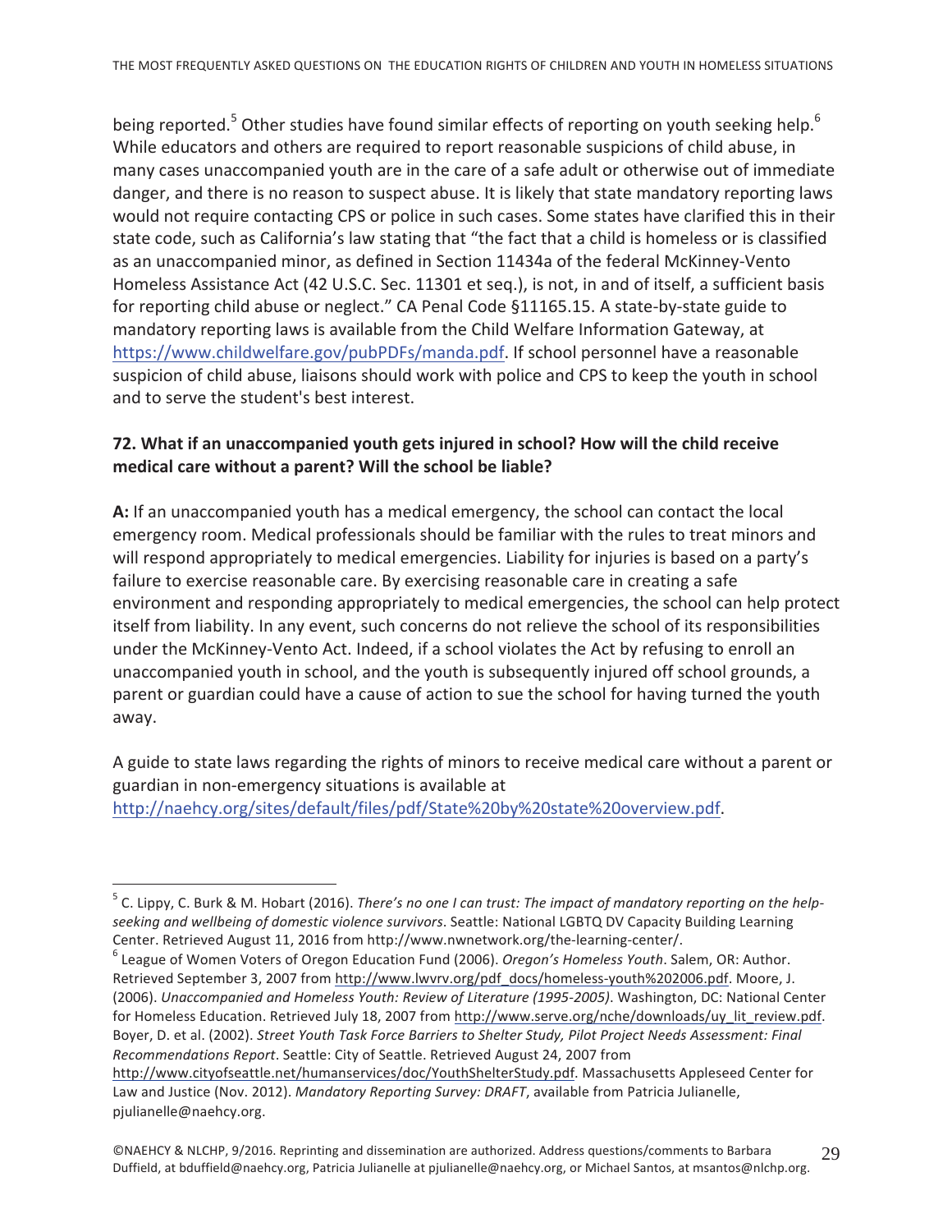being reported.[5] Other studies have found similar effects of reporting on youth seeking help.[6] While educators and others are required to report reasonable suspicions of child abuse, in many cases unaccompanied youth are in the care of a safe adult or otherwise out of immediate danger, and there is no reason to suspect abuse. It is likely that state mandatory reporting laws would not require contacting CPS or police in such cases. Some states have clarified this in their state code, such as California's law stating that "the fact that a child is homeless or is classified as an unaccompanied minor, as defined in Section 11434a of the federal McKinney-Vento Homeless Assistance Act (42 U.S.C. Sec. 11301 et seq.), is not, in and of itself, a sufficient basis for reporting child abuse or neglect." CA Penal Code §11165.15. A state-by-state guide to mandatory reporting laws is available from the Child Welfare Information Gateway, at https://www.childwelfare.gov/pubPDFs/manda.pdf. If school personnel have a reasonable suspicion of child abuse, liaisons should work with police and CPS to keep the youth in school and to serve the student's best interest.

**72. What if an unaccompanied youth gets injured in school? How will the child receive medical care without a parent? Will the school be liable?**

**A:** If an unaccompanied youth has a medical emergency, the school can contact the local emergency room. Medical professionals should be familiar with the rules to treat minors and will respond appropriately to medical emergencies. Liability for injuries is based on a party's failure to exercise reasonable care. By exercising reasonable care in creating a safe environment and responding appropriately to medical emergencies, the school can help protect itself from liability. In any event, such concerns do not relieve the school of its responsibilities under the McKinney-Vento Act. Indeed, if a school violates the Act by refusing to enroll an unaccompanied youth in school, and the youth is subsequently injured off school grounds, a parent or guardian could have a cause of action to sue the school for having turned the youth away.

A guide to state laws regarding the rights of minors to receive medical care without a parent or guardian in non-emergency situations is available at http://naehcy.org/sites/default/files/pdf/State%20by%20state%20overview.pdf.

---

[5] C. Lippy, C. Burk & M. Hobart (2016). *There's no one I can trust: The impact of mandatory reporting on the help-seeking and wellbeing of domestic violence survivors*. Seattle: National LGBTQ DV Capacity Building Learning Center. Retrieved August 11, 2016 from http://www.nwnetwork.org/the-learning-center/.

[6] League of Women Voters of Oregon Education Fund (2006). *Oregon's Homeless Youth*. Salem, OR: Author. Retrieved September 3, 2007 from http://www.lwvrv.org/pdf_docs/homeless-youth%202006.pdf. Moore, J. (2006). *Unaccompanied and Homeless Youth: Review of Literature (1995-2005)*. Washington, DC: National Center for Homeless Education. Retrieved July 18, 2007 from http://www.serve.org/nche/downloads/uy_lit_review.pdf. Boyer, D. et al. (2002). *Street Youth Task Force Barriers to Shelter Study, Pilot Project Needs Assessment: Final Recommendations Report*. Seattle: City of Seattle. Retrieved August 24, 2007 from http://www.cityofseattle.net/humanservices/doc/YouthShelterStudy.pdf. Massachusetts Appleseed Center for Law and Justice (Nov. 2012). *Mandatory Reporting Survey: DRAFT*, available from Patricia Julianelle, pjulianelle@naehcy.org.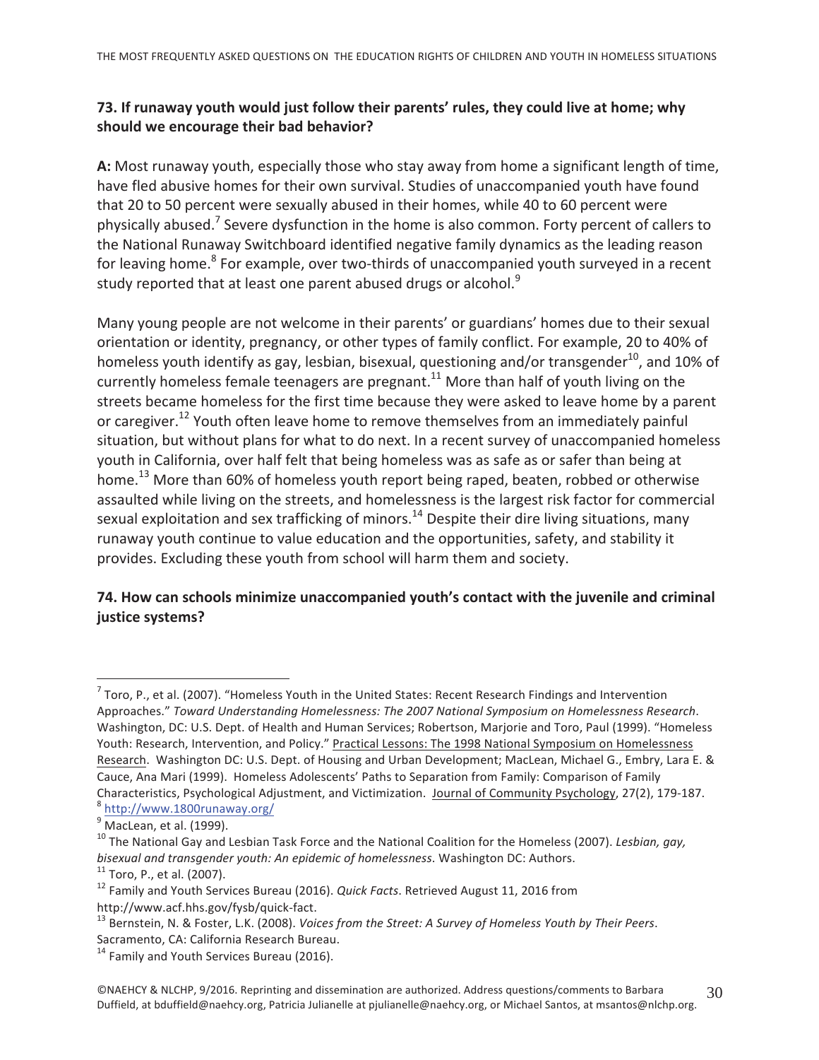### 73. If runaway youth would just follow their parents' rules, they could live at home; why should we encourage their bad behavior?

**A:** Most runaway youth, especially those who stay away from home a significant length of time, have fled abusive homes for their own survival. Studies of unaccompanied youth have found that 20 to 50 percent were sexually abused in their homes, while 40 to 60 percent were physically abused.[7] Severe dysfunction in the home is also common. Forty percent of callers to the National Runaway Switchboard identified negative family dynamics as the leading reason for leaving home.[8] For example, over two-thirds of unaccompanied youth surveyed in a recent study reported that at least one parent abused drugs or alcohol.[9]

Many young people are not welcome in their parents' or guardians' homes due to their sexual orientation or identity, pregnancy, or other types of family conflict. For example, 20 to 40% of homeless youth identify as gay, lesbian, bisexual, questioning and/or transgender[10], and 10% of currently homeless female teenagers are pregnant.[11] More than half of youth living on the streets became homeless for the first time because they were asked to leave home by a parent or caregiver.[12] Youth often leave home to remove themselves from an immediately painful situation, but without plans for what to do next. In a recent survey of unaccompanied homeless youth in California, over half felt that being homeless was as safe as or safer than being at home.[13] More than 60% of homeless youth report being raped, beaten, robbed or otherwise assaulted while living on the streets, and homelessness is the largest risk factor for commercial sexual exploitation and sex trafficking of minors.[14] Despite their dire living situations, many runaway youth continue to value education and the opportunities, safety, and stability it provides. Excluding these youth from school will harm them and society.

### 74. How can schools minimize unaccompanied youth's contact with the juvenile and criminal justice systems?

---

[7] Toro, P., et al. (2007). "Homeless Youth in the United States: Recent Research Findings and Intervention Approaches." *Toward Understanding Homelessness: The 2007 National Symposium on Homelessness Research*. Washington, DC: U.S. Dept. of Health and Human Services; Robertson, Marjorie and Toro, Paul (1999). "Homeless Youth: Research, Intervention, and Policy." Practical Lessons: The 1998 National Symposium on Homelessness Research. Washington DC: U.S. Dept. of Housing and Urban Development; MacLean, Michael G., Embry, Lara E. & Cauce, Ana Mari (1999). Homeless Adolescents' Paths to Separation from Family: Comparison of Family Characteristics, Psychological Adjustment, and Victimization. Journal of Community Psychology, 27(2), 179-187.

[8] http://www.1800runaway.org/

[9] MacLean, et al. (1999).

[10] The National Gay and Lesbian Task Force and the National Coalition for the Homeless (2007). *Lesbian, gay, bisexual and transgender youth: An epidemic of homelessness*. Washington DC: Authors.

[11] Toro, P., et al. (2007).

[12] Family and Youth Services Bureau (2016). *Quick Facts*. Retrieved August 11, 2016 from http://www.acf.hhs.gov/fysb/quick-fact.

[13] Bernstein, N. & Foster, L.K. (2008). *Voices from the Street: A Survey of Homeless Youth by Their Peers*. Sacramento, CA: California Research Bureau.

[14] Family and Youth Services Bureau (2016).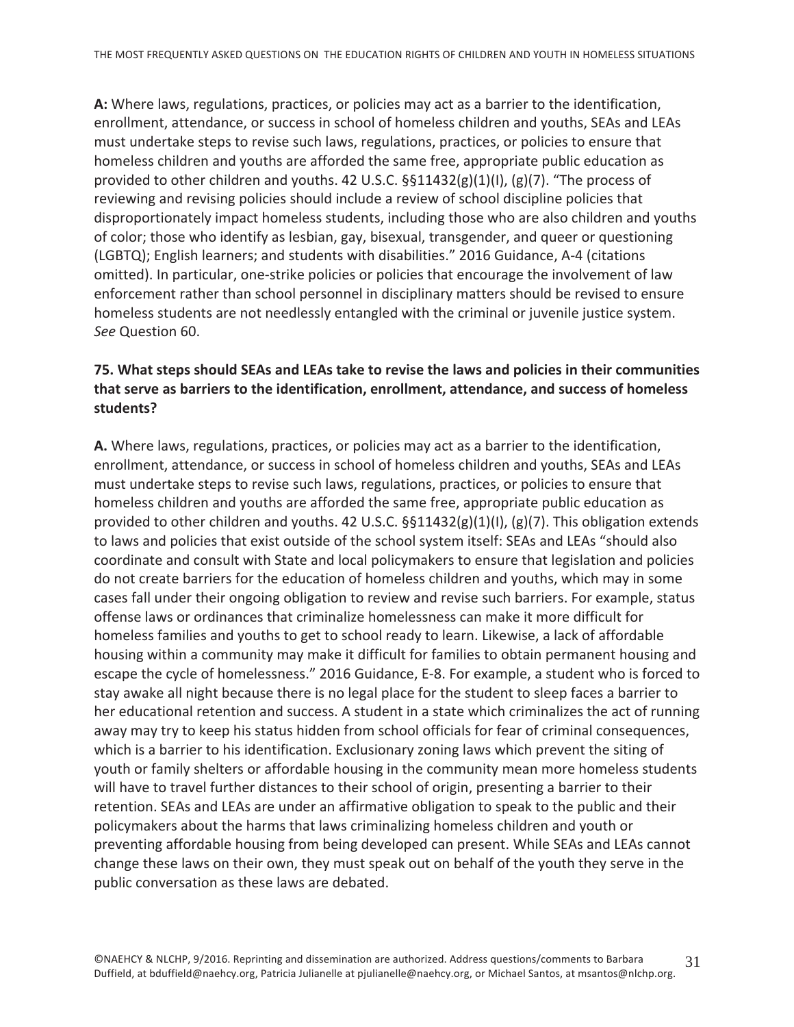**A:** Where laws, regulations, practices, or policies may act as a barrier to the identification, enrollment, attendance, or success in school of homeless children and youths, SEAs and LEAs must undertake steps to revise such laws, regulations, practices, or policies to ensure that homeless children and youths are afforded the same free, appropriate public education as provided to other children and youths. 42 U.S.C. §§11432(g)(1)(I), (g)(7). "The process of reviewing and revising policies should include a review of school discipline policies that disproportionately impact homeless students, including those who are also children and youths of color; those who identify as lesbian, gay, bisexual, transgender, and queer or questioning (LGBTQ); English learners; and students with disabilities." 2016 Guidance, A-4 (citations omitted). In particular, one-strike policies or policies that encourage the involvement of law enforcement rather than school personnel in disciplinary matters should be revised to ensure homeless students are not needlessly entangled with the criminal or juvenile justice system. *See* Question 60.

**75. What steps should SEAs and LEAs take to revise the laws and policies in their communities that serve as barriers to the identification, enrollment, attendance, and success of homeless students?**

**A.** Where laws, regulations, practices, or policies may act as a barrier to the identification, enrollment, attendance, or success in school of homeless children and youths, SEAs and LEAs must undertake steps to revise such laws, regulations, practices, or policies to ensure that homeless children and youths are afforded the same free, appropriate public education as provided to other children and youths. 42 U.S.C. §§11432(g)(1)(I), (g)(7). This obligation extends to laws and policies that exist outside of the school system itself: SEAs and LEAs "should also coordinate and consult with State and local policymakers to ensure that legislation and policies do not create barriers for the education of homeless children and youths, which may in some cases fall under their ongoing obligation to review and revise such barriers. For example, status offense laws or ordinances that criminalize homelessness can make it more difficult for homeless families and youths to get to school ready to learn. Likewise, a lack of affordable housing within a community may make it difficult for families to obtain permanent housing and escape the cycle of homelessness." 2016 Guidance, E-8. For example, a student who is forced to stay awake all night because there is no legal place for the student to sleep faces a barrier to her educational retention and success. A student in a state which criminalizes the act of running away may try to keep his status hidden from school officials for fear of criminal consequences, which is a barrier to his identification. Exclusionary zoning laws which prevent the siting of youth or family shelters or affordable housing in the community mean more homeless students will have to travel further distances to their school of origin, presenting a barrier to their retention. SEAs and LEAs are under an affirmative obligation to speak to the public and their policymakers about the harms that laws criminalizing homeless children and youth or preventing affordable housing from being developed can present. While SEAs and LEAs cannot change these laws on their own, they must speak out on behalf of the youth they serve in the public conversation as these laws are debated.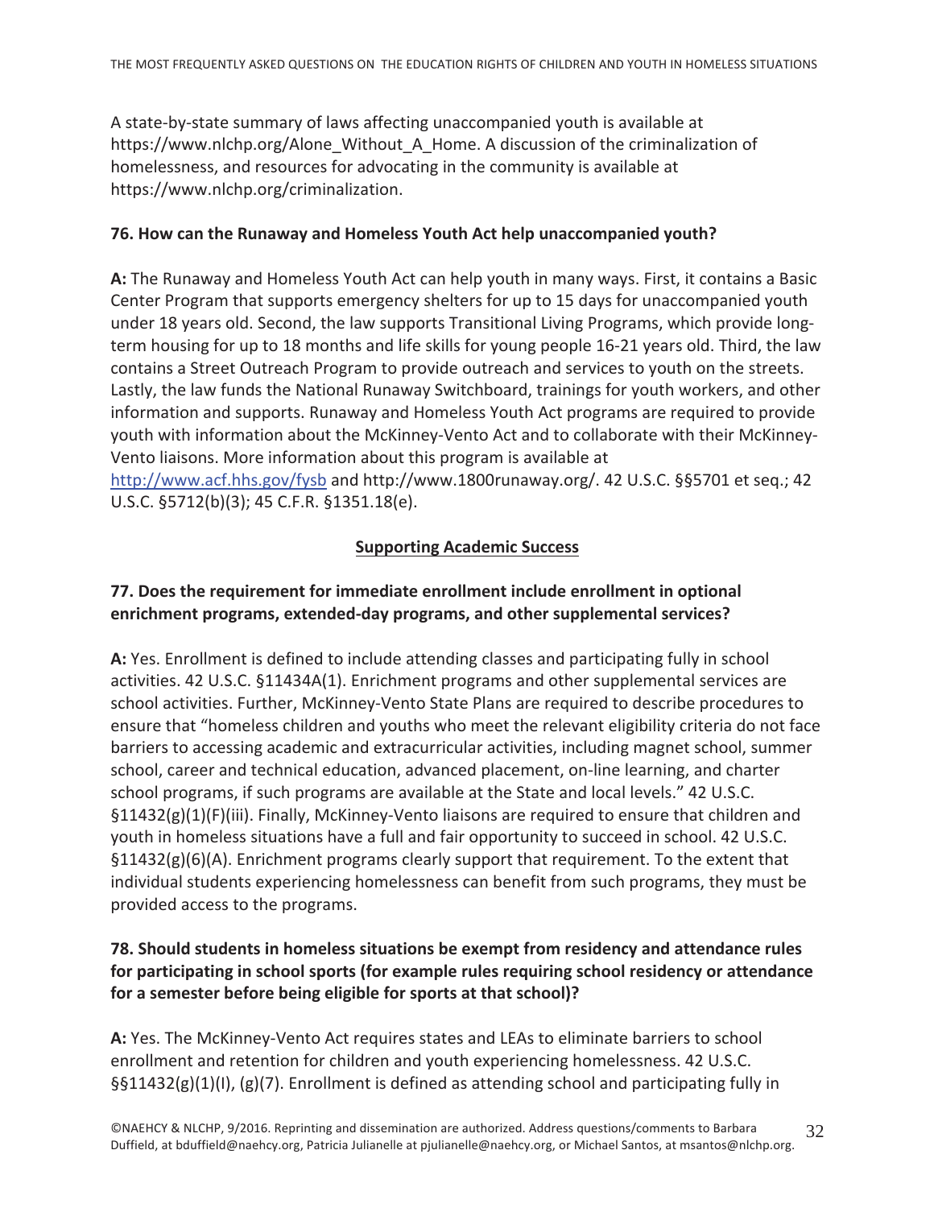A state-by-state summary of laws affecting unaccompanied youth is available at https://www.nlchp.org/Alone_Without_A_Home. A discussion of the criminalization of homelessness, and resources for advocating in the community is available at https://www.nlchp.org/criminalization.

**76. How can the Runaway and Homeless Youth Act help unaccompanied youth?**

**A:** The Runaway and Homeless Youth Act can help youth in many ways. First, it contains a Basic Center Program that supports emergency shelters for up to 15 days for unaccompanied youth under 18 years old. Second, the law supports Transitional Living Programs, which provide long-term housing for up to 18 months and life skills for young people 16-21 years old. Third, the law contains a Street Outreach Program to provide outreach and services to youth on the streets. Lastly, the law funds the National Runaway Switchboard, trainings for youth workers, and other information and supports. Runaway and Homeless Youth Act programs are required to provide youth with information about the McKinney-Vento Act and to collaborate with their McKinney-Vento liaisons. More information about this program is available at [http://www.acf.hhs.gov/fysb](http://www.acf.hhs.gov/fysb) and http://www.1800runaway.org/. 42 U.S.C. §§5701 et seq.; 42 U.S.C. §5712(b)(3); 45 C.F.R. §1351.18(e).

## Supporting Academic Success

**77. Does the requirement for immediate enrollment include enrollment in optional enrichment programs, extended-day programs, and other supplemental services?**

**A:** Yes. Enrollment is defined to include attending classes and participating fully in school activities. 42 U.S.C. §11434A(1). Enrichment programs and other supplemental services are school activities. Further, McKinney-Vento State Plans are required to describe procedures to ensure that "homeless children and youths who meet the relevant eligibility criteria do not face barriers to accessing academic and extracurricular activities, including magnet school, summer school, career and technical education, advanced placement, on-line learning, and charter school programs, if such programs are available at the State and local levels." 42 U.S.C. §11432(g)(1)(F)(iii). Finally, McKinney-Vento liaisons are required to ensure that children and youth in homeless situations have a full and fair opportunity to succeed in school. 42 U.S.C. §11432(g)(6)(A). Enrichment programs clearly support that requirement. To the extent that individual students experiencing homelessness can benefit from such programs, they must be provided access to the programs.

**78. Should students in homeless situations be exempt from residency and attendance rules for participating in school sports (for example rules requiring school residency or attendance for a semester before being eligible for sports at that school)?**

**A:** Yes. The McKinney-Vento Act requires states and LEAs to eliminate barriers to school enrollment and retention for children and youth experiencing homelessness. 42 U.S.C. §§11432(g)(1)(I), (g)(7). Enrollment is defined as attending school and participating fully in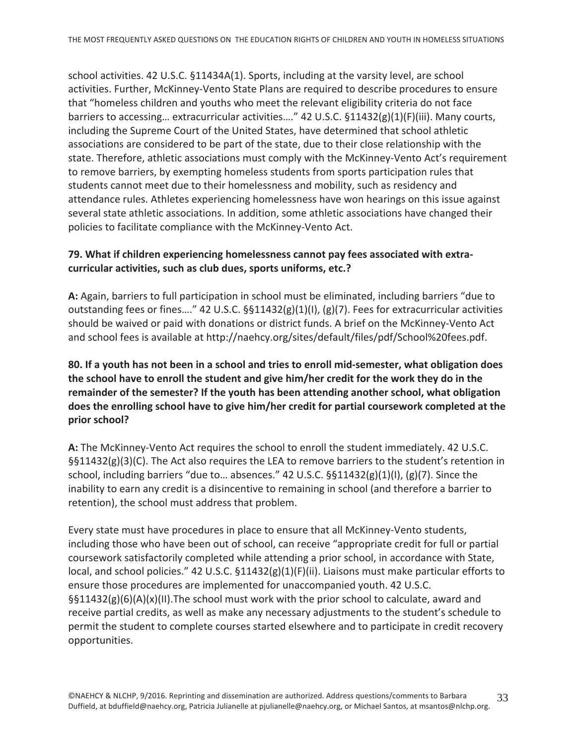school activities. 42 U.S.C. §11434A(1). Sports, including at the varsity level, are school activities. Further, McKinney-Vento State Plans are required to describe procedures to ensure that "homeless children and youths who meet the relevant eligibility criteria do not face barriers to accessing… extracurricular activities…." 42 U.S.C. §11432(g)(1)(F)(iii). Many courts, including the Supreme Court of the United States, have determined that school athletic associations are considered to be part of the state, due to their close relationship with the state. Therefore, athletic associations must comply with the McKinney-Vento Act's requirement to remove barriers, by exempting homeless students from sports participation rules that students cannot meet due to their homelessness and mobility, such as residency and attendance rules. Athletes experiencing homelessness have won hearings on this issue against several state athletic associations. In addition, some athletic associations have changed their policies to facilitate compliance with the McKinney-Vento Act.

**79. What if children experiencing homelessness cannot pay fees associated with extra-curricular activities, such as club dues, sports uniforms, etc.?**

**A:** Again, barriers to full participation in school must be eliminated, including barriers "due to outstanding fees or fines…." 42 U.S.C. §§11432(g)(1)(I), (g)(7). Fees for extracurricular activities should be waived or paid with donations or district funds. A brief on the McKinney-Vento Act and school fees is available at http://naehcy.org/sites/default/files/pdf/School%20fees.pdf.

**80. If a youth has not been in a school and tries to enroll mid-semester, what obligation does the school have to enroll the student and give him/her credit for the work they do in the remainder of the semester? If the youth has been attending another school, what obligation does the enrolling school have to give him/her credit for partial coursework completed at the prior school?**

**A:** The McKinney-Vento Act requires the school to enroll the student immediately. 42 U.S.C. §§11432(g)(3)(C). The Act also requires the LEA to remove barriers to the student's retention in school, including barriers "due to… absences." 42 U.S.C. §§11432(g)(1)(I), (g)(7). Since the inability to earn any credit is a disincentive to remaining in school (and therefore a barrier to retention), the school must address that problem.

Every state must have procedures in place to ensure that all McKinney-Vento students, including those who have been out of school, can receive "appropriate credit for full or partial coursework satisfactorily completed while attending a prior school, in accordance with State, local, and school policies." 42 U.S.C. §11432(g)(1)(F)(ii). Liaisons must make particular efforts to ensure those procedures are implemented for unaccompanied youth. 42 U.S.C. §§11432(g)(6)(A)(x)(II).The school must work with the prior school to calculate, award and receive partial credits, as well as make any necessary adjustments to the student's schedule to permit the student to complete courses started elsewhere and to participate in credit recovery opportunities.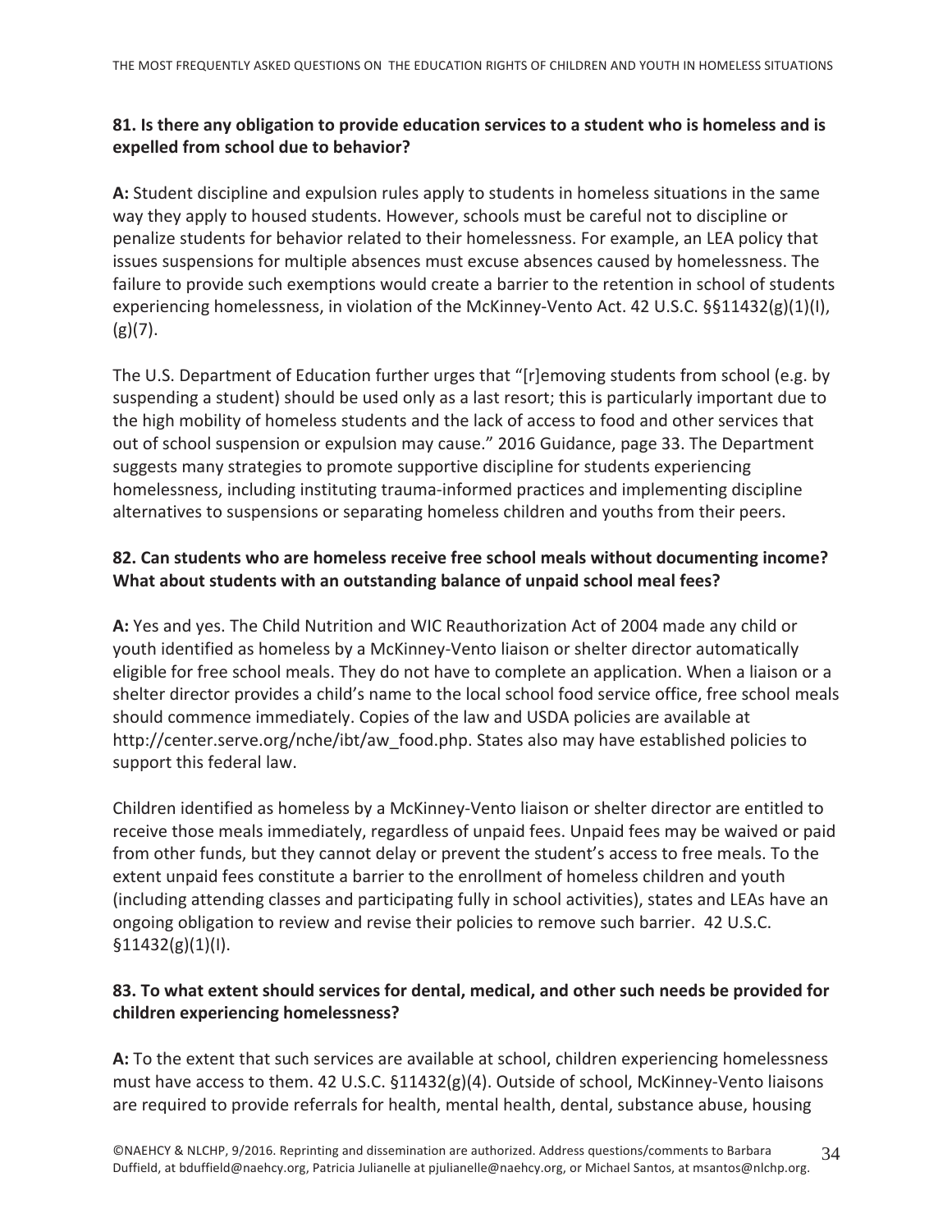**81. Is there any obligation to provide education services to a student who is homeless and is expelled from school due to behavior?**

**A:** Student discipline and expulsion rules apply to students in homeless situations in the same way they apply to housed students. However, schools must be careful not to discipline or penalize students for behavior related to their homelessness. For example, an LEA policy that issues suspensions for multiple absences must excuse absences caused by homelessness. The failure to provide such exemptions would create a barrier to the retention in school of students experiencing homelessness, in violation of the McKinney-Vento Act. 42 U.S.C. §§11432(g)(1)(I), (g)(7).

The U.S. Department of Education further urges that "[r]emoving students from school (e.g. by suspending a student) should be used only as a last resort; this is particularly important due to the high mobility of homeless students and the lack of access to food and other services that out of school suspension or expulsion may cause." 2016 Guidance, page 33. The Department suggests many strategies to promote supportive discipline for students experiencing homelessness, including instituting trauma-informed practices and implementing discipline alternatives to suspensions or separating homeless children and youths from their peers.

**82. Can students who are homeless receive free school meals without documenting income? What about students with an outstanding balance of unpaid school meal fees?**

**A:** Yes and yes. The Child Nutrition and WIC Reauthorization Act of 2004 made any child or youth identified as homeless by a McKinney-Vento liaison or shelter director automatically eligible for free school meals. They do not have to complete an application. When a liaison or a shelter director provides a child's name to the local school food service office, free school meals should commence immediately. Copies of the law and USDA policies are available at http://center.serve.org/nche/ibt/aw_food.php. States also may have established policies to support this federal law.

Children identified as homeless by a McKinney-Vento liaison or shelter director are entitled to receive those meals immediately, regardless of unpaid fees. Unpaid fees may be waived or paid from other funds, but they cannot delay or prevent the student's access to free meals. To the extent unpaid fees constitute a barrier to the enrollment of homeless children and youth (including attending classes and participating fully in school activities), states and LEAs have an ongoing obligation to review and revise their policies to remove such barrier. 42 U.S.C. §11432(g)(1)(I).

**83. To what extent should services for dental, medical, and other such needs be provided for children experiencing homelessness?**

**A:** To the extent that such services are available at school, children experiencing homelessness must have access to them. 42 U.S.C. §11432(g)(4). Outside of school, McKinney-Vento liaisons are required to provide referrals for health, mental health, dental, substance abuse, housing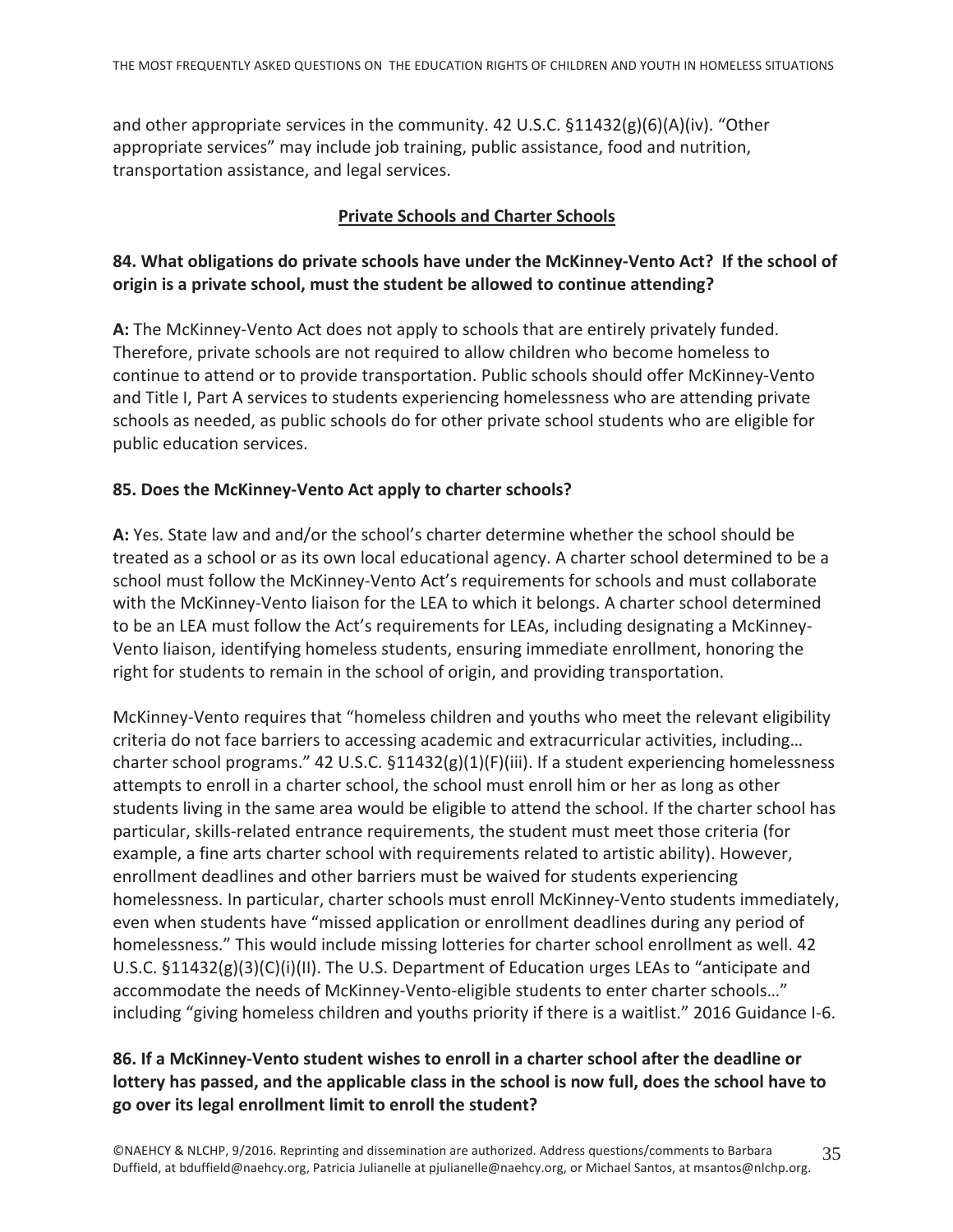and other appropriate services in the community. 42 U.S.C. §11432(g)(6)(A)(iv). "Other appropriate services" may include job training, public assistance, food and nutrition, transportation assistance, and legal services.

## Private Schools and Charter Schools

### 84. What obligations do private schools have under the McKinney-Vento Act? If the school of origin is a private school, must the student be allowed to continue attending?

**A:** The McKinney-Vento Act does not apply to schools that are entirely privately funded. Therefore, private schools are not required to allow children who become homeless to continue to attend or to provide transportation. Public schools should offer McKinney-Vento and Title I, Part A services to students experiencing homelessness who are attending private schools as needed, as public schools do for other private school students who are eligible for public education services.

### 85. Does the McKinney-Vento Act apply to charter schools?

**A:** Yes. State law and and/or the school's charter determine whether the school should be treated as a school or as its own local educational agency. A charter school determined to be a school must follow the McKinney-Vento Act's requirements for schools and must collaborate with the McKinney-Vento liaison for the LEA to which it belongs. A charter school determined to be an LEA must follow the Act's requirements for LEAs, including designating a McKinney-Vento liaison, identifying homeless students, ensuring immediate enrollment, honoring the right for students to remain in the school of origin, and providing transportation.

McKinney-Vento requires that "homeless children and youths who meet the relevant eligibility criteria do not face barriers to accessing academic and extracurricular activities, including… charter school programs." 42 U.S.C. §11432(g)(1)(F)(iii). If a student experiencing homelessness attempts to enroll in a charter school, the school must enroll him or her as long as other students living in the same area would be eligible to attend the school. If the charter school has particular, skills-related entrance requirements, the student must meet those criteria (for example, a fine arts charter school with requirements related to artistic ability). However, enrollment deadlines and other barriers must be waived for students experiencing homelessness. In particular, charter schools must enroll McKinney-Vento students immediately, even when students have "missed application or enrollment deadlines during any period of homelessness." This would include missing lotteries for charter school enrollment as well. 42 U.S.C. §11432(g)(3)(C)(i)(II). The U.S. Department of Education urges LEAs to "anticipate and accommodate the needs of McKinney-Vento-eligible students to enter charter schools…" including "giving homeless children and youths priority if there is a waitlist." 2016 Guidance I-6.

### 86. If a McKinney-Vento student wishes to enroll in a charter school after the deadline or lottery has passed, and the applicable class in the school is now full, does the school have to go over its legal enrollment limit to enroll the student?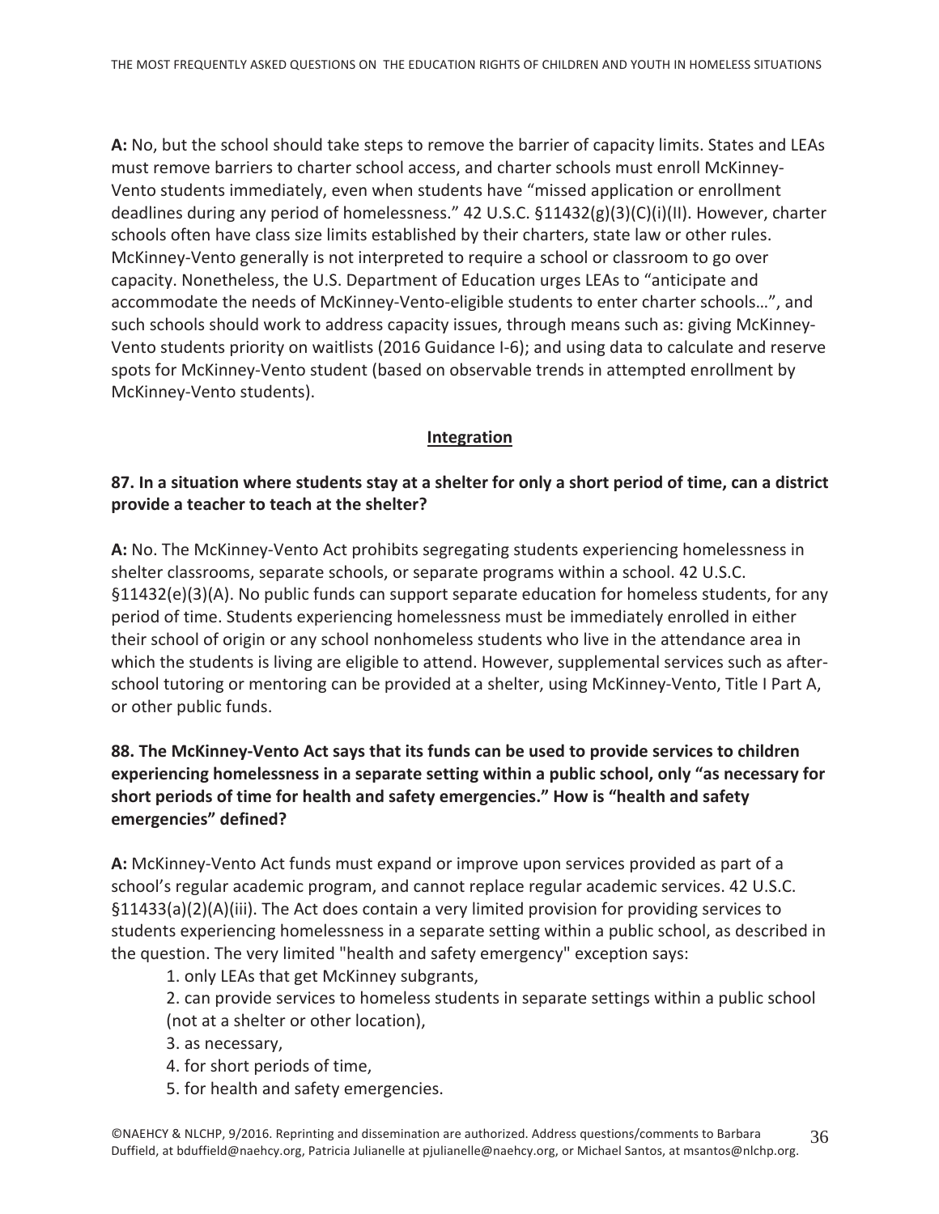**A:** No, but the school should take steps to remove the barrier of capacity limits. States and LEAs must remove barriers to charter school access, and charter schools must enroll McKinney-Vento students immediately, even when students have "missed application or enrollment deadlines during any period of homelessness." 42 U.S.C. §11432(g)(3)(C)(i)(II). However, charter schools often have class size limits established by their charters, state law or other rules. McKinney-Vento generally is not interpreted to require a school or classroom to go over capacity. Nonetheless, the U.S. Department of Education urges LEAs to "anticipate and accommodate the needs of McKinney-Vento-eligible students to enter charter schools…", and such schools should work to address capacity issues, through means such as: giving McKinney-Vento students priority on waitlists (2016 Guidance I-6); and using data to calculate and reserve spots for McKinney-Vento student (based on observable trends in attempted enrollment by McKinney-Vento students).

## Integration

**87. In a situation where students stay at a shelter for only a short period of time, can a district provide a teacher to teach at the shelter?**

**A:** No. The McKinney-Vento Act prohibits segregating students experiencing homelessness in shelter classrooms, separate schools, or separate programs within a school. 42 U.S.C. §11432(e)(3)(A). No public funds can support separate education for homeless students, for any period of time. Students experiencing homelessness must be immediately enrolled in either their school of origin or any school nonhomeless students who live in the attendance area in which the students is living are eligible to attend. However, supplemental services such as after-school tutoring or mentoring can be provided at a shelter, using McKinney-Vento, Title I Part A, or other public funds.

**88. The McKinney-Vento Act says that its funds can be used to provide services to children experiencing homelessness in a separate setting within a public school, only "as necessary for short periods of time for health and safety emergencies." How is "health and safety emergencies" defined?**

**A:** McKinney-Vento Act funds must expand or improve upon services provided as part of a school's regular academic program, and cannot replace regular academic services. 42 U.S.C. §11433(a)(2)(A)(iii). The Act does contain a very limited provision for providing services to students experiencing homelessness in a separate setting within a public school, as described in the question. The very limited "health and safety emergency" exception says:

1. only LEAs that get McKinney subgrants,
2. can provide services to homeless students in separate settings within a public school (not at a shelter or other location),
3. as necessary,
4. for short periods of time,
5. for health and safety emergencies.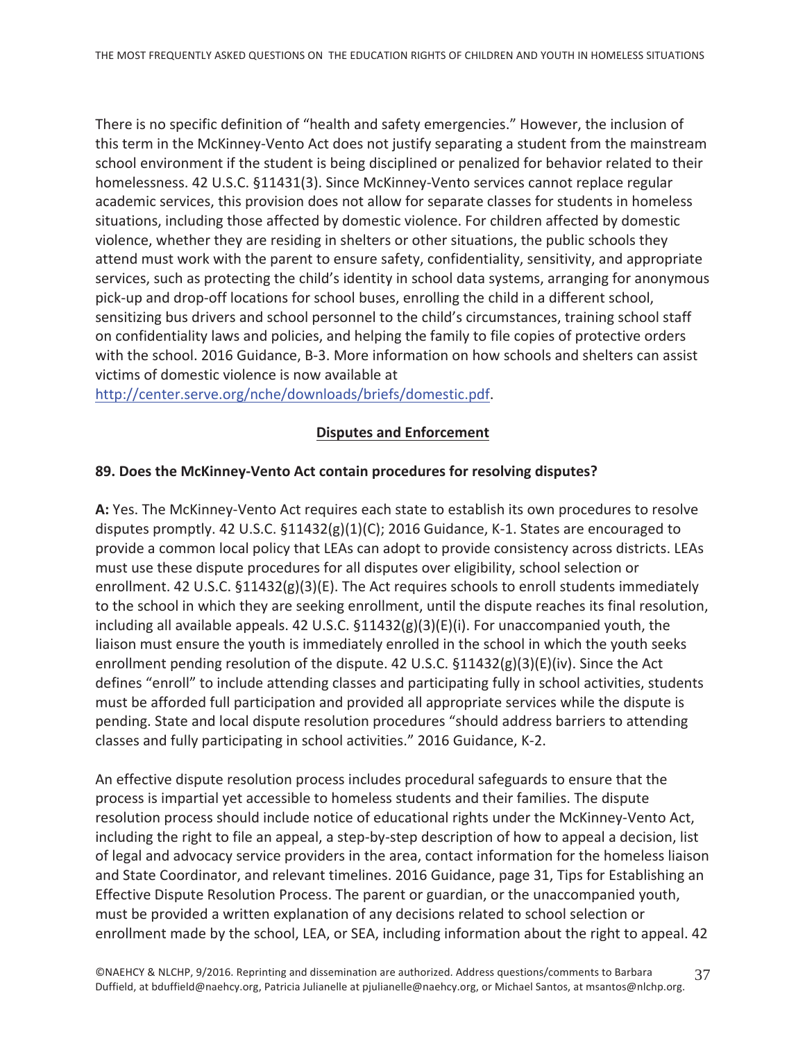There is no specific definition of "health and safety emergencies." However, the inclusion of this term in the McKinney-Vento Act does not justify separating a student from the mainstream school environment if the student is being disciplined or penalized for behavior related to their homelessness. 42 U.S.C. §11431(3). Since McKinney-Vento services cannot replace regular academic services, this provision does not allow for separate classes for students in homeless situations, including those affected by domestic violence. For children affected by domestic violence, whether they are residing in shelters or other situations, the public schools they attend must work with the parent to ensure safety, confidentiality, sensitivity, and appropriate services, such as protecting the child's identity in school data systems, arranging for anonymous pick-up and drop-off locations for school buses, enrolling the child in a different school, sensitizing bus drivers and school personnel to the child's circumstances, training school staff on confidentiality laws and policies, and helping the family to file copies of protective orders with the school. 2016 Guidance, B-3. More information on how schools and shelters can assist victims of domestic violence is now available at http://center.serve.org/nche/downloads/briefs/domestic.pdf.

## Disputes and Enforcement

**89. Does the McKinney-Vento Act contain procedures for resolving disputes?**

**A:** Yes. The McKinney-Vento Act requires each state to establish its own procedures to resolve disputes promptly. 42 U.S.C. §11432(g)(1)(C); 2016 Guidance, K-1. States are encouraged to provide a common local policy that LEAs can adopt to provide consistency across districts. LEAs must use these dispute procedures for all disputes over eligibility, school selection or enrollment. 42 U.S.C. §11432(g)(3)(E). The Act requires schools to enroll students immediately to the school in which they are seeking enrollment, until the dispute reaches its final resolution, including all available appeals. 42 U.S.C. §11432(g)(3)(E)(i). For unaccompanied youth, the liaison must ensure the youth is immediately enrolled in the school in which the youth seeks enrollment pending resolution of the dispute. 42 U.S.C. §11432(g)(3)(E)(iv). Since the Act defines "enroll" to include attending classes and participating fully in school activities, students must be afforded full participation and provided all appropriate services while the dispute is pending. State and local dispute resolution procedures "should address barriers to attending classes and fully participating in school activities." 2016 Guidance, K-2.

An effective dispute resolution process includes procedural safeguards to ensure that the process is impartial yet accessible to homeless students and their families. The dispute resolution process should include notice of educational rights under the McKinney-Vento Act, including the right to file an appeal, a step-by-step description of how to appeal a decision, list of legal and advocacy service providers in the area, contact information for the homeless liaison and State Coordinator, and relevant timelines. 2016 Guidance, page 31, Tips for Establishing an Effective Dispute Resolution Process. The parent or guardian, or the unaccompanied youth, must be provided a written explanation of any decisions related to school selection or enrollment made by the school, LEA, or SEA, including information about the right to appeal. 42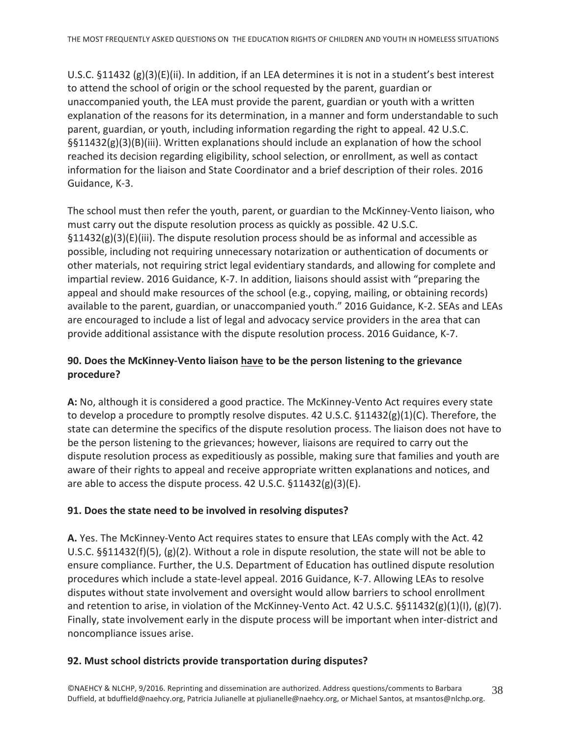U.S.C. §11432 (g)(3)(E)(ii). In addition, if an LEA determines it is not in a student's best interest to attend the school of origin or the school requested by the parent, guardian or unaccompanied youth, the LEA must provide the parent, guardian or youth with a written explanation of the reasons for its determination, in a manner and form understandable to such parent, guardian, or youth, including information regarding the right to appeal. 42 U.S.C. §§11432(g)(3)(B)(iii). Written explanations should include an explanation of how the school reached its decision regarding eligibility, school selection, or enrollment, as well as contact information for the liaison and State Coordinator and a brief description of their roles. 2016 Guidance, K-3.

The school must then refer the youth, parent, or guardian to the McKinney-Vento liaison, who must carry out the dispute resolution process as quickly as possible. 42 U.S.C. §11432(g)(3)(E)(iii). The dispute resolution process should be as informal and accessible as possible, including not requiring unnecessary notarization or authentication of documents or other materials, not requiring strict legal evidentiary standards, and allowing for complete and impartial review. 2016 Guidance, K-7. In addition, liaisons should assist with "preparing the appeal and should make resources of the school (e.g., copying, mailing, or obtaining records) available to the parent, guardian, or unaccompanied youth." 2016 Guidance, K-2. SEAs and LEAs are encouraged to include a list of legal and advocacy service providers in the area that can provide additional assistance with the dispute resolution process. 2016 Guidance, K-7.

**90. Does the McKinney-Vento liaison <u>have</u> to be the person listening to the grievance procedure?**

**A:** No, although it is considered a good practice. The McKinney-Vento Act requires every state to develop a procedure to promptly resolve disputes. 42 U.S.C. §11432(g)(1)(C). Therefore, the state can determine the specifics of the dispute resolution process. The liaison does not have to be the person listening to the grievances; however, liaisons are required to carry out the dispute resolution process as expeditiously as possible, making sure that families and youth are aware of their rights to appeal and receive appropriate written explanations and notices, and are able to access the dispute process. 42 U.S.C. §11432(g)(3)(E).

**91. Does the state need to be involved in resolving disputes?**

**A.** Yes. The McKinney-Vento Act requires states to ensure that LEAs comply with the Act. 42 U.S.C. §§11432(f)(5), (g)(2). Without a role in dispute resolution, the state will not be able to ensure compliance. Further, the U.S. Department of Education has outlined dispute resolution procedures which include a state-level appeal. 2016 Guidance, K-7. Allowing LEAs to resolve disputes without state involvement and oversight would allow barriers to school enrollment and retention to arise, in violation of the McKinney-Vento Act. 42 U.S.C. §§11432(g)(1)(I), (g)(7). Finally, state involvement early in the dispute process will be important when inter-district and noncompliance issues arise.

**92. Must school districts provide transportation during disputes?**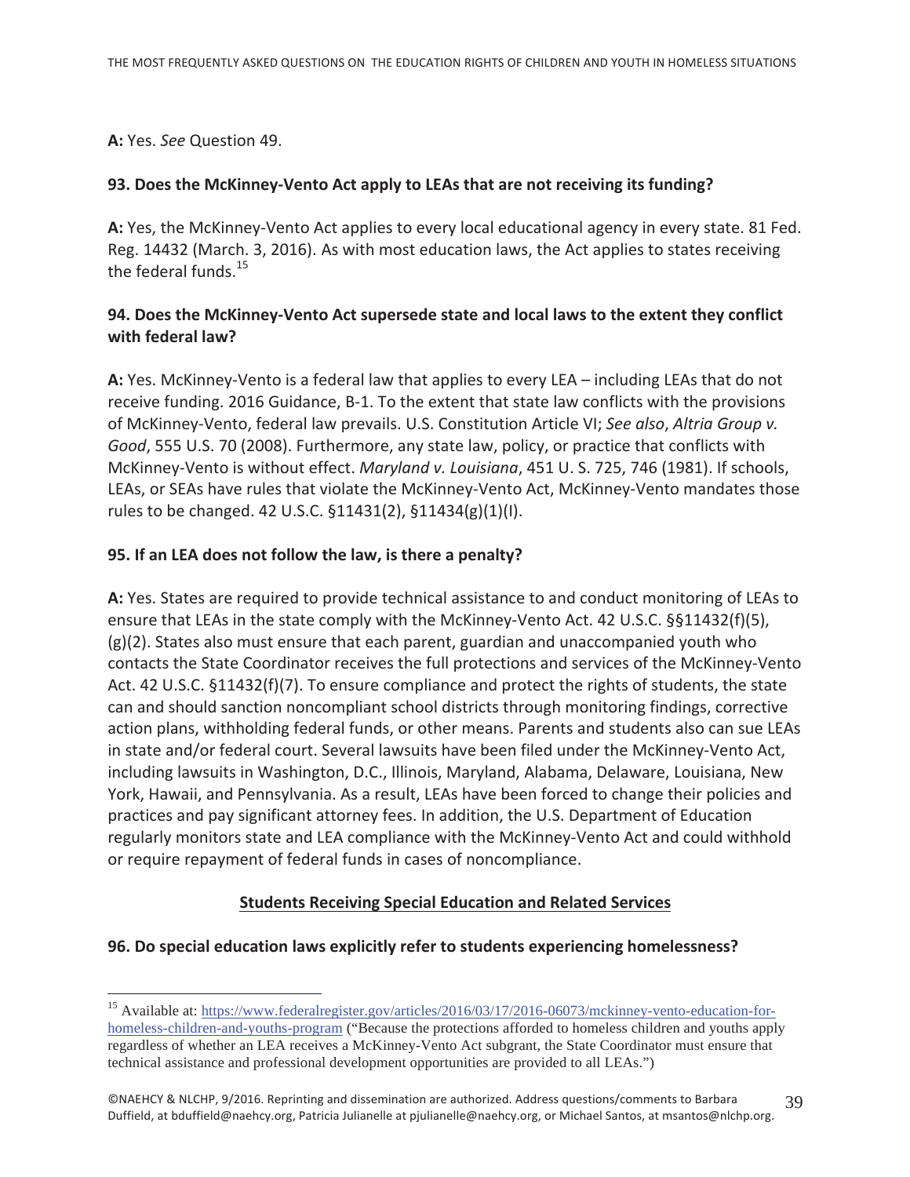**A:** Yes. *See* Question 49.

**93. Does the McKinney-Vento Act apply to LEAs that are not receiving its funding?**

**A:** Yes, the McKinney-Vento Act applies to every local educational agency in every state. 81 Fed. Reg. 14432 (March. 3, 2016). As with most education laws, the Act applies to states receiving the federal funds.[15]

**94. Does the McKinney-Vento Act supersede state and local laws to the extent they conflict with federal law?**

**A:** Yes. McKinney-Vento is a federal law that applies to every LEA – including LEAs that do not receive funding. 2016 Guidance, B-1. To the extent that state law conflicts with the provisions of McKinney-Vento, federal law prevails. U.S. Constitution Article VI; *See also*, *Altria Group v. Good*, 555 U.S. 70 (2008). Furthermore, any state law, policy, or practice that conflicts with McKinney-Vento is without effect. *Maryland v. Louisiana*, 451 U. S. 725, 746 (1981). If schools, LEAs, or SEAs have rules that violate the McKinney-Vento Act, McKinney-Vento mandates those rules to be changed. 42 U.S.C. §11431(2), §11434(g)(1)(I).

**95. If an LEA does not follow the law, is there a penalty?**

**A:** Yes. States are required to provide technical assistance to and conduct monitoring of LEAs to ensure that LEAs in the state comply with the McKinney-Vento Act. 42 U.S.C. §§11432(f)(5), (g)(2). States also must ensure that each parent, guardian and unaccompanied youth who contacts the State Coordinator receives the full protections and services of the McKinney-Vento Act. 42 U.S.C. §11432(f)(7). To ensure compliance and protect the rights of students, the state can and should sanction noncompliant school districts through monitoring findings, corrective action plans, withholding federal funds, or other means. Parents and students also can sue LEAs in state and/or federal court. Several lawsuits have been filed under the McKinney-Vento Act, including lawsuits in Washington, D.C., Illinois, Maryland, Alabama, Delaware, Louisiana, New York, Hawaii, and Pennsylvania. As a result, LEAs have been forced to change their policies and practices and pay significant attorney fees. In addition, the U.S. Department of Education regularly monitors state and LEA compliance with the McKinney-Vento Act and could withhold or require repayment of federal funds in cases of noncompliance.

## Students Receiving Special Education and Related Services

**96. Do special education laws explicitly refer to students experiencing homelessness?**

---

[15] Available at: https://www.federalregister.gov/articles/2016/03/17/2016-06073/mckinney-vento-education-for-homeless-children-and-youths-program ("Because the protections afforded to homeless children and youths apply regardless of whether an LEA receives a McKinney-Vento Act subgrant, the State Coordinator must ensure that technical assistance and professional development opportunities are provided to all LEAs.")

©NAEHCY & NLCHP, 9/2016. Reprinting and dissemination are authorized. Address questions/comments to Barbara Duffield, at bduffield@naehcy.org, Patricia Julianelle at pjulianelle@naehcy.org, or Michael Santos, at msantos@nlchp.org.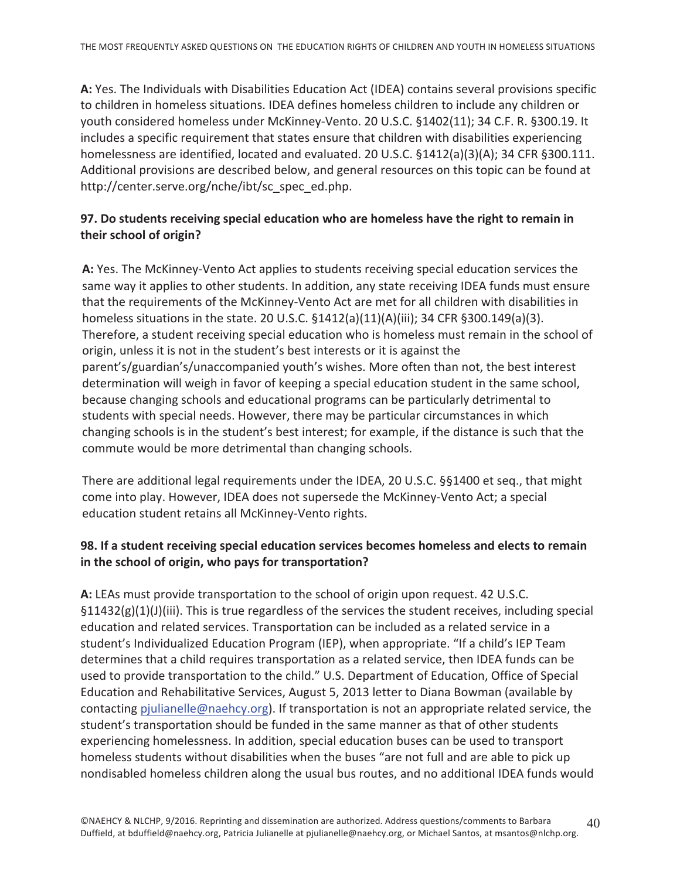**A:** Yes. The Individuals with Disabilities Education Act (IDEA) contains several provisions specific to children in homeless situations. IDEA defines homeless children to include any children or youth considered homeless under McKinney-Vento. 20 U.S.C. §1402(11); 34 C.F. R. §300.19. It includes a specific requirement that states ensure that children with disabilities experiencing homelessness are identified, located and evaluated. 20 U.S.C. §1412(a)(3)(A); 34 CFR §300.111. Additional provisions are described below, and general resources on this topic can be found at http://center.serve.org/nche/ibt/sc_spec_ed.php.

### 97. Do students receiving special education who are homeless have the right to remain in their school of origin?

**A:** Yes. The McKinney-Vento Act applies to students receiving special education services the same way it applies to other students. In addition, any state receiving IDEA funds must ensure that the requirements of the McKinney-Vento Act are met for all children with disabilities in homeless situations in the state. 20 U.S.C. §1412(a)(11)(A)(iii); 34 CFR §300.149(a)(3). Therefore, a student receiving special education who is homeless must remain in the school of origin, unless it is not in the student's best interests or it is against the parent's/guardian's/unaccompanied youth's wishes. More often than not, the best interest determination will weigh in favor of keeping a special education student in the same school, because changing schools and educational programs can be particularly detrimental to students with special needs. However, there may be particular circumstances in which changing schools is in the student's best interest; for example, if the distance is such that the commute would be more detrimental than changing schools.

There are additional legal requirements under the IDEA, 20 U.S.C. §§1400 et seq., that might come into play. However, IDEA does not supersede the McKinney-Vento Act; a special education student retains all McKinney-Vento rights.

### 98. If a student receiving special education services becomes homeless and elects to remain in the school of origin, who pays for transportation?

**A:** LEAs must provide transportation to the school of origin upon request. 42 U.S.C. §11432(g)(1)(J)(iii). This is true regardless of the services the student receives, including special education and related services. Transportation can be included as a related service in a student's Individualized Education Program (IEP), when appropriate. "If a child's IEP Team determines that a child requires transportation as a related service, then IDEA funds can be used to provide transportation to the child." U.S. Department of Education, Office of Special Education and Rehabilitative Services, August 5, 2013 letter to Diana Bowman (available by contacting pjulianelle@naehcy.org). If transportation is not an appropriate related service, the student's transportation should be funded in the same manner as that of other students experiencing homelessness. In addition, special education buses can be used to transport homeless students without disabilities when the buses "are not full and are able to pick up nondisabled homeless children along the usual bus routes, and no additional IDEA funds would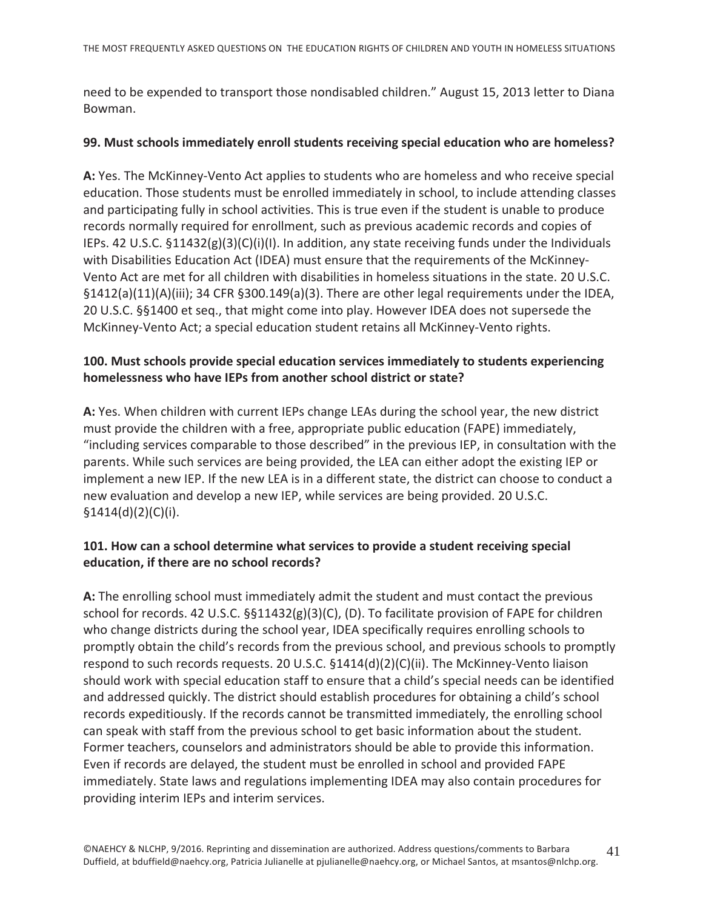need to be expended to transport those nondisabled children." August 15, 2013 letter to Diana Bowman.

**99. Must schools immediately enroll students receiving special education who are homeless?**

**A:** Yes. The McKinney-Vento Act applies to students who are homeless and who receive special education. Those students must be enrolled immediately in school, to include attending classes and participating fully in school activities. This is true even if the student is unable to produce records normally required for enrollment, such as previous academic records and copies of IEPs. 42 U.S.C. §11432(g)(3)(C)(i)(I). In addition, any state receiving funds under the Individuals with Disabilities Education Act (IDEA) must ensure that the requirements of the McKinney-Vento Act are met for all children with disabilities in homeless situations in the state. 20 U.S.C. §1412(a)(11)(A)(iii); 34 CFR §300.149(a)(3). There are other legal requirements under the IDEA, 20 U.S.C. §§1400 et seq., that might come into play. However IDEA does not supersede the McKinney-Vento Act; a special education student retains all McKinney-Vento rights.

**100. Must schools provide special education services immediately to students experiencing homelessness who have IEPs from another school district or state?**

**A:** Yes. When children with current IEPs change LEAs during the school year, the new district must provide the children with a free, appropriate public education (FAPE) immediately, "including services comparable to those described" in the previous IEP, in consultation with the parents. While such services are being provided, the LEA can either adopt the existing IEP or implement a new IEP. If the new LEA is in a different state, the district can choose to conduct a new evaluation and develop a new IEP, while services are being provided. 20 U.S.C. §1414(d)(2)(C)(i).

**101. How can a school determine what services to provide a student receiving special education, if there are no school records?**

**A:** The enrolling school must immediately admit the student and must contact the previous school for records. 42 U.S.C. §§11432(g)(3)(C), (D). To facilitate provision of FAPE for children who change districts during the school year, IDEA specifically requires enrolling schools to promptly obtain the child's records from the previous school, and previous schools to promptly respond to such records requests. 20 U.S.C. §1414(d)(2)(C)(ii). The McKinney-Vento liaison should work with special education staff to ensure that a child's special needs can be identified and addressed quickly. The district should establish procedures for obtaining a child's school records expeditiously. If the records cannot be transmitted immediately, the enrolling school can speak with staff from the previous school to get basic information about the student. Former teachers, counselors and administrators should be able to provide this information. Even if records are delayed, the student must be enrolled in school and provided FAPE immediately. State laws and regulations implementing IDEA may also contain procedures for providing interim IEPs and interim services.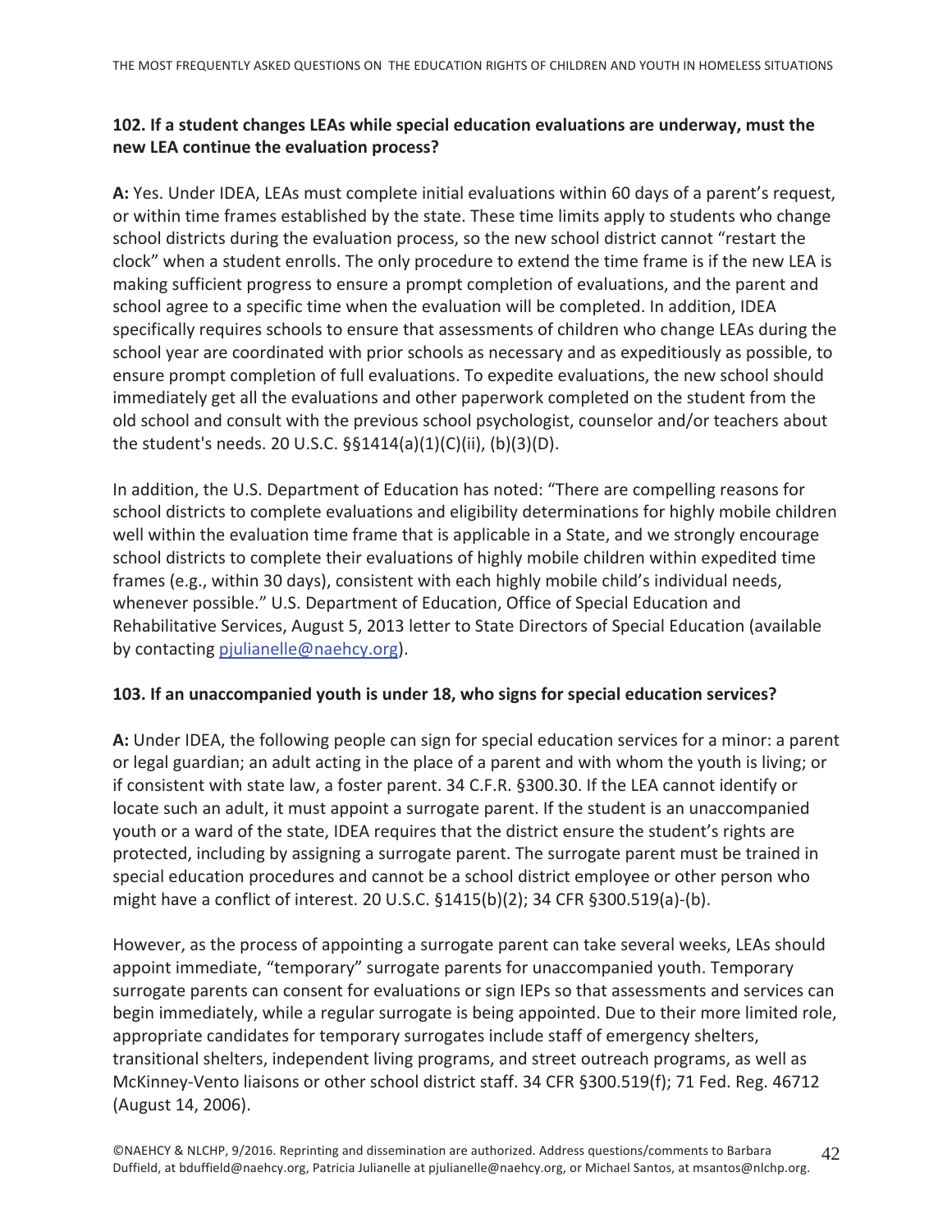**102. If a student changes LEAs while special education evaluations are underway, must the new LEA continue the evaluation process?**

**A:** Yes. Under IDEA, LEAs must complete initial evaluations within 60 days of a parent's request, or within time frames established by the state. These time limits apply to students who change school districts during the evaluation process, so the new school district cannot "restart the clock" when a student enrolls. The only procedure to extend the time frame is if the new LEA is making sufficient progress to ensure a prompt completion of evaluations, and the parent and school agree to a specific time when the evaluation will be completed. In addition, IDEA specifically requires schools to ensure that assessments of children who change LEAs during the school year are coordinated with prior schools as necessary and as expeditiously as possible, to ensure prompt completion of full evaluations. To expedite evaluations, the new school should immediately get all the evaluations and other paperwork completed on the student from the old school and consult with the previous school psychologist, counselor and/or teachers about the student's needs. 20 U.S.C. §§1414(a)(1)(C)(ii), (b)(3)(D).

In addition, the U.S. Department of Education has noted: "There are compelling reasons for school districts to complete evaluations and eligibility determinations for highly mobile children well within the evaluation time frame that is applicable in a State, and we strongly encourage school districts to complete their evaluations of highly mobile children within expedited time frames (e.g., within 30 days), consistent with each highly mobile child's individual needs, whenever possible." U.S. Department of Education, Office of Special Education and Rehabilitative Services, August 5, 2013 letter to State Directors of Special Education (available by contacting pjulianelle@naehcy.org).

**103. If an unaccompanied youth is under 18, who signs for special education services?**

**A:** Under IDEA, the following people can sign for special education services for a minor: a parent or legal guardian; an adult acting in the place of a parent and with whom the youth is living; or if consistent with state law, a foster parent. 34 C.F.R. §300.30. If the LEA cannot identify or locate such an adult, it must appoint a surrogate parent. If the student is an unaccompanied youth or a ward of the state, IDEA requires that the district ensure the student's rights are protected, including by assigning a surrogate parent. The surrogate parent must be trained in special education procedures and cannot be a school district employee or other person who might have a conflict of interest. 20 U.S.C. §1415(b)(2); 34 CFR §300.519(a)-(b).

However, as the process of appointing a surrogate parent can take several weeks, LEAs should appoint immediate, "temporary" surrogate parents for unaccompanied youth. Temporary surrogate parents can consent for evaluations or sign IEPs so that assessments and services can begin immediately, while a regular surrogate is being appointed. Due to their more limited role, appropriate candidates for temporary surrogates include staff of emergency shelters, transitional shelters, independent living programs, and street outreach programs, as well as McKinney-Vento liaisons or other school district staff. 34 CFR §300.519(f); 71 Fed. Reg. 46712 (August 14, 2006).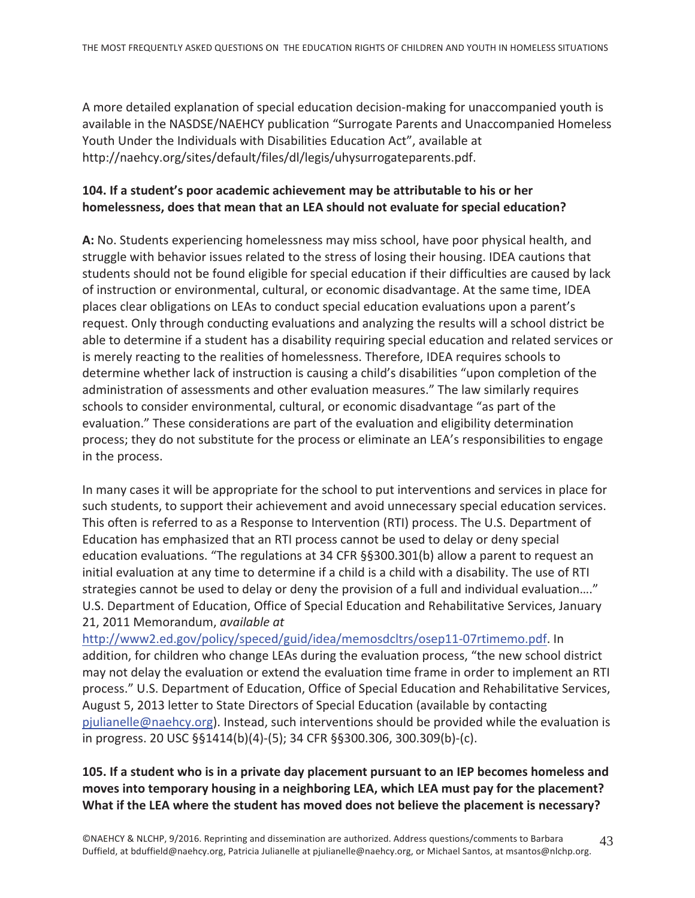A more detailed explanation of special education decision-making for unaccompanied youth is available in the NASDSE/NAEHCY publication "Surrogate Parents and Unaccompanied Homeless Youth Under the Individuals with Disabilities Education Act", available at http://naehcy.org/sites/default/files/dl/legis/uhysurrogateparents.pdf.

**104. If a student's poor academic achievement may be attributable to his or her homelessness, does that mean that an LEA should not evaluate for special education?**

**A:** No. Students experiencing homelessness may miss school, have poor physical health, and struggle with behavior issues related to the stress of losing their housing. IDEA cautions that students should not be found eligible for special education if their difficulties are caused by lack of instruction or environmental, cultural, or economic disadvantage. At the same time, IDEA places clear obligations on LEAs to conduct special education evaluations upon a parent's request. Only through conducting evaluations and analyzing the results will a school district be able to determine if a student has a disability requiring special education and related services or is merely reacting to the realities of homelessness. Therefore, IDEA requires schools to determine whether lack of instruction is causing a child's disabilities "upon completion of the administration of assessments and other evaluation measures." The law similarly requires schools to consider environmental, cultural, or economic disadvantage "as part of the evaluation." These considerations are part of the evaluation and eligibility determination process; they do not substitute for the process or eliminate an LEA's responsibilities to engage in the process.

In many cases it will be appropriate for the school to put interventions and services in place for such students, to support their achievement and avoid unnecessary special education services. This often is referred to as a Response to Intervention (RTI) process. The U.S. Department of Education has emphasized that an RTI process cannot be used to delay or deny special education evaluations. "The regulations at 34 CFR §§300.301(b) allow a parent to request an initial evaluation at any time to determine if a child is a child with a disability. The use of RTI strategies cannot be used to delay or deny the provision of a full and individual evaluation…." U.S. Department of Education, Office of Special Education and Rehabilitative Services, January 21, 2011 Memorandum, *available at* http://www2.ed.gov/policy/speced/guid/idea/memosdcltrs/osep11-07rtimemo.pdf. In addition, for children who change LEAs during the evaluation process, "the new school district may not delay the evaluation or extend the evaluation time frame in order to implement an RTI process." U.S. Department of Education, Office of Special Education and Rehabilitative Services, August 5, 2013 letter to State Directors of Special Education (available by contacting pjulianelle@naehcy.org). Instead, such interventions should be provided while the evaluation is in progress. 20 USC §§1414(b)(4)-(5); 34 CFR §§300.306, 300.309(b)-(c).

**105. If a student who is in a private day placement pursuant to an IEP becomes homeless and moves into temporary housing in a neighboring LEA, which LEA must pay for the placement? What if the LEA where the student has moved does not believe the placement is necessary?**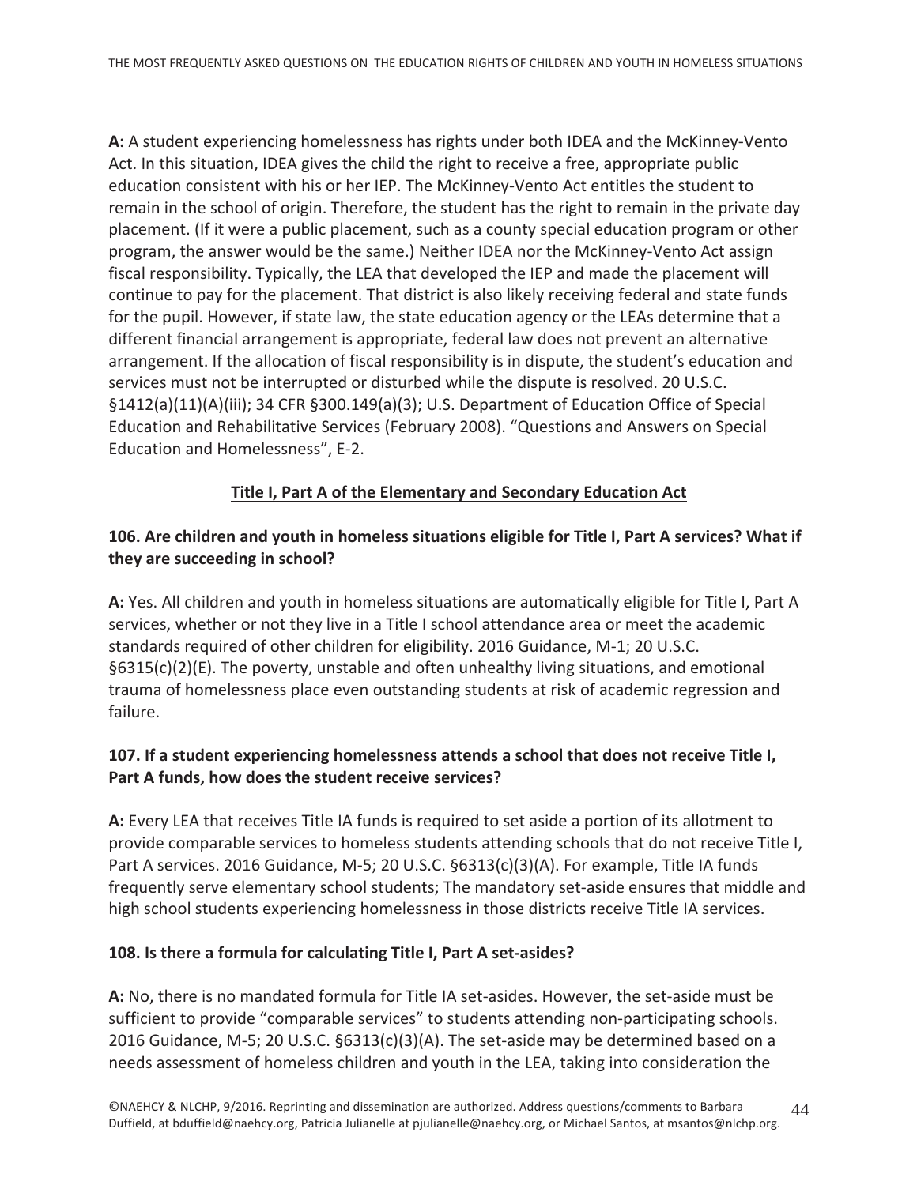**A:** A student experiencing homelessness has rights under both IDEA and the McKinney-Vento Act. In this situation, IDEA gives the child the right to receive a free, appropriate public education consistent with his or her IEP. The McKinney-Vento Act entitles the student to remain in the school of origin. Therefore, the student has the right to remain in the private day placement. (If it were a public placement, such as a county special education program or other program, the answer would be the same.) Neither IDEA nor the McKinney-Vento Act assign fiscal responsibility. Typically, the LEA that developed the IEP and made the placement will continue to pay for the placement. That district is also likely receiving federal and state funds for the pupil. However, if state law, the state education agency or the LEAs determine that a different financial arrangement is appropriate, federal law does not prevent an alternative arrangement. If the allocation of fiscal responsibility is in dispute, the student's education and services must not be interrupted or disturbed while the dispute is resolved. 20 U.S.C. §1412(a)(11)(A)(iii); 34 CFR §300.149(a)(3); U.S. Department of Education Office of Special Education and Rehabilitative Services (February 2008). "Questions and Answers on Special Education and Homelessness", E-2.

## Title I, Part A of the Elementary and Secondary Education Act

### 106. Are children and youth in homeless situations eligible for Title I, Part A services? What if they are succeeding in school?

**A:** Yes. All children and youth in homeless situations are automatically eligible for Title I, Part A services, whether or not they live in a Title I school attendance area or meet the academic standards required of other children for eligibility. 2016 Guidance, M-1; 20 U.S.C. §6315(c)(2)(E). The poverty, unstable and often unhealthy living situations, and emotional trauma of homelessness place even outstanding students at risk of academic regression and failure.

### 107. If a student experiencing homelessness attends a school that does not receive Title I, Part A funds, how does the student receive services?

**A:** Every LEA that receives Title IA funds is required to set aside a portion of its allotment to provide comparable services to homeless students attending schools that do not receive Title I, Part A services. 2016 Guidance, M-5; 20 U.S.C. §6313(c)(3)(A). For example, Title IA funds frequently serve elementary school students; The mandatory set-aside ensures that middle and high school students experiencing homelessness in those districts receive Title IA services.

### 108. Is there a formula for calculating Title I, Part A set-asides?

**A:** No, there is no mandated formula for Title IA set-asides. However, the set-aside must be sufficient to provide "comparable services" to students attending non-participating schools. 2016 Guidance, M-5; 20 U.S.C. §6313(c)(3)(A). The set-aside may be determined based on a needs assessment of homeless children and youth in the LEA, taking into consideration the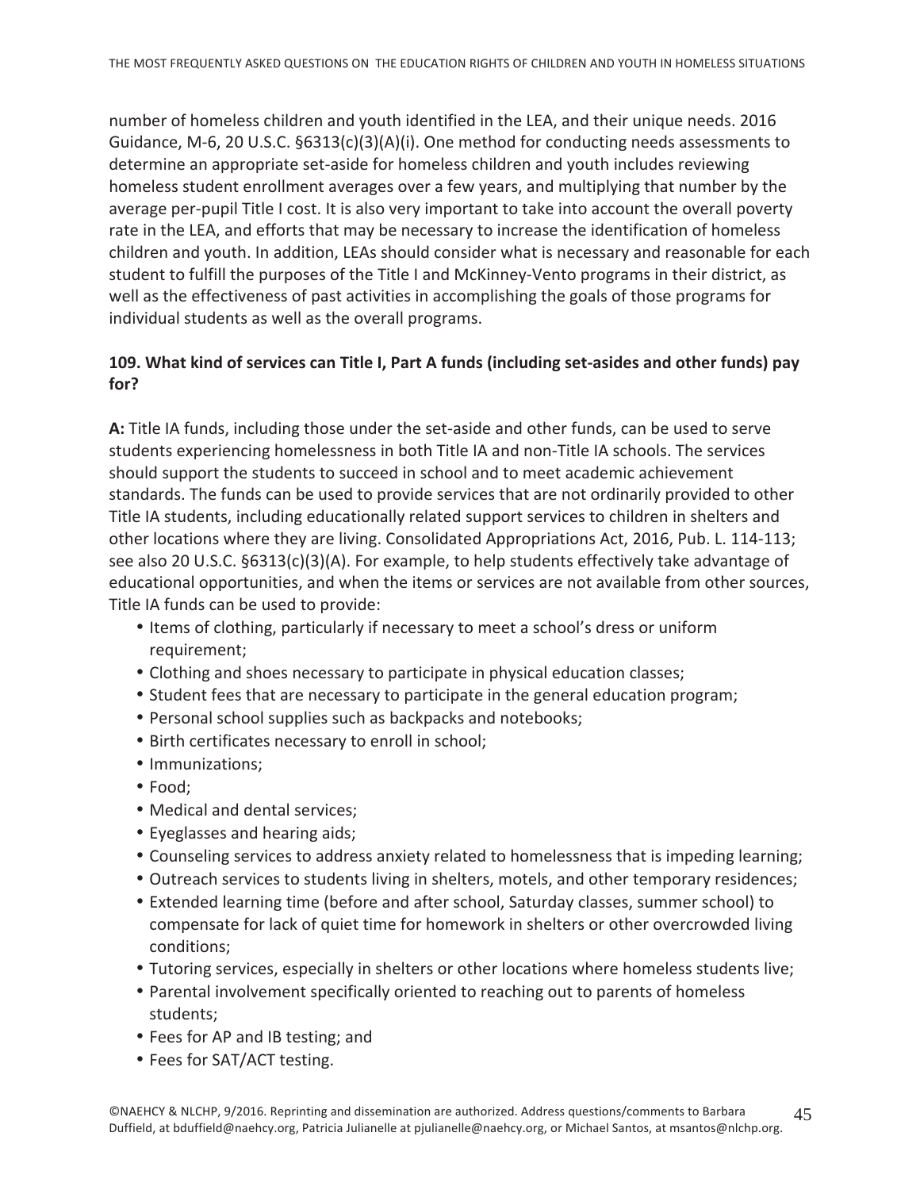number of homeless children and youth identified in the LEA, and their unique needs. 2016 Guidance, M-6, 20 U.S.C. §6313(c)(3)(A)(i). One method for conducting needs assessments to determine an appropriate set-aside for homeless children and youth includes reviewing homeless student enrollment averages over a few years, and multiplying that number by the average per-pupil Title I cost. It is also very important to take into account the overall poverty rate in the LEA, and efforts that may be necessary to increase the identification of homeless children and youth. In addition, LEAs should consider what is necessary and reasonable for each student to fulfill the purposes of the Title I and McKinney-Vento programs in their district, as well as the effectiveness of past activities in accomplishing the goals of those programs for individual students as well as the overall programs.

**109. What kind of services can Title I, Part A funds (including set-asides and other funds) pay for?**

**A:** Title IA funds, including those under the set-aside and other funds, can be used to serve students experiencing homelessness in both Title IA and non-Title IA schools. The services should support the students to succeed in school and to meet academic achievement standards. The funds can be used to provide services that are not ordinarily provided to other Title IA students, including educationally related support services to children in shelters and other locations where they are living. Consolidated Appropriations Act, 2016, Pub. L. 114-113; see also 20 U.S.C. §6313(c)(3)(A). For example, to help students effectively take advantage of educational opportunities, and when the items or services are not available from other sources, Title IA funds can be used to provide:

- Items of clothing, particularly if necessary to meet a school's dress or uniform requirement;
- Clothing and shoes necessary to participate in physical education classes;
- Student fees that are necessary to participate in the general education program;
- Personal school supplies such as backpacks and notebooks;
- Birth certificates necessary to enroll in school;
- Immunizations;
- Food;
- Medical and dental services;
- Eyeglasses and hearing aids;
- Counseling services to address anxiety related to homelessness that is impeding learning;
- Outreach services to students living in shelters, motels, and other temporary residences;
- Extended learning time (before and after school, Saturday classes, summer school) to compensate for lack of quiet time for homework in shelters or other overcrowded living conditions;
- Tutoring services, especially in shelters or other locations where homeless students live;
- Parental involvement specifically oriented to reaching out to parents of homeless students;
- Fees for AP and IB testing; and
- Fees for SAT/ACT testing.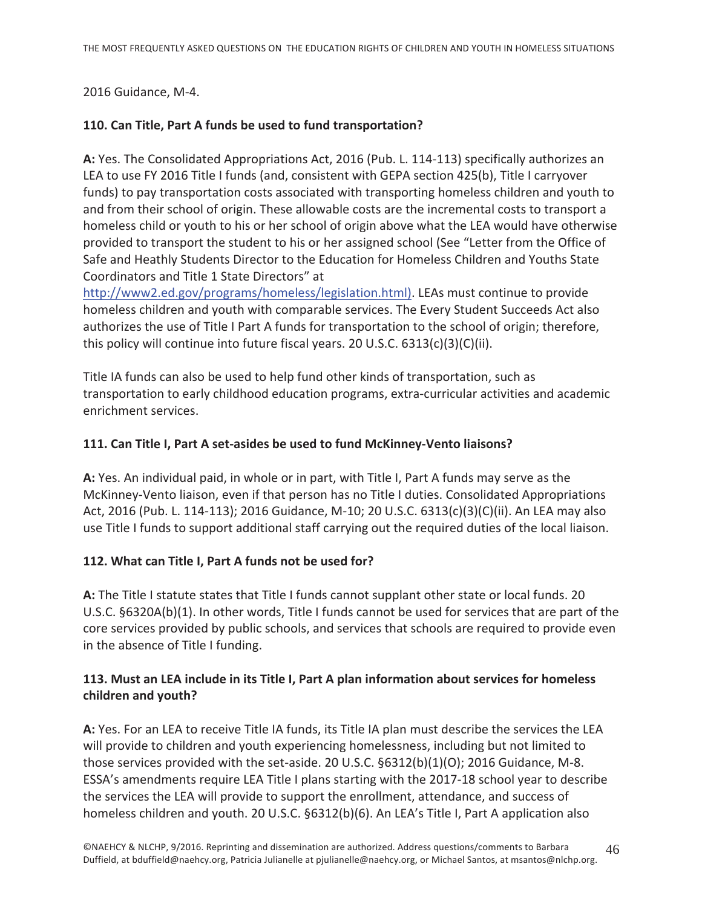2016 Guidance, M-4.

**110. Can Title, Part A funds be used to fund transportation?**

**A:** Yes. The Consolidated Appropriations Act, 2016 (Pub. L. 114-113) specifically authorizes an LEA to use FY 2016 Title I funds (and, consistent with GEPA section 425(b), Title I carryover funds) to pay transportation costs associated with transporting homeless children and youth to and from their school of origin. These allowable costs are the incremental costs to transport a homeless child or youth to his or her school of origin above what the LEA would have otherwise provided to transport the student to his or her assigned school (See "Letter from the Office of Safe and Heathly Students Director to the Education for Homeless Children and Youths State Coordinators and Title 1 State Directors" at http://www2.ed.gov/programs/homeless/legislation.html). LEAs must continue to provide homeless children and youth with comparable services. The Every Student Succeeds Act also authorizes the use of Title I Part A funds for transportation to the school of origin; therefore, this policy will continue into future fiscal years. 20 U.S.C. 6313(c)(3)(C)(ii).

Title IA funds can also be used to help fund other kinds of transportation, such as transportation to early childhood education programs, extra-curricular activities and academic enrichment services.

**111. Can Title I, Part A set-asides be used to fund McKinney-Vento liaisons?**

**A:** Yes. An individual paid, in whole or in part, with Title I, Part A funds may serve as the McKinney-Vento liaison, even if that person has no Title I duties. Consolidated Appropriations Act, 2016 (Pub. L. 114-113); 2016 Guidance, M-10; 20 U.S.C. 6313(c)(3)(C)(ii). An LEA may also use Title I funds to support additional staff carrying out the required duties of the local liaison.

**112. What can Title I, Part A funds not be used for?**

**A:** The Title I statute states that Title I funds cannot supplant other state or local funds. 20 U.S.C. §6320A(b)(1). In other words, Title I funds cannot be used for services that are part of the core services provided by public schools, and services that schools are required to provide even in the absence of Title I funding.

**113. Must an LEA include in its Title I, Part A plan information about services for homeless children and youth?**

**A:** Yes. For an LEA to receive Title IA funds, its Title IA plan must describe the services the LEA will provide to children and youth experiencing homelessness, including but not limited to those services provided with the set-aside. 20 U.S.C. §6312(b)(1)(O); 2016 Guidance, M-8. ESSA's amendments require LEA Title I plans starting with the 2017-18 school year to describe the services the LEA will provide to support the enrollment, attendance, and success of homeless children and youth. 20 U.S.C. §6312(b)(6). An LEA's Title I, Part A application also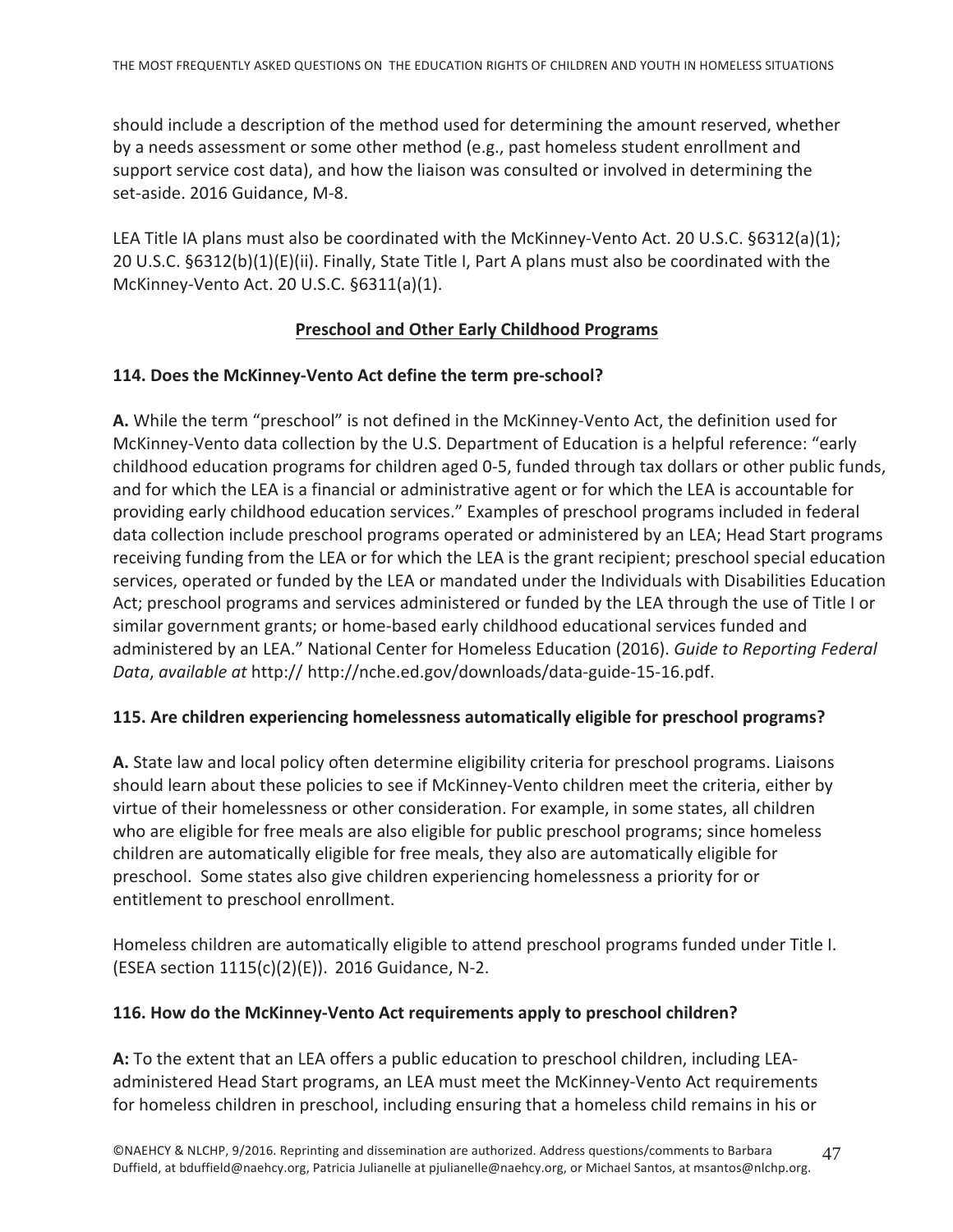should include a description of the method used for determining the amount reserved, whether by a needs assessment or some other method (e.g., past homeless student enrollment and support service cost data), and how the liaison was consulted or involved in determining the set-aside. 2016 Guidance, M-8.

LEA Title IA plans must also be coordinated with the McKinney-Vento Act. 20 U.S.C. §6312(a)(1); 20 U.S.C. §6312(b)(1)(E)(ii). Finally, State Title I, Part A plans must also be coordinated with the McKinney-Vento Act. 20 U.S.C. §6311(a)(1).

## Preschool and Other Early Childhood Programs

**114. Does the McKinney-Vento Act define the term pre-school?**

**A.** While the term "preschool" is not defined in the McKinney-Vento Act, the definition used for McKinney-Vento data collection by the U.S. Department of Education is a helpful reference: "early childhood education programs for children aged 0-5, funded through tax dollars or other public funds, and for which the LEA is a financial or administrative agent or for which the LEA is accountable for providing early childhood education services." Examples of preschool programs included in federal data collection include preschool programs operated or administered by an LEA; Head Start programs receiving funding from the LEA or for which the LEA is the grant recipient; preschool special education services, operated or funded by the LEA or mandated under the Individuals with Disabilities Education Act; preschool programs and services administered or funded by the LEA through the use of Title I or similar government grants; or home-based early childhood educational services funded and administered by an LEA." National Center for Homeless Education (2016). *Guide to Reporting Federal Data*, *available at* http:// http://nche.ed.gov/downloads/data-guide-15-16.pdf.

**115. Are children experiencing homelessness automatically eligible for preschool programs?**

**A.** State law and local policy often determine eligibility criteria for preschool programs. Liaisons should learn about these policies to see if McKinney-Vento children meet the criteria, either by virtue of their homelessness or other consideration. For example, in some states, all children who are eligible for free meals are also eligible for public preschool programs; since homeless children are automatically eligible for free meals, they also are automatically eligible for preschool. Some states also give children experiencing homelessness a priority for or entitlement to preschool enrollment.

Homeless children are automatically eligible to attend preschool programs funded under Title I. (ESEA section 1115(c)(2)(E)). 2016 Guidance, N-2.

**116. How do the McKinney-Vento Act requirements apply to preschool children?**

**A:** To the extent that an LEA offers a public education to preschool children, including LEA-administered Head Start programs, an LEA must meet the McKinney-Vento Act requirements for homeless children in preschool, including ensuring that a homeless child remains in his or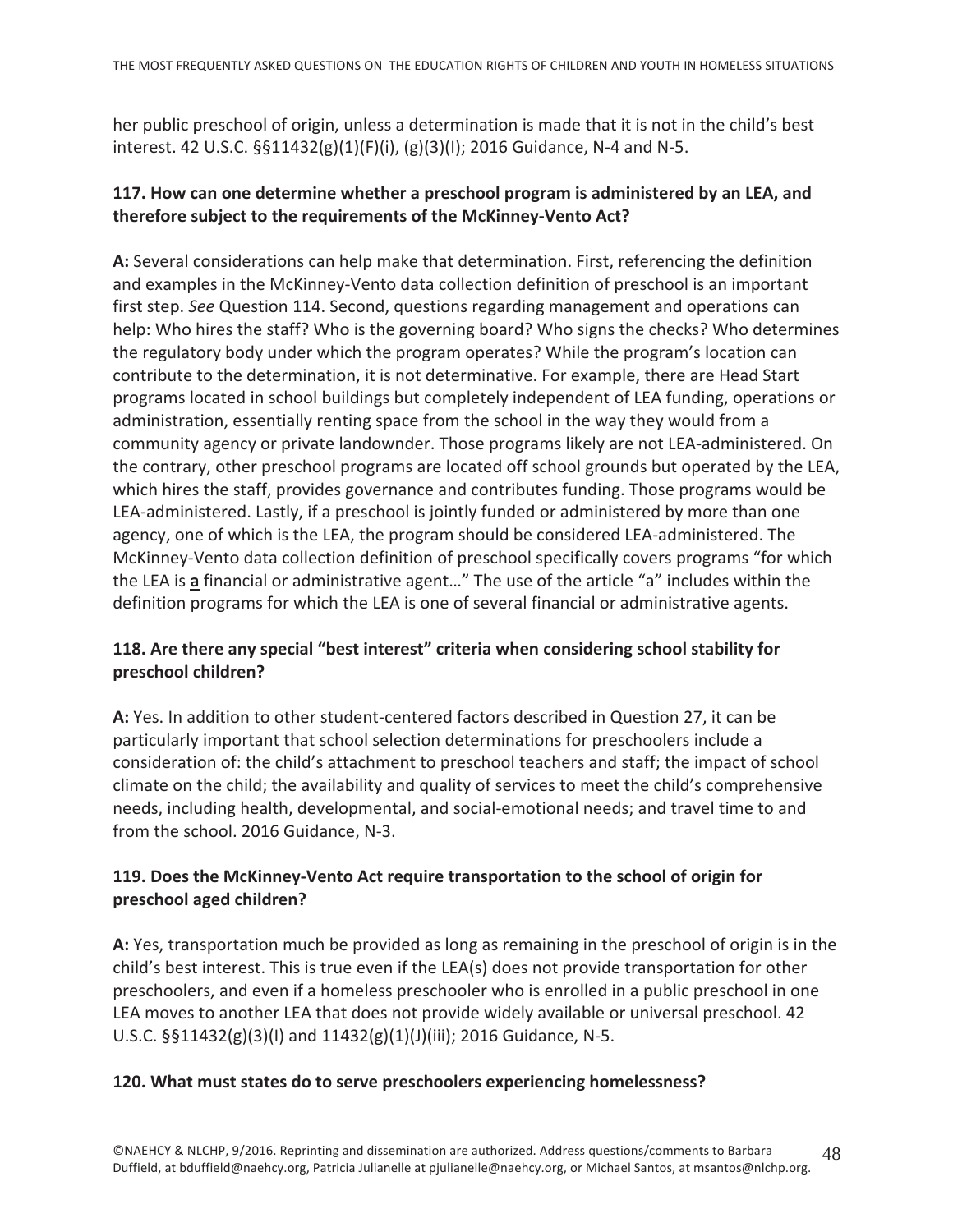her public preschool of origin, unless a determination is made that it is not in the child's best interest. 42 U.S.C. §§11432(g)(1)(F)(i), (g)(3)(I); 2016 Guidance, N-4 and N-5.

**117. How can one determine whether a preschool program is administered by an LEA, and therefore subject to the requirements of the McKinney-Vento Act?**

**A:** Several considerations can help make that determination. First, referencing the definition and examples in the McKinney-Vento data collection definition of preschool is an important first step. *See* Question 114. Second, questions regarding management and operations can help: Who hires the staff? Who is the governing board? Who signs the checks? Who determines the regulatory body under which the program operates? While the program's location can contribute to the determination, it is not determinative. For example, there are Head Start programs located in school buildings but completely independent of LEA funding, operations or administration, essentially renting space from the school in the way they would from a community agency or private landownder. Those programs likely are not LEA-administered. On the contrary, other preschool programs are located off school grounds but operated by the LEA, which hires the staff, provides governance and contributes funding. Those programs would be LEA-administered. Lastly, if a preschool is jointly funded or administered by more than one agency, one of which is the LEA, the program should be considered LEA-administered. The McKinney-Vento data collection definition of preschool specifically covers programs "for which the LEA is **a** financial or administrative agent…" The use of the article "a" includes within the definition programs for which the LEA is one of several financial or administrative agents.

**118. Are there any special "best interest" criteria when considering school stability for preschool children?**

**A:** Yes. In addition to other student-centered factors described in Question 27, it can be particularly important that school selection determinations for preschoolers include a consideration of: the child's attachment to preschool teachers and staff; the impact of school climate on the child; the availability and quality of services to meet the child's comprehensive needs, including health, developmental, and social-emotional needs; and travel time to and from the school. 2016 Guidance, N-3.

**119. Does the McKinney-Vento Act require transportation to the school of origin for preschool aged children?**

**A:** Yes, transportation much be provided as long as remaining in the preschool of origin is in the child's best interest. This is true even if the LEA(s) does not provide transportation for other preschoolers, and even if a homeless preschooler who is enrolled in a public preschool in one LEA moves to another LEA that does not provide widely available or universal preschool. 42 U.S.C. §§11432(g)(3)(I) and 11432(g)(1)(J)(iii); 2016 Guidance, N-5.

**120. What must states do to serve preschoolers experiencing homelessness?**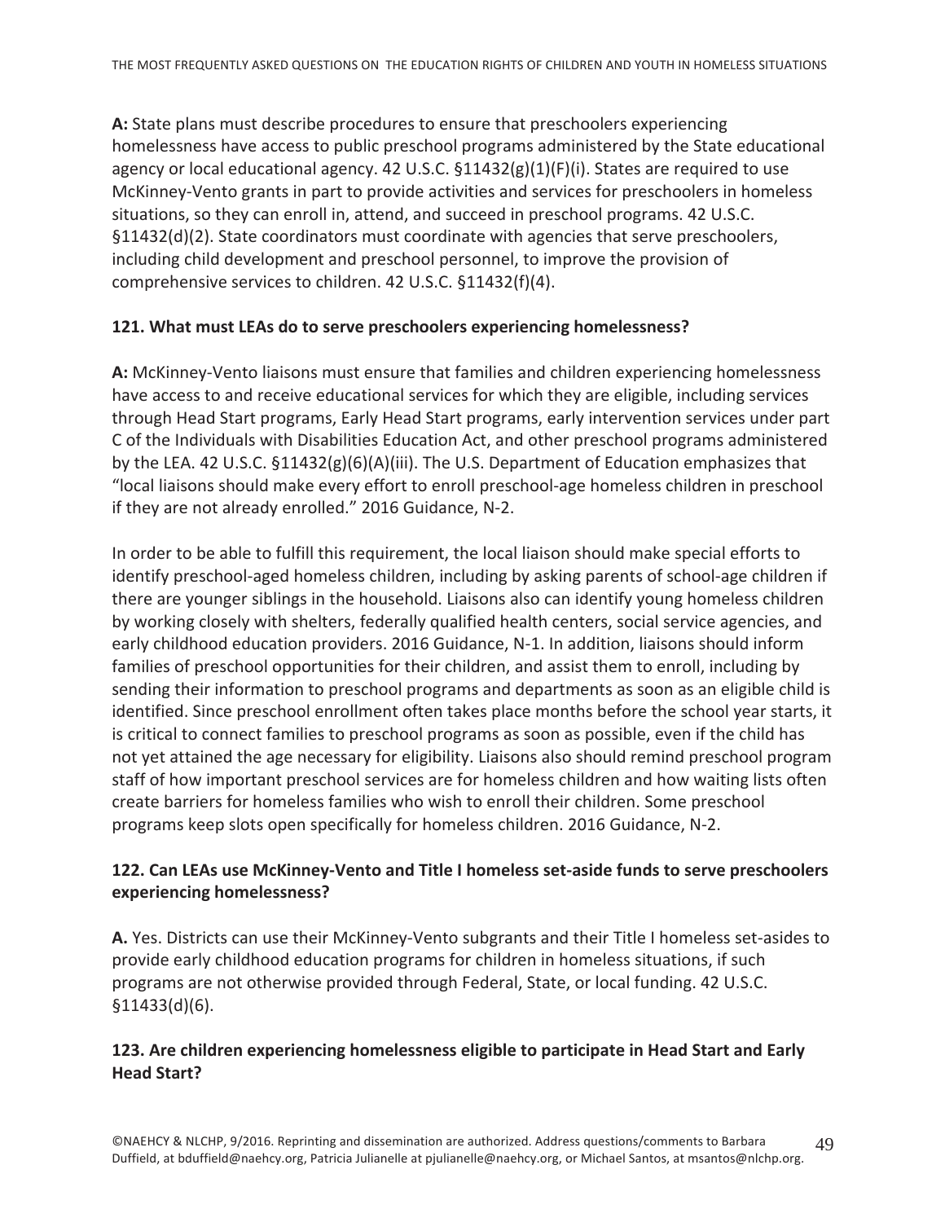**A:** State plans must describe procedures to ensure that preschoolers experiencing homelessness have access to public preschool programs administered by the State educational agency or local educational agency. 42 U.S.C. §11432(g)(1)(F)(i). States are required to use McKinney-Vento grants in part to provide activities and services for preschoolers in homeless situations, so they can enroll in, attend, and succeed in preschool programs. 42 U.S.C. §11432(d)(2). State coordinators must coordinate with agencies that serve preschoolers, including child development and preschool personnel, to improve the provision of comprehensive services to children. 42 U.S.C. §11432(f)(4).

**121. What must LEAs do to serve preschoolers experiencing homelessness?**

**A:** McKinney-Vento liaisons must ensure that families and children experiencing homelessness have access to and receive educational services for which they are eligible, including services through Head Start programs, Early Head Start programs, early intervention services under part C of the Individuals with Disabilities Education Act, and other preschool programs administered by the LEA. 42 U.S.C. §11432(g)(6)(A)(iii). The U.S. Department of Education emphasizes that "local liaisons should make every effort to enroll preschool-age homeless children in preschool if they are not already enrolled." 2016 Guidance, N-2.

In order to be able to fulfill this requirement, the local liaison should make special efforts to identify preschool-aged homeless children, including by asking parents of school-age children if there are younger siblings in the household. Liaisons also can identify young homeless children by working closely with shelters, federally qualified health centers, social service agencies, and early childhood education providers. 2016 Guidance, N-1. In addition, liaisons should inform families of preschool opportunities for their children, and assist them to enroll, including by sending their information to preschool programs and departments as soon as an eligible child is identified. Since preschool enrollment often takes place months before the school year starts, it is critical to connect families to preschool programs as soon as possible, even if the child has not yet attained the age necessary for eligibility. Liaisons also should remind preschool program staff of how important preschool services are for homeless children and how waiting lists often create barriers for homeless families who wish to enroll their children. Some preschool programs keep slots open specifically for homeless children. 2016 Guidance, N-2.

**122. Can LEAs use McKinney-Vento and Title I homeless set-aside funds to serve preschoolers experiencing homelessness?**

**A.** Yes. Districts can use their McKinney-Vento subgrants and their Title I homeless set-asides to provide early childhood education programs for children in homeless situations, if such programs are not otherwise provided through Federal, State, or local funding. 42 U.S.C. §11433(d)(6).

**123. Are children experiencing homelessness eligible to participate in Head Start and Early Head Start?**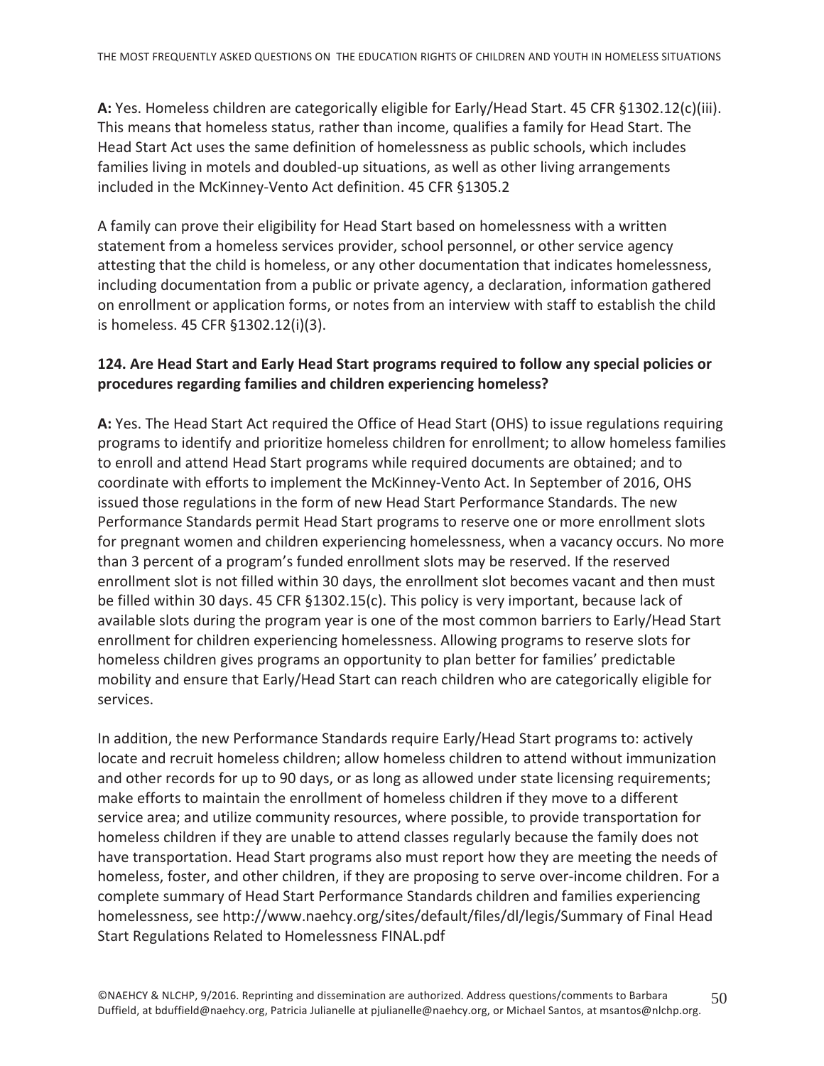**A:** Yes. Homeless children are categorically eligible for Early/Head Start. 45 CFR §1302.12(c)(iii). This means that homeless status, rather than income, qualifies a family for Head Start. The Head Start Act uses the same definition of homelessness as public schools, which includes families living in motels and doubled-up situations, as well as other living arrangements included in the McKinney-Vento Act definition. 45 CFR §1305.2

A family can prove their eligibility for Head Start based on homelessness with a written statement from a homeless services provider, school personnel, or other service agency attesting that the child is homeless, or any other documentation that indicates homelessness, including documentation from a public or private agency, a declaration, information gathered on enrollment or application forms, or notes from an interview with staff to establish the child is homeless. 45 CFR §1302.12(i)(3).

**124. Are Head Start and Early Head Start programs required to follow any special policies or procedures regarding families and children experiencing homeless?**

**A:** Yes. The Head Start Act required the Office of Head Start (OHS) to issue regulations requiring programs to identify and prioritize homeless children for enrollment; to allow homeless families to enroll and attend Head Start programs while required documents are obtained; and to coordinate with efforts to implement the McKinney-Vento Act. In September of 2016, OHS issued those regulations in the form of new Head Start Performance Standards. The new Performance Standards permit Head Start programs to reserve one or more enrollment slots for pregnant women and children experiencing homelessness, when a vacancy occurs. No more than 3 percent of a program's funded enrollment slots may be reserved. If the reserved enrollment slot is not filled within 30 days, the enrollment slot becomes vacant and then must be filled within 30 days. 45 CFR §1302.15(c). This policy is very important, because lack of available slots during the program year is one of the most common barriers to Early/Head Start enrollment for children experiencing homelessness. Allowing programs to reserve slots for homeless children gives programs an opportunity to plan better for families' predictable mobility and ensure that Early/Head Start can reach children who are categorically eligible for services.

In addition, the new Performance Standards require Early/Head Start programs to: actively locate and recruit homeless children; allow homeless children to attend without immunization and other records for up to 90 days, or as long as allowed under state licensing requirements; make efforts to maintain the enrollment of homeless children if they move to a different service area; and utilize community resources, where possible, to provide transportation for homeless children if they are unable to attend classes regularly because the family does not have transportation. Head Start programs also must report how they are meeting the needs of homeless, foster, and other children, if they are proposing to serve over-income children. For a complete summary of Head Start Performance Standards children and families experiencing homelessness, see http://www.naehcy.org/sites/default/files/dl/legis/Summary of Final Head Start Regulations Related to Homelessness FINAL.pdf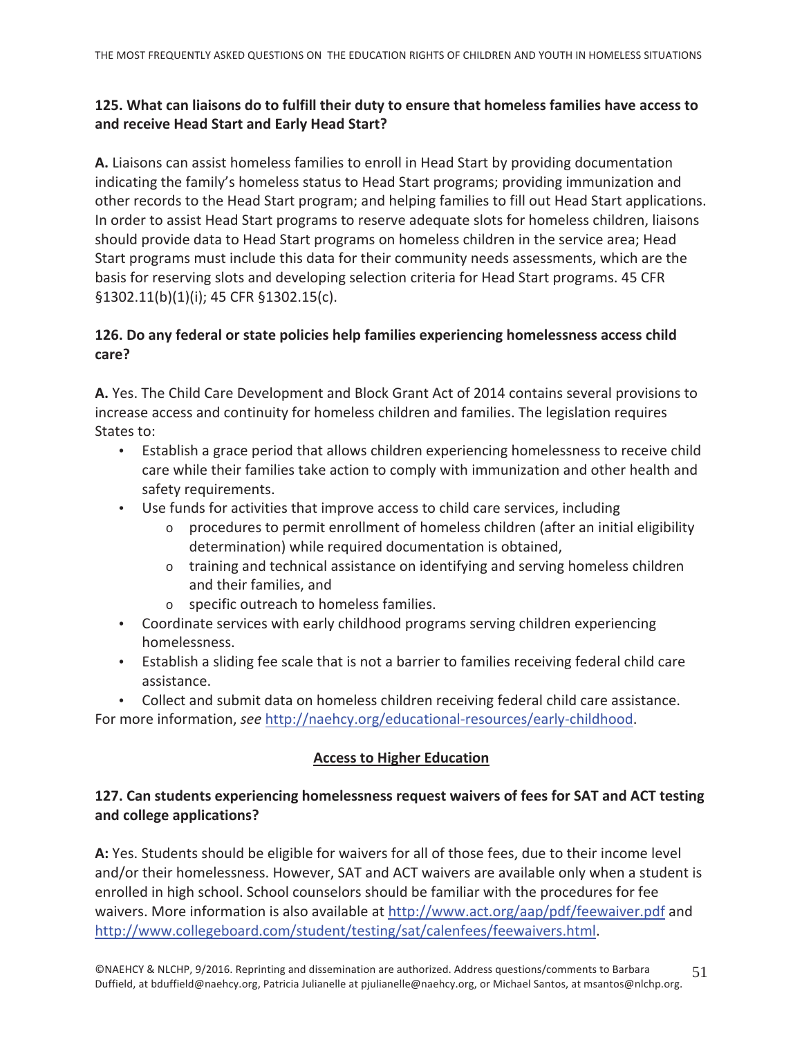**125. What can liaisons do to fulfill their duty to ensure that homeless families have access to and receive Head Start and Early Head Start?**

**A.** Liaisons can assist homeless families to enroll in Head Start by providing documentation indicating the family's homeless status to Head Start programs; providing immunization and other records to the Head Start program; and helping families to fill out Head Start applications. In order to assist Head Start programs to reserve adequate slots for homeless children, liaisons should provide data to Head Start programs on homeless children in the service area; Head Start programs must include this data for their community needs assessments, which are the basis for reserving slots and developing selection criteria for Head Start programs. 45 CFR §1302.11(b)(1)(i); 45 CFR §1302.15(c).

**126. Do any federal or state policies help families experiencing homelessness access child care?**

**A.** Yes. The Child Care Development and Block Grant Act of 2014 contains several provisions to increase access and continuity for homeless children and families. The legislation requires States to:

- Establish a grace period that allows children experiencing homelessness to receive child care while their families take action to comply with immunization and other health and safety requirements.
- Use funds for activities that improve access to child care services, including
    - procedures to permit enrollment of homeless children (after an initial eligibility determination) while required documentation is obtained,
    - training and technical assistance on identifying and serving homeless children and their families, and
    - specific outreach to homeless families.
- Coordinate services with early childhood programs serving children experiencing homelessness.
- Establish a sliding fee scale that is not a barrier to families receiving federal child care assistance.
- Collect and submit data on homeless children receiving federal child care assistance.

For more information, *see* http://naehcy.org/educational-resources/early-childhood.

## Access to Higher Education

**127. Can students experiencing homelessness request waivers of fees for SAT and ACT testing and college applications?**

**A:** Yes. Students should be eligible for waivers for all of those fees, due to their income level and/or their homelessness. However, SAT and ACT waivers are available only when a student is enrolled in high school. School counselors should be familiar with the procedures for fee waivers. More information is also available at http://www.act.org/aap/pdf/feewaiver.pdf and http://www.collegeboard.com/student/testing/sat/calenfees/feewaivers.html.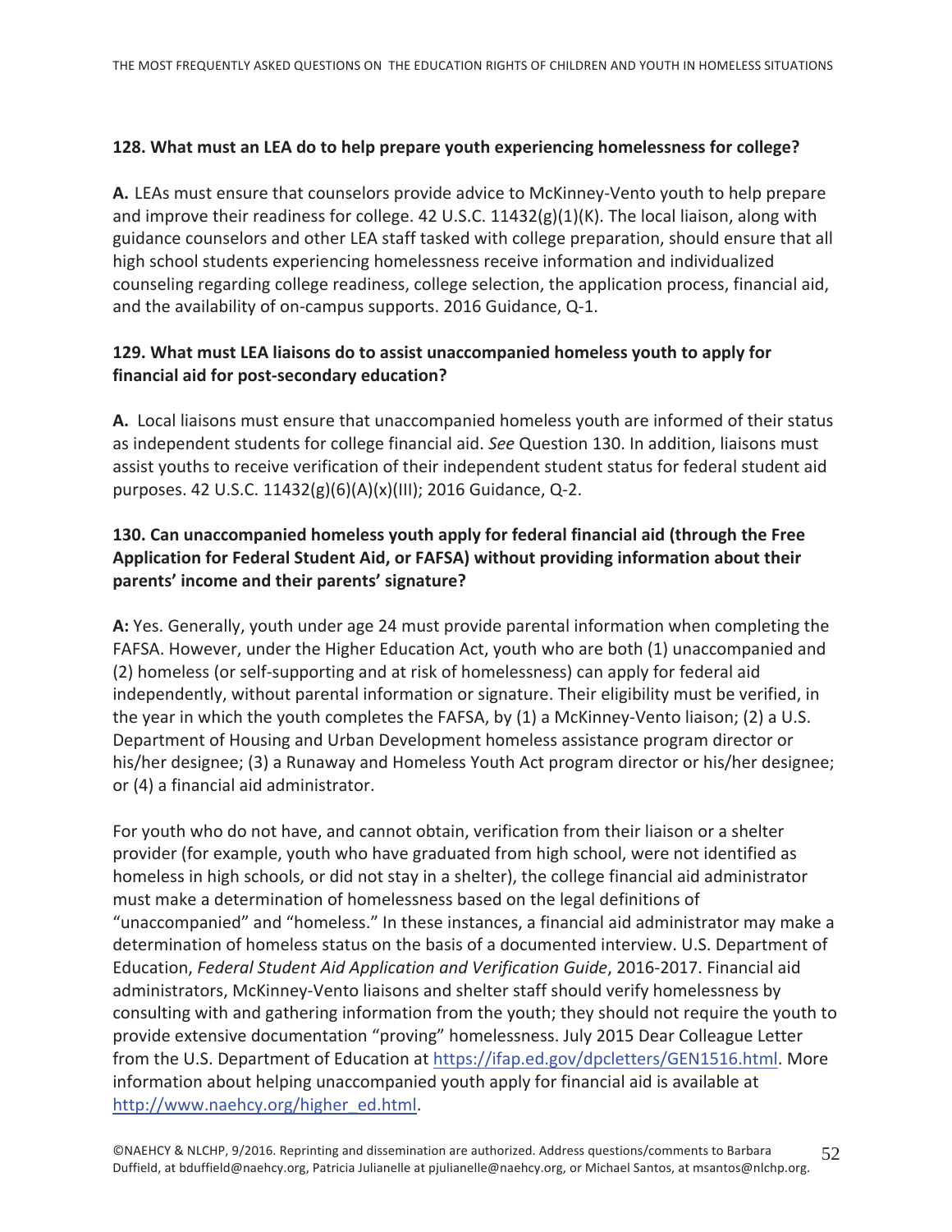**128. What must an LEA do to help prepare youth experiencing homelessness for college?**

**A.** LEAs must ensure that counselors provide advice to McKinney-Vento youth to help prepare and improve their readiness for college. 42 U.S.C. 11432(g)(1)(K). The local liaison, along with guidance counselors and other LEA staff tasked with college preparation, should ensure that all high school students experiencing homelessness receive information and individualized counseling regarding college readiness, college selection, the application process, financial aid, and the availability of on-campus supports. 2016 Guidance, Q-1.

**129. What must LEA liaisons do to assist unaccompanied homeless youth to apply for financial aid for post-secondary education?**

**A.** Local liaisons must ensure that unaccompanied homeless youth are informed of their status as independent students for college financial aid. *See* Question 130. In addition, liaisons must assist youths to receive verification of their independent student status for federal student aid purposes. 42 U.S.C. 11432(g)(6)(A)(x)(III); 2016 Guidance, Q-2.

**130. Can unaccompanied homeless youth apply for federal financial aid (through the Free Application for Federal Student Aid, or FAFSA) without providing information about their parents' income and their parents' signature?**

**A:** Yes. Generally, youth under age 24 must provide parental information when completing the FAFSA. However, under the Higher Education Act, youth who are both (1) unaccompanied and (2) homeless (or self-supporting and at risk of homelessness) can apply for federal aid independently, without parental information or signature. Their eligibility must be verified, in the year in which the youth completes the FAFSA, by (1) a McKinney-Vento liaison; (2) a U.S. Department of Housing and Urban Development homeless assistance program director or his/her designee; (3) a Runaway and Homeless Youth Act program director or his/her designee; or (4) a financial aid administrator.

For youth who do not have, and cannot obtain, verification from their liaison or a shelter provider (for example, youth who have graduated from high school, were not identified as homeless in high schools, or did not stay in a shelter), the college financial aid administrator must make a determination of homelessness based on the legal definitions of "unaccompanied" and "homeless." In these instances, a financial aid administrator may make a determination of homeless status on the basis of a documented interview. U.S. Department of Education, *Federal Student Aid Application and Verification Guide*, 2016-2017. Financial aid administrators, McKinney-Vento liaisons and shelter staff should verify homelessness by consulting with and gathering information from the youth; they should not require the youth to provide extensive documentation "proving" homelessness. July 2015 Dear Colleague Letter from the U.S. Department of Education at https://ifap.ed.gov/dpcletters/GEN1516.html. More information about helping unaccompanied youth apply for financial aid is available at http://www.naehcy.org/higher_ed.html.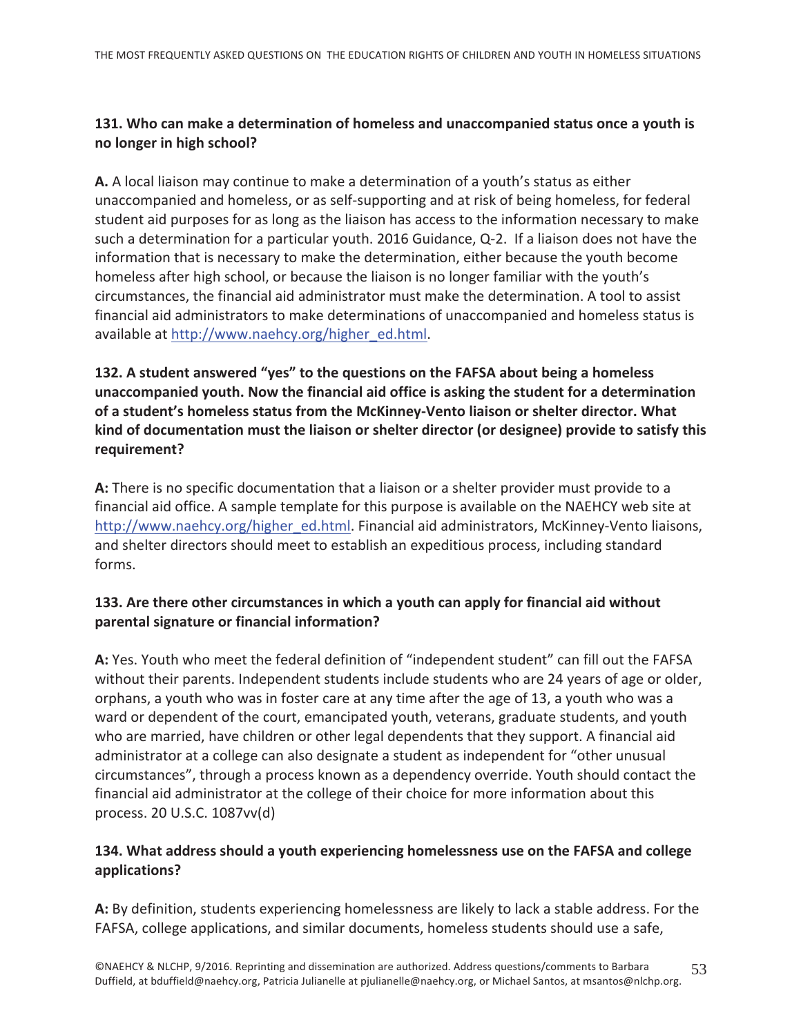**131. Who can make a determination of homeless and unaccompanied status once a youth is no longer in high school?**

**A.** A local liaison may continue to make a determination of a youth's status as either unaccompanied and homeless, or as self-supporting and at risk of being homeless, for federal student aid purposes for as long as the liaison has access to the information necessary to make such a determination for a particular youth. 2016 Guidance, Q-2. If a liaison does not have the information that is necessary to make the determination, either because the youth become homeless after high school, or because the liaison is no longer familiar with the youth's circumstances, the financial aid administrator must make the determination. A tool to assist financial aid administrators to make determinations of unaccompanied and homeless status is available at http://www.naehcy.org/higher_ed.html.

**132. A student answered "yes" to the questions on the FAFSA about being a homeless unaccompanied youth. Now the financial aid office is asking the student for a determination of a student's homeless status from the McKinney-Vento liaison or shelter director. What kind of documentation must the liaison or shelter director (or designee) provide to satisfy this requirement?**

**A:** There is no specific documentation that a liaison or a shelter provider must provide to a financial aid office. A sample template for this purpose is available on the NAEHCY web site at http://www.naehcy.org/higher_ed.html. Financial aid administrators, McKinney-Vento liaisons, and shelter directors should meet to establish an expeditious process, including standard forms.

**133. Are there other circumstances in which a youth can apply for financial aid without parental signature or financial information?**

**A:** Yes. Youth who meet the federal definition of "independent student" can fill out the FAFSA without their parents. Independent students include students who are 24 years of age or older, orphans, a youth who was in foster care at any time after the age of 13, a youth who was a ward or dependent of the court, emancipated youth, veterans, graduate students, and youth who are married, have children or other legal dependents that they support. A financial aid administrator at a college can also designate a student as independent for "other unusual circumstances", through a process known as a dependency override. Youth should contact the financial aid administrator at the college of their choice for more information about this process. 20 U.S.C. 1087vv(d)

**134. What address should a youth experiencing homelessness use on the FAFSA and college applications?**

**A:** By definition, students experiencing homelessness are likely to lack a stable address. For the FAFSA, college applications, and similar documents, homeless students should use a safe,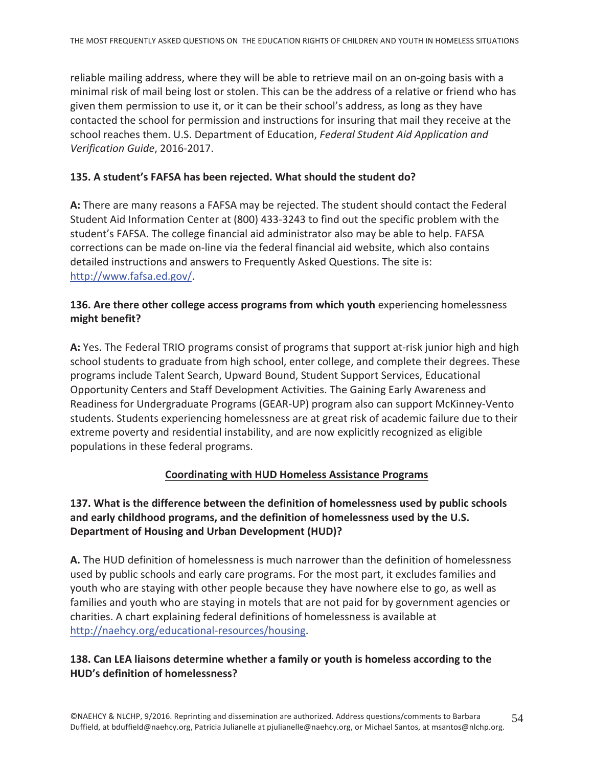reliable mailing address, where they will be able to retrieve mail on an on-going basis with a minimal risk of mail being lost or stolen. This can be the address of a relative or friend who has given them permission to use it, or it can be their school's address, as long as they have contacted the school for permission and instructions for insuring that mail they receive at the school reaches them. U.S. Department of Education, *Federal Student Aid Application and Verification Guide*, 2016-2017.

**135. A student's FAFSA has been rejected. What should the student do?**

**A:** There are many reasons a FAFSA may be rejected. The student should contact the Federal Student Aid Information Center at (800) 433-3243 to find out the specific problem with the student's FAFSA. The college financial aid administrator also may be able to help. FAFSA corrections can be made on-line via the federal financial aid website, which also contains detailed instructions and answers to Frequently Asked Questions. The site is: http://www.fafsa.ed.gov/.

**136. Are there other college access programs from which youth** experiencing homelessness **might benefit?**

**A:** Yes. The Federal TRIO programs consist of programs that support at-risk junior high and high school students to graduate from high school, enter college, and complete their degrees. These programs include Talent Search, Upward Bound, Student Support Services, Educational Opportunity Centers and Staff Development Activities. The Gaining Early Awareness and Readiness for Undergraduate Programs (GEAR-UP) program also can support McKinney-Vento students. Students experiencing homelessness are at great risk of academic failure due to their extreme poverty and residential instability, and are now explicitly recognized as eligible populations in these federal programs.

## Coordinating with HUD Homeless Assistance Programs

**137. What is the difference between the definition of homelessness used by public schools and early childhood programs, and the definition of homelessness used by the U.S. Department of Housing and Urban Development (HUD)?**

**A.** The HUD definition of homelessness is much narrower than the definition of homelessness used by public schools and early care programs. For the most part, it excludes families and youth who are staying with other people because they have nowhere else to go, as well as families and youth who are staying in motels that are not paid for by government agencies or charities. A chart explaining federal definitions of homelessness is available at http://naehcy.org/educational-resources/housing.

**138. Can LEA liaisons determine whether a family or youth is homeless according to the HUD's definition of homelessness?**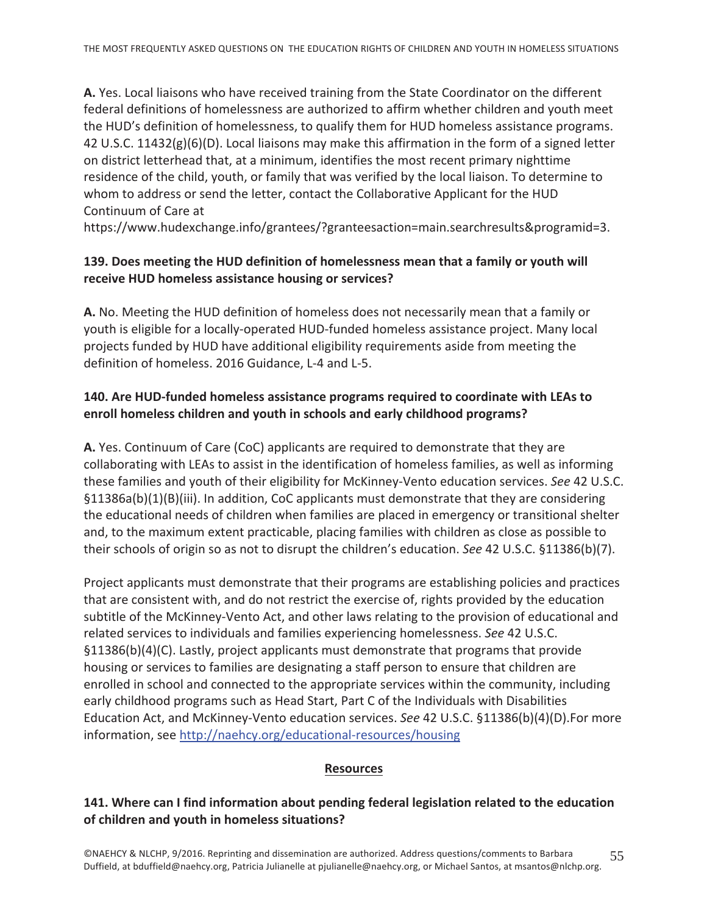**A.** Yes. Local liaisons who have received training from the State Coordinator on the different federal definitions of homelessness are authorized to affirm whether children and youth meet the HUD's definition of homelessness, to qualify them for HUD homeless assistance programs. 42 U.S.C. 11432(g)(6)(D). Local liaisons may make this affirmation in the form of a signed letter on district letterhead that, at a minimum, identifies the most recent primary nighttime residence of the child, youth, or family that was verified by the local liaison. To determine to whom to address or send the letter, contact the Collaborative Applicant for the HUD Continuum of Care at https://www.hudexchange.info/grantees/?granteesaction=main.searchresults&programid=3.

**139. Does meeting the HUD definition of homelessness mean that a family or youth will receive HUD homeless assistance housing or services?**

**A.** No. Meeting the HUD definition of homeless does not necessarily mean that a family or youth is eligible for a locally-operated HUD-funded homeless assistance project. Many local projects funded by HUD have additional eligibility requirements aside from meeting the definition of homeless. 2016 Guidance, L-4 and L-5.

**140. Are HUD-funded homeless assistance programs required to coordinate with LEAs to enroll homeless children and youth in schools and early childhood programs?**

**A.** Yes. Continuum of Care (CoC) applicants are required to demonstrate that they are collaborating with LEAs to assist in the identification of homeless families, as well as informing these families and youth of their eligibility for McKinney-Vento education services. *See* 42 U.S.C. §11386a(b)(1)(B)(iii). In addition, CoC applicants must demonstrate that they are considering the educational needs of children when families are placed in emergency or transitional shelter and, to the maximum extent practicable, placing families with children as close as possible to their schools of origin so as not to disrupt the children's education. *See* 42 U.S.C. §11386(b)(7).

Project applicants must demonstrate that their programs are establishing policies and practices that are consistent with, and do not restrict the exercise of, rights provided by the education subtitle of the McKinney-Vento Act, and other laws relating to the provision of educational and related services to individuals and families experiencing homelessness. *See* 42 U.S.C. §11386(b)(4)(C). Lastly, project applicants must demonstrate that programs that provide housing or services to families are designating a staff person to ensure that children are enrolled in school and connected to the appropriate services within the community, including early childhood programs such as Head Start, Part C of the Individuals with Disabilities Education Act, and McKinney-Vento education services. *See* 42 U.S.C. §11386(b)(4)(D).For more information, see [http://naehcy.org/educational-resources/housing](http://naehcy.org/educational-resources/housing)

## Resources

**141. Where can I find information about pending federal legislation related to the education of children and youth in homeless situations?**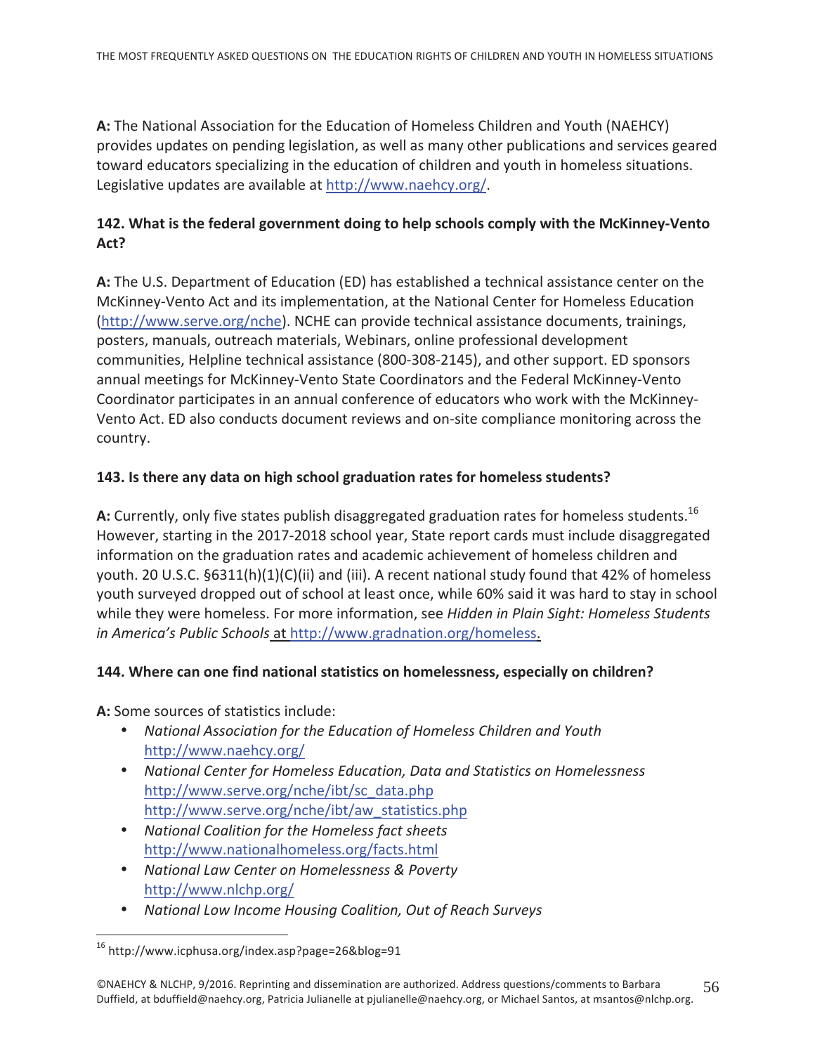**A:** The National Association for the Education of Homeless Children and Youth (NAEHCY) provides updates on pending legislation, as well as many other publications and services geared toward educators specializing in the education of children and youth in homeless situations. Legislative updates are available at http://www.naehcy.org/.

**142. What is the federal government doing to help schools comply with the McKinney-Vento Act?**

**A:** The U.S. Department of Education (ED) has established a technical assistance center on the McKinney-Vento Act and its implementation, at the National Center for Homeless Education (http://www.serve.org/nche). NCHE can provide technical assistance documents, trainings, posters, manuals, outreach materials, Webinars, online professional development communities, Helpline technical assistance (800-308-2145), and other support. ED sponsors annual meetings for McKinney-Vento State Coordinators and the Federal McKinney-Vento Coordinator participates in an annual conference of educators who work with the McKinney-Vento Act. ED also conducts document reviews and on-site compliance monitoring across the country.

**143. Is there any data on high school graduation rates for homeless students?**

**A:** Currently, only five states publish disaggregated graduation rates for homeless students.[16] However, starting in the 2017-2018 school year, State report cards must include disaggregated information on the graduation rates and academic achievement of homeless children and youth. 20 U.S.C. §6311(h)(1)(C)(ii) and (iii). A recent national study found that 42% of homeless youth surveyed dropped out of school at least once, while 60% said it was hard to stay in school while they were homeless. For more information, see *Hidden in Plain Sight: Homeless Students in America's Public Schools* at http://www.gradnation.org/homeless.

**144. Where can one find national statistics on homelessness, especially on children?**

**A:** Some sources of statistics include:

- *National Association for the Education of Homeless Children and Youth*
  http://www.naehcy.org/
- *National Center for Homeless Education, Data and Statistics on Homelessness*
  http://www.serve.org/nche/ibt/sc_data.php
  http://www.serve.org/nche/ibt/aw_statistics.php
- *National Coalition for the Homeless fact sheets*
  http://www.nationalhomeless.org/facts.html
- *National Law Center on Homelessness & Poverty*
  http://www.nlchp.org/
- *National Low Income Housing Coalition, Out of Reach Surveys*

[16] http://www.icphusa.org/index.asp?page=26&blog=91

©NAEHCY & NLCHP, 9/2016. Reprinting and dissemination are authorized. Address questions/comments to Barbara Duffield, at bduffield@naehcy.org, Patricia Julianelle at pjulianelle@naehcy.org, or Michael Santos, at msantos@nlchp.org.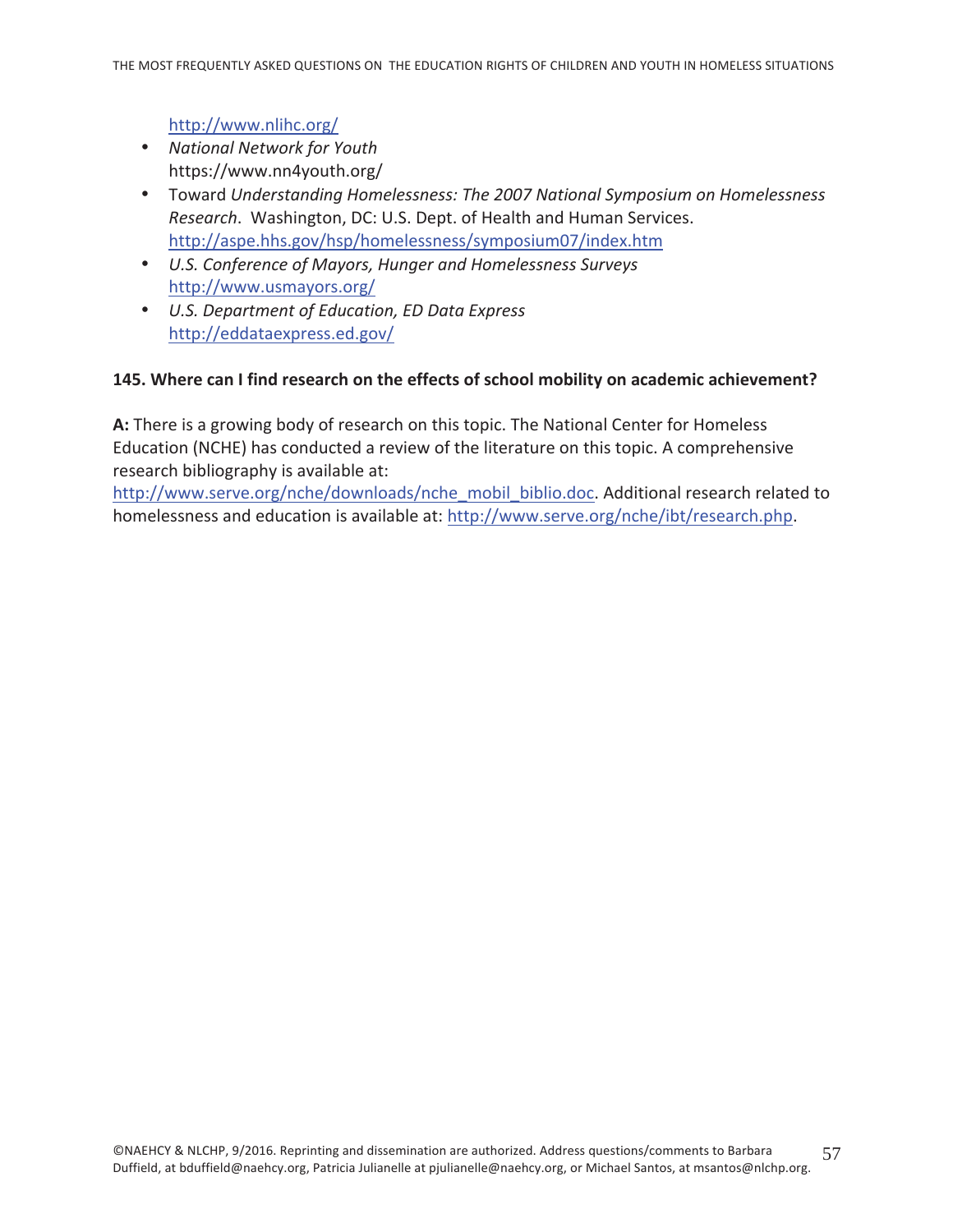http://www.nlihc.org/

- *National Network for Youth*
  https://www.nn4youth.org/
- Toward *Understanding Homelessness: The 2007 National Symposium on Homelessness Research*. Washington, DC: U.S. Dept. of Health and Human Services.
  http://aspe.hhs.gov/hsp/homelessness/symposium07/index.htm
- *U.S. Conference of Mayors, Hunger and Homelessness Surveys*
  http://www.usmayors.org/
- *U.S. Department of Education, ED Data Express*
  http://eddataexpress.ed.gov/

**145. Where can I find research on the effects of school mobility on academic achievement?**

**A:** There is a growing body of research on this topic. The National Center for Homeless Education (NCHE) has conducted a review of the literature on this topic. A comprehensive research bibliography is available at: http://www.serve.org/nche/downloads/nche_mobil_biblio.doc. Additional research related to homelessness and education is available at: http://www.serve.org/nche/ibt/research.php.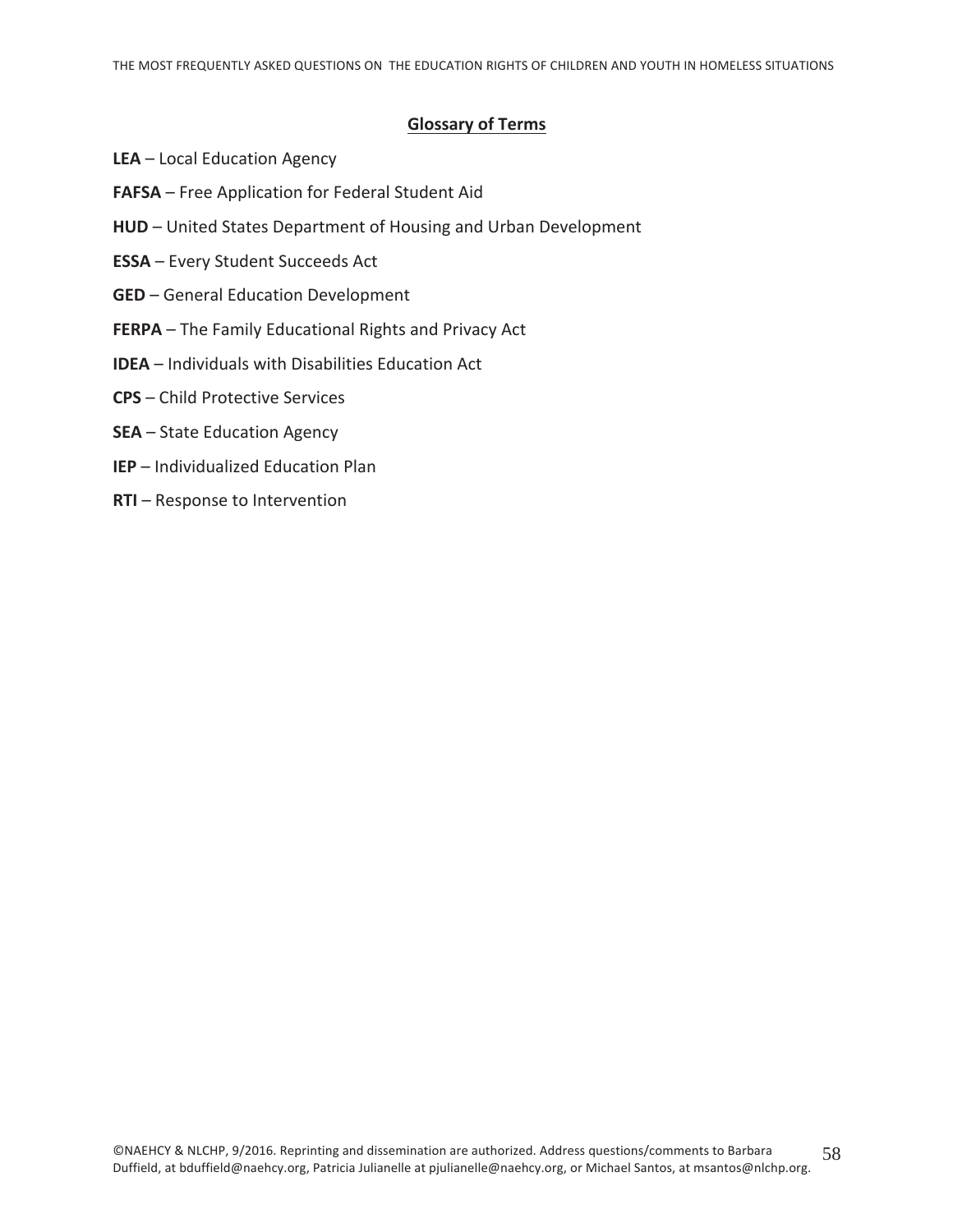## Glossary of Terms

**LEA** – Local Education Agency

**FAFSA** – Free Application for Federal Student Aid

**HUD** – United States Department of Housing and Urban Development

**ESSA** – Every Student Succeeds Act

**GED** – General Education Development

**FERPA** – The Family Educational Rights and Privacy Act

**IDEA** – Individuals with Disabilities Education Act

**CPS** – Child Protective Services

**SEA** – State Education Agency

**IEP** – Individualized Education Plan

**RTI** – Response to Intervention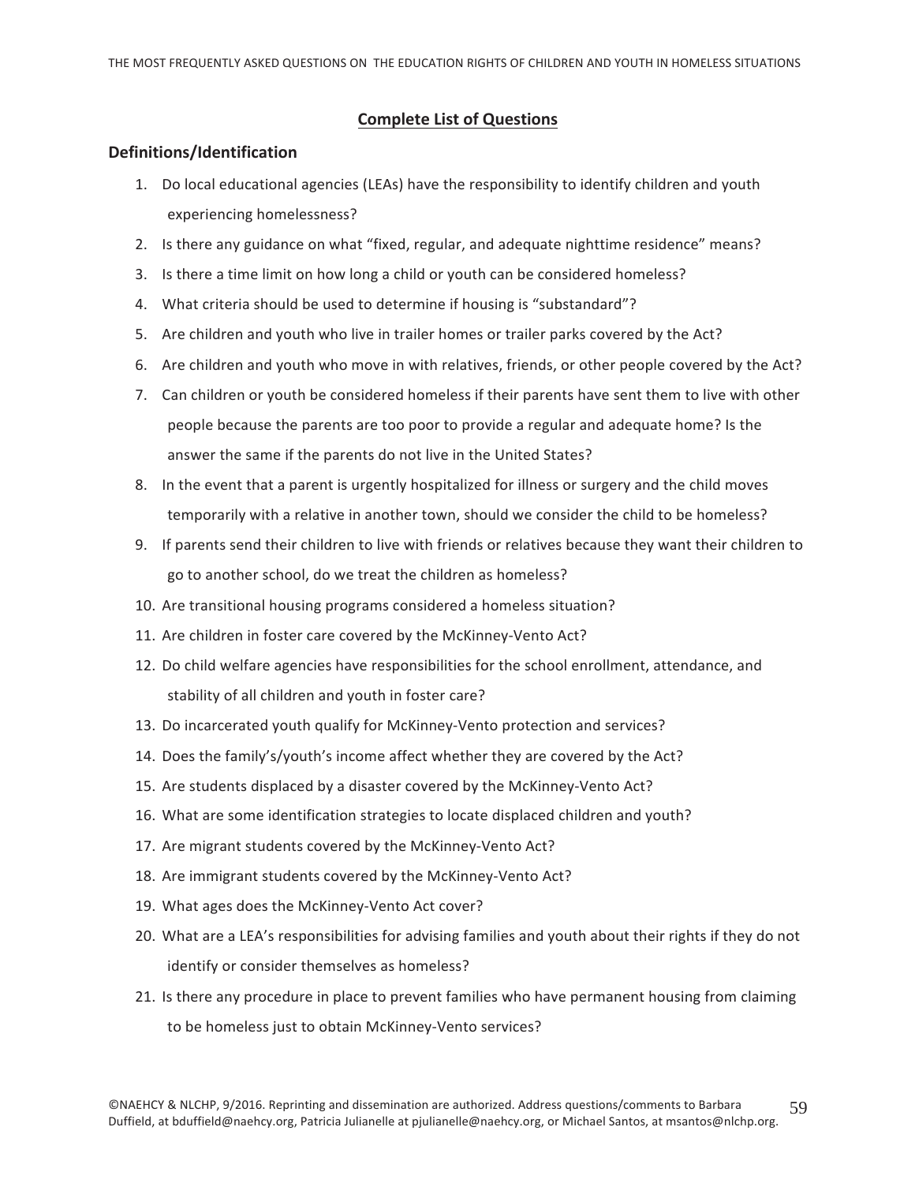## Complete List of Questions

### Definitions/Identification

1. Do local educational agencies (LEAs) have the responsibility to identify children and youth experiencing homelessness?
2. Is there any guidance on what "fixed, regular, and adequate nighttime residence" means?
3. Is there a time limit on how long a child or youth can be considered homeless?
4. What criteria should be used to determine if housing is "substandard"?
5. Are children and youth who live in trailer homes or trailer parks covered by the Act?
6. Are children and youth who move in with relatives, friends, or other people covered by the Act?
7. Can children or youth be considered homeless if their parents have sent them to live with other people because the parents are too poor to provide a regular and adequate home? Is the answer the same if the parents do not live in the United States?
8. In the event that a parent is urgently hospitalized for illness or surgery and the child moves temporarily with a relative in another town, should we consider the child to be homeless?
9. If parents send their children to live with friends or relatives because they want their children to go to another school, do we treat the children as homeless?
10. Are transitional housing programs considered a homeless situation?
11. Are children in foster care covered by the McKinney-Vento Act?
12. Do child welfare agencies have responsibilities for the school enrollment, attendance, and stability of all children and youth in foster care?
13. Do incarcerated youth qualify for McKinney-Vento protection and services?
14. Does the family's/youth's income affect whether they are covered by the Act?
15. Are students displaced by a disaster covered by the McKinney-Vento Act?
16. What are some identification strategies to locate displaced children and youth?
17. Are migrant students covered by the McKinney-Vento Act?
18. Are immigrant students covered by the McKinney-Vento Act?
19. What ages does the McKinney-Vento Act cover?
20. What are a LEA's responsibilities for advising families and youth about their rights if they do not identify or consider themselves as homeless?
21. Is there any procedure in place to prevent families who have permanent housing from claiming to be homeless just to obtain McKinney-Vento services?

©NAEHCY & NLCHP, 9/2016. Reprinting and dissemination are authorized. Address questions/comments to Barbara Duffield, at bduffield@naehcy.org, Patricia Julianelle at pjulianelle@naehcy.org, or Michael Santos, at msantos@nlchp.org.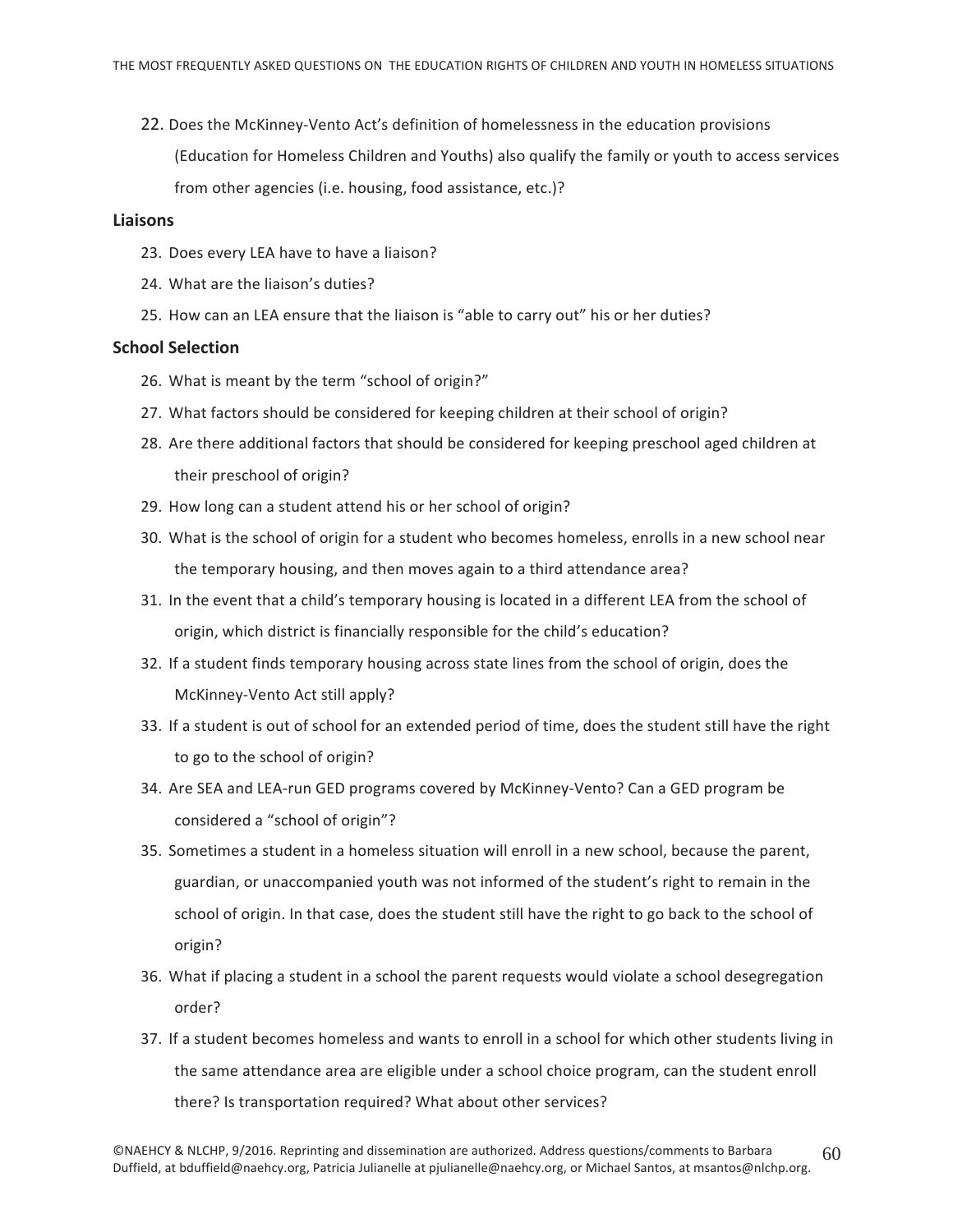22. Does the McKinney-Vento Act's definition of homelessness in the education provisions (Education for Homeless Children and Youths) also qualify the family or youth to access services from other agencies (i.e. housing, food assistance, etc.)?

**Liaisons**

23. Does every LEA have to have a liaison?
24. What are the liaison's duties?
25. How can an LEA ensure that the liaison is "able to carry out" his or her duties?

**School Selection**

26. What is meant by the term "school of origin?"
27. What factors should be considered for keeping children at their school of origin?
28. Are there additional factors that should be considered for keeping preschool aged children at their preschool of origin?
29. How long can a student attend his or her school of origin?
30. What is the school of origin for a student who becomes homeless, enrolls in a new school near the temporary housing, and then moves again to a third attendance area?
31. In the event that a child's temporary housing is located in a different LEA from the school of origin, which district is financially responsible for the child's education?
32. If a student finds temporary housing across state lines from the school of origin, does the McKinney-Vento Act still apply?
33. If a student is out of school for an extended period of time, does the student still have the right to go to the school of origin?
34. Are SEA and LEA-run GED programs covered by McKinney-Vento? Can a GED program be considered a "school of origin"?
35. Sometimes a student in a homeless situation will enroll in a new school, because the parent, guardian, or unaccompanied youth was not informed of the student's right to remain in the school of origin. In that case, does the student still have the right to go back to the school of origin?
36. What if placing a student in a school the parent requests would violate a school desegregation order?
37. If a student becomes homeless and wants to enroll in a school for which other students living in the same attendance area are eligible under a school choice program, can the student enroll there? Is transportation required? What about other services?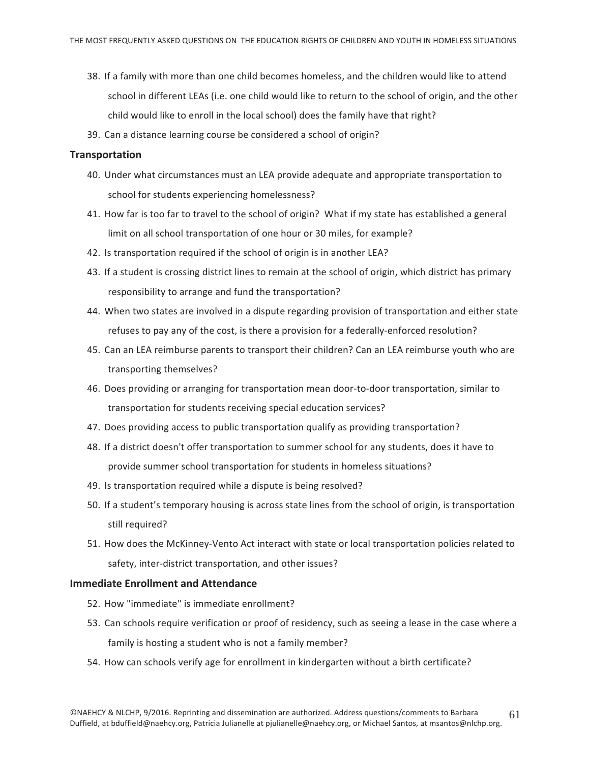38. If a family with more than one child becomes homeless, and the children would like to attend school in different LEAs (i.e. one child would like to return to the school of origin, and the other child would like to enroll in the local school) does the family have that right?
39. Can a distance learning course be considered a school of origin?

### Transportation

40. Under what circumstances must an LEA provide adequate and appropriate transportation to school for students experiencing homelessness?
41. How far is too far to travel to the school of origin? What if my state has established a general limit on all school transportation of one hour or 30 miles, for example?
42. Is transportation required if the school of origin is in another LEA?
43. If a student is crossing district lines to remain at the school of origin, which district has primary responsibility to arrange and fund the transportation?
44. When two states are involved in a dispute regarding provision of transportation and either state refuses to pay any of the cost, is there a provision for a federally-enforced resolution?
45. Can an LEA reimburse parents to transport their children? Can an LEA reimburse youth who are transporting themselves?
46. Does providing or arranging for transportation mean door-to-door transportation, similar to transportation for students receiving special education services?
47. Does providing access to public transportation qualify as providing transportation?
48. If a district doesn't offer transportation to summer school for any students, does it have to provide summer school transportation for students in homeless situations?
49. Is transportation required while a dispute is being resolved?
50. If a student's temporary housing is across state lines from the school of origin, is transportation still required?
51. How does the McKinney-Vento Act interact with state or local transportation policies related to safety, inter-district transportation, and other issues?

### Immediate Enrollment and Attendance

52. How "immediate" is immediate enrollment?
53. Can schools require verification or proof of residency, such as seeing a lease in the case where a family is hosting a student who is not a family member?
54. How can schools verify age for enrollment in kindergarten without a birth certificate?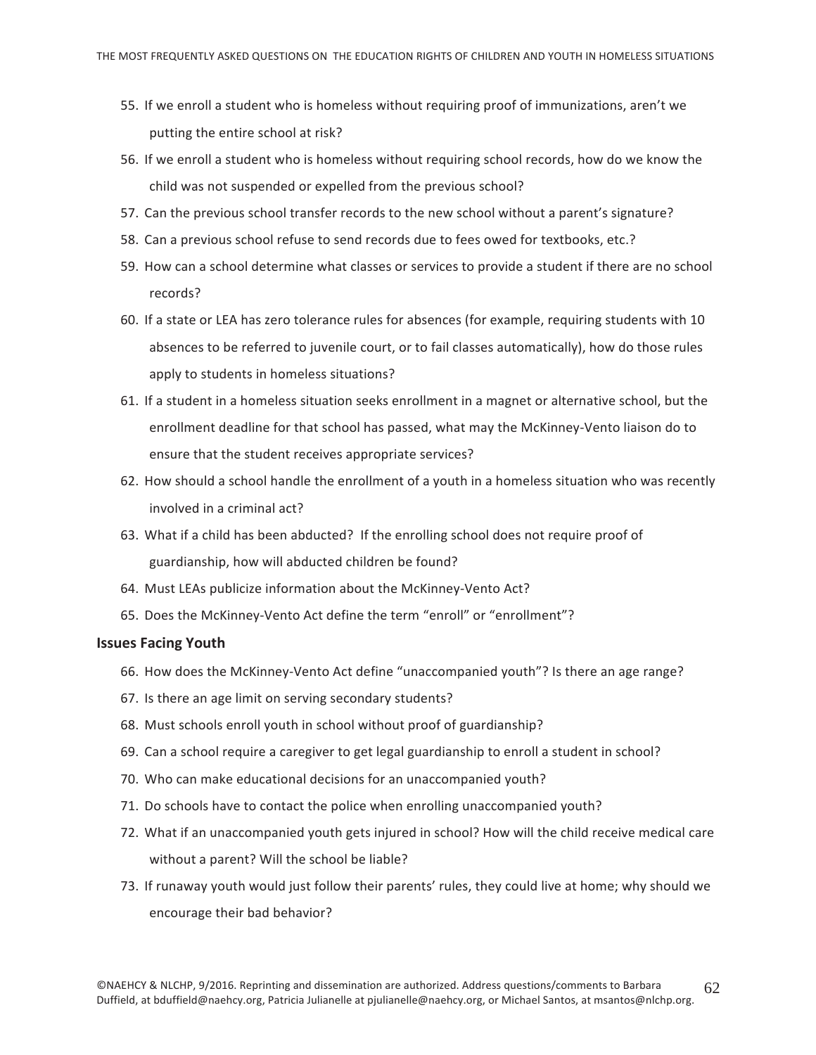55. If we enroll a student who is homeless without requiring proof of immunizations, aren't we putting the entire school at risk?
56. If we enroll a student who is homeless without requiring school records, how do we know the child was not suspended or expelled from the previous school?
57. Can the previous school transfer records to the new school without a parent's signature?
58. Can a previous school refuse to send records due to fees owed for textbooks, etc.?
59. How can a school determine what classes or services to provide a student if there are no school records?
60. If a state or LEA has zero tolerance rules for absences (for example, requiring students with 10 absences to be referred to juvenile court, or to fail classes automatically), how do those rules apply to students in homeless situations?
61. If a student in a homeless situation seeks enrollment in a magnet or alternative school, but the enrollment deadline for that school has passed, what may the McKinney-Vento liaison do to ensure that the student receives appropriate services?
62. How should a school handle the enrollment of a youth in a homeless situation who was recently involved in a criminal act?
63. What if a child has been abducted? If the enrolling school does not require proof of guardianship, how will abducted children be found?
64. Must LEAs publicize information about the McKinney-Vento Act?
65. Does the McKinney-Vento Act define the term "enroll" or "enrollment"?

### Issues Facing Youth

66. How does the McKinney-Vento Act define "unaccompanied youth"? Is there an age range?
67. Is there an age limit on serving secondary students?
68. Must schools enroll youth in school without proof of guardianship?
69. Can a school require a caregiver to get legal guardianship to enroll a student in school?
70. Who can make educational decisions for an unaccompanied youth?
71. Do schools have to contact the police when enrolling unaccompanied youth?
72. What if an unaccompanied youth gets injured in school? How will the child receive medical care without a parent? Will the school be liable?
73. If runaway youth would just follow their parents' rules, they could live at home; why should we encourage their bad behavior?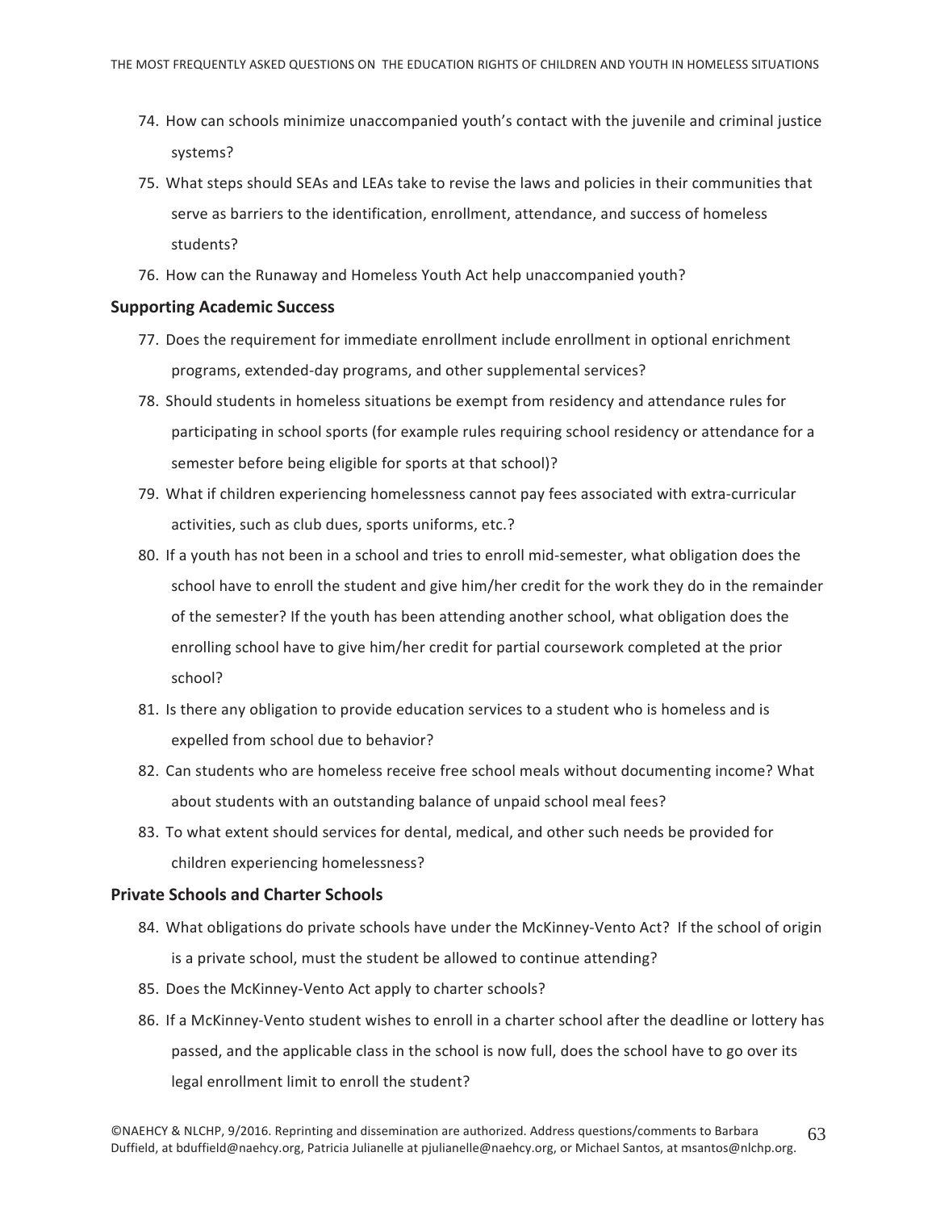74. How can schools minimize unaccompanied youth's contact with the juvenile and criminal justice systems?
75. What steps should SEAs and LEAs take to revise the laws and policies in their communities that serve as barriers to the identification, enrollment, attendance, and success of homeless students?
76. How can the Runaway and Homeless Youth Act help unaccompanied youth?

### Supporting Academic Success

77. Does the requirement for immediate enrollment include enrollment in optional enrichment programs, extended-day programs, and other supplemental services?
78. Should students in homeless situations be exempt from residency and attendance rules for participating in school sports (for example rules requiring school residency or attendance for a semester before being eligible for sports at that school)?
79. What if children experiencing homelessness cannot pay fees associated with extra-curricular activities, such as club dues, sports uniforms, etc.?
80. If a youth has not been in a school and tries to enroll mid-semester, what obligation does the school have to enroll the student and give him/her credit for the work they do in the remainder of the semester? If the youth has been attending another school, what obligation does the enrolling school have to give him/her credit for partial coursework completed at the prior school?
81. Is there any obligation to provide education services to a student who is homeless and is expelled from school due to behavior?
82. Can students who are homeless receive free school meals without documenting income? What about students with an outstanding balance of unpaid school meal fees?
83. To what extent should services for dental, medical, and other such needs be provided for children experiencing homelessness?

### Private Schools and Charter Schools

84. What obligations do private schools have under the McKinney-Vento Act? If the school of origin is a private school, must the student be allowed to continue attending?
85. Does the McKinney-Vento Act apply to charter schools?
86. If a McKinney-Vento student wishes to enroll in a charter school after the deadline or lottery has passed, and the applicable class in the school is now full, does the school have to go over its legal enrollment limit to enroll the student?

©NAEHCY & NLCHP, 9/2016. Reprinting and dissemination are authorized. Address questions/comments to Barbara Duffield, at bduffield@naehcy.org, Patricia Julianelle at pjulianelle@naehcy.org, or Michael Santos, at msantos@nlchp.org.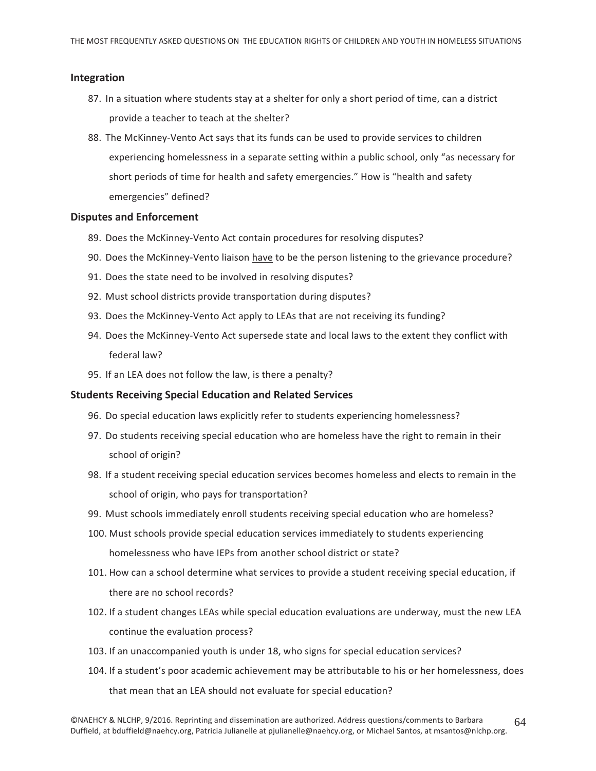## Integration

87. In a situation where students stay at a shelter for only a short period of time, can a district provide a teacher to teach at the shelter?
88. The McKinney-Vento Act says that its funds can be used to provide services to children experiencing homelessness in a separate setting within a public school, only "as necessary for short periods of time for health and safety emergencies." How is "health and safety emergencies" defined?

## Disputes and Enforcement

89. Does the McKinney-Vento Act contain procedures for resolving disputes?
90. Does the McKinney-Vento liaison <u>have</u> to be the person listening to the grievance procedure?
91. Does the state need to be involved in resolving disputes?
92. Must school districts provide transportation during disputes?
93. Does the McKinney-Vento Act apply to LEAs that are not receiving its funding?
94. Does the McKinney-Vento Act supersede state and local laws to the extent they conflict with federal law?
95. If an LEA does not follow the law, is there a penalty?

## Students Receiving Special Education and Related Services

96. Do special education laws explicitly refer to students experiencing homelessness?
97. Do students receiving special education who are homeless have the right to remain in their school of origin?
98. If a student receiving special education services becomes homeless and elects to remain in the school of origin, who pays for transportation?
99. Must schools immediately enroll students receiving special education who are homeless?
100. Must schools provide special education services immediately to students experiencing homelessness who have IEPs from another school district or state?
101. How can a school determine what services to provide a student receiving special education, if there are no school records?
102. If a student changes LEAs while special education evaluations are underway, must the new LEA continue the evaluation process?
103. If an unaccompanied youth is under 18, who signs for special education services?
104. If a student's poor academic achievement may be attributable to his or her homelessness, does that mean that an LEA should not evaluate for special education?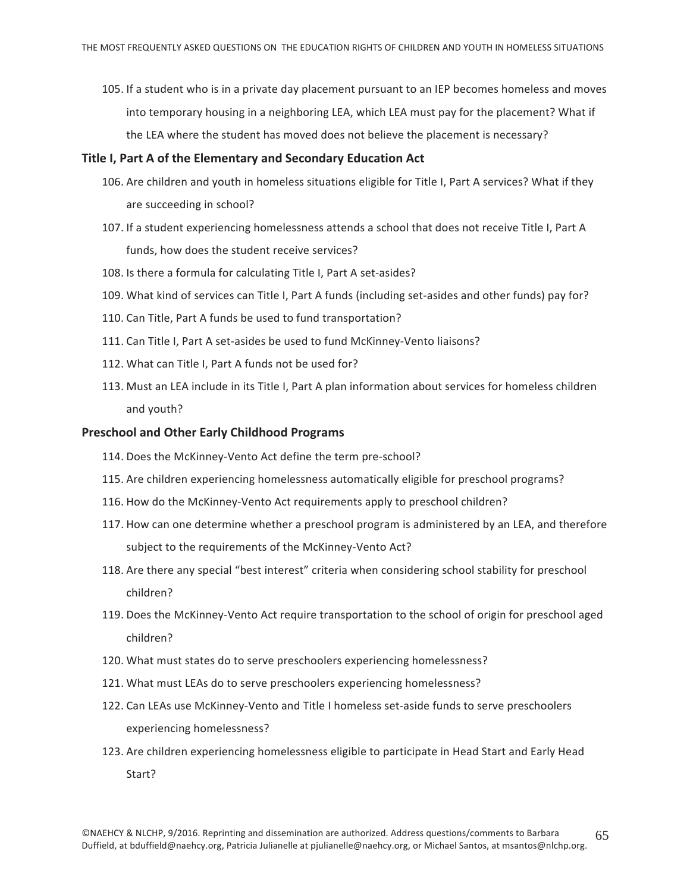105. If a student who is in a private day placement pursuant to an IEP becomes homeless and moves into temporary housing in a neighboring LEA, which LEA must pay for the placement? What if the LEA where the student has moved does not believe the placement is necessary?

### Title I, Part A of the Elementary and Secondary Education Act

106. Are children and youth in homeless situations eligible for Title I, Part A services? What if they are succeeding in school?
107. If a student experiencing homelessness attends a school that does not receive Title I, Part A funds, how does the student receive services?
108. Is there a formula for calculating Title I, Part A set-asides?
109. What kind of services can Title I, Part A funds (including set-asides and other funds) pay for?
110. Can Title, Part A funds be used to fund transportation?
111. Can Title I, Part A set-asides be used to fund McKinney-Vento liaisons?
112. What can Title I, Part A funds not be used for?
113. Must an LEA include in its Title I, Part A plan information about services for homeless children and youth?

### Preschool and Other Early Childhood Programs

114. Does the McKinney-Vento Act define the term pre-school?
115. Are children experiencing homelessness automatically eligible for preschool programs?
116. How do the McKinney-Vento Act requirements apply to preschool children?
117. How can one determine whether a preschool program is administered by an LEA, and therefore subject to the requirements of the McKinney-Vento Act?
118. Are there any special "best interest" criteria when considering school stability for preschool children?
119. Does the McKinney-Vento Act require transportation to the school of origin for preschool aged children?
120. What must states do to serve preschoolers experiencing homelessness?
121. What must LEAs do to serve preschoolers experiencing homelessness?
122. Can LEAs use McKinney-Vento and Title I homeless set-aside funds to serve preschoolers experiencing homelessness?
123. Are children experiencing homelessness eligible to participate in Head Start and Early Head Start?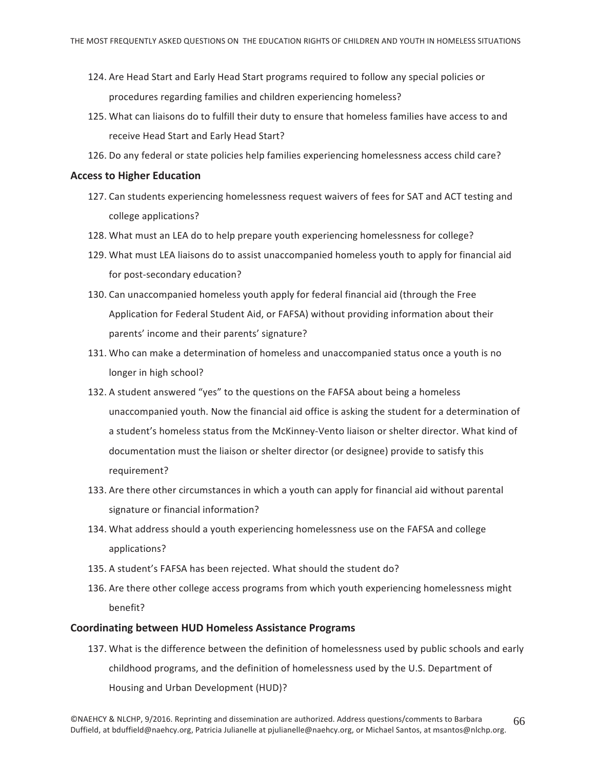124. Are Head Start and Early Head Start programs required to follow any special policies or procedures regarding families and children experiencing homeless?
125. What can liaisons do to fulfill their duty to ensure that homeless families have access to and receive Head Start and Early Head Start?
126. Do any federal or state policies help families experiencing homelessness access child care?

### Access to Higher Education

127. Can students experiencing homelessness request waivers of fees for SAT and ACT testing and college applications?
128. What must an LEA do to help prepare youth experiencing homelessness for college?
129. What must LEA liaisons do to assist unaccompanied homeless youth to apply for financial aid for post-secondary education?
130. Can unaccompanied homeless youth apply for federal financial aid (through the Free Application for Federal Student Aid, or FAFSA) without providing information about their parents' income and their parents' signature?
131. Who can make a determination of homeless and unaccompanied status once a youth is no longer in high school?
132. A student answered "yes" to the questions on the FAFSA about being a homeless unaccompanied youth. Now the financial aid office is asking the student for a determination of a student's homeless status from the McKinney-Vento liaison or shelter director. What kind of documentation must the liaison or shelter director (or designee) provide to satisfy this requirement?
133. Are there other circumstances in which a youth can apply for financial aid without parental signature or financial information?
134. What address should a youth experiencing homelessness use on the FAFSA and college applications?
135. A student's FAFSA has been rejected. What should the student do?
136. Are there other college access programs from which youth experiencing homelessness might benefit?

### Coordinating between HUD Homeless Assistance Programs

137. What is the difference between the definition of homelessness used by public schools and early childhood programs, and the definition of homelessness used by the U.S. Department of Housing and Urban Development (HUD)?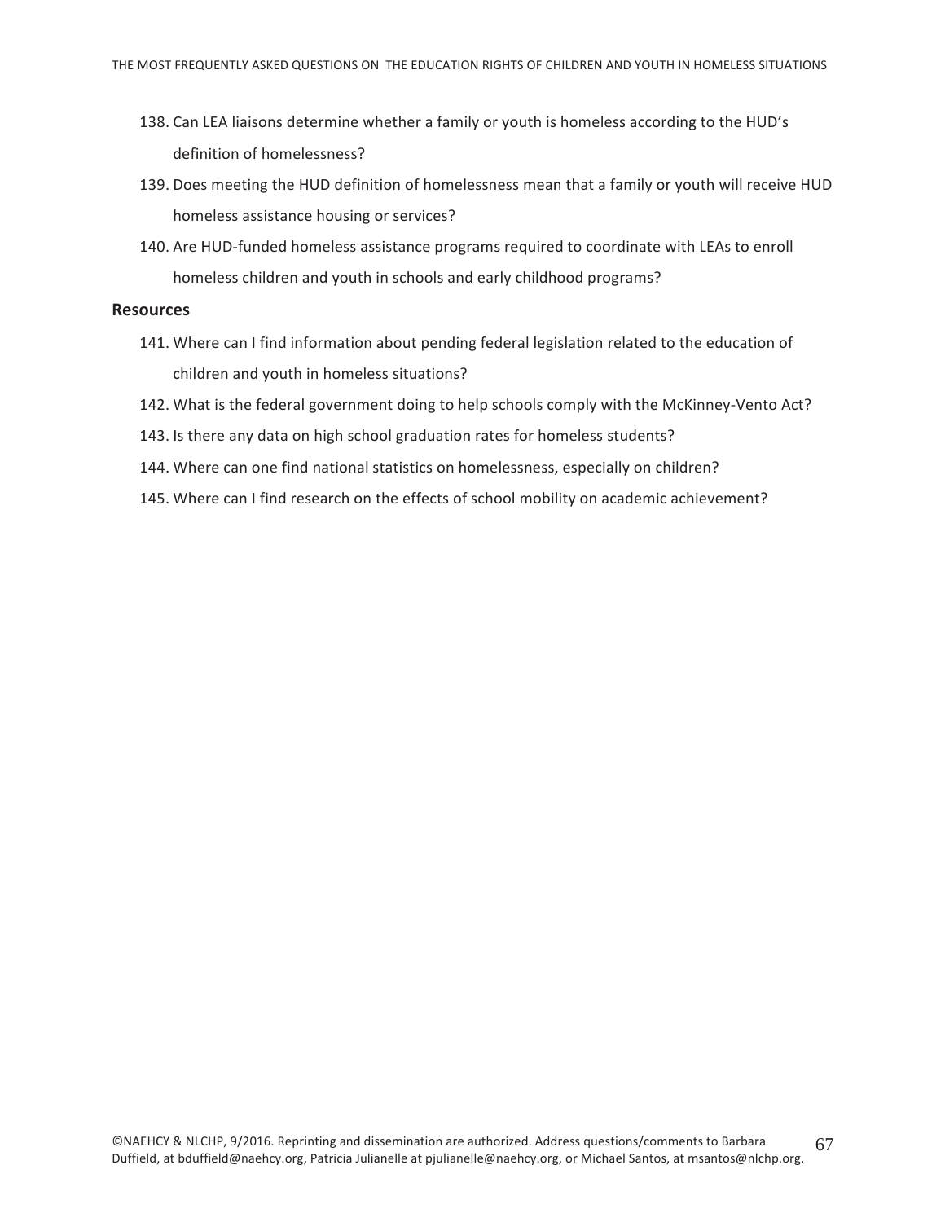138. Can LEA liaisons determine whether a family or youth is homeless according to the HUD's definition of homelessness?
139. Does meeting the HUD definition of homelessness mean that a family or youth will receive HUD homeless assistance housing or services?
140. Are HUD-funded homeless assistance programs required to coordinate with LEAs to enroll homeless children and youth in schools and early childhood programs?

### Resources

141. Where can I find information about pending federal legislation related to the education of children and youth in homeless situations?
142. What is the federal government doing to help schools comply with the McKinney-Vento Act?
143. Is there any data on high school graduation rates for homeless students?
144. Where can one find national statistics on homelessness, especially on children?
145. Where can I find research on the effects of school mobility on academic achievement?